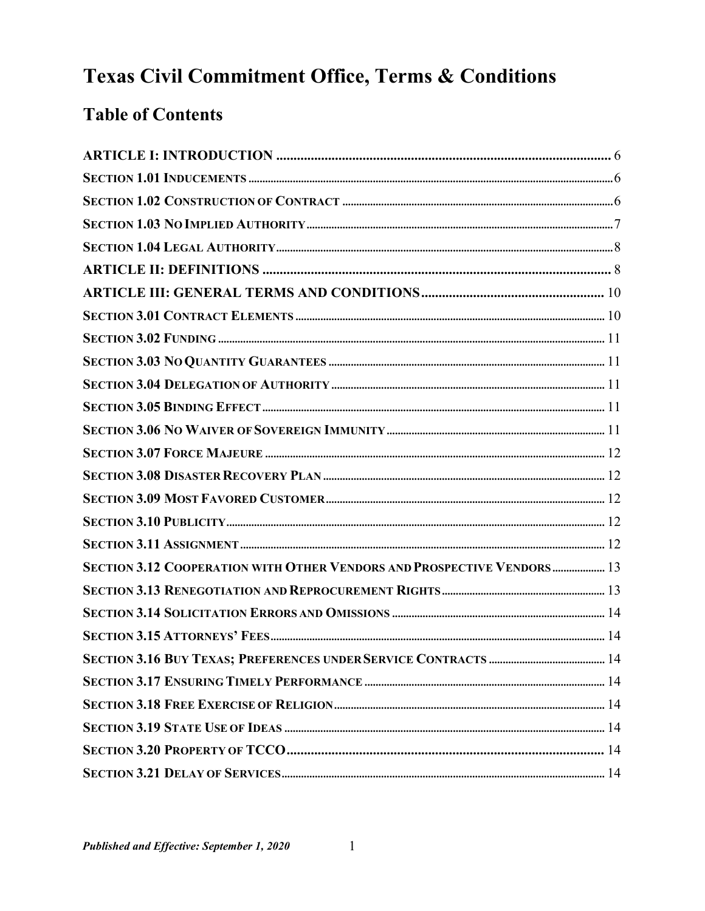# Texas Civil Commitment Office, Terms & Conditions

## Table of Contents

**ARTICLE I: INTRODUCTION** .......... 6

**SECTION 1.01 INDUCEMENTS** .......... 6

**SECTION 1.02 CONSTRUCTION OF CONTRACT** .......... 6

**SECTION 1.03 NO IMPLIED AUTHORITY** .......... 7

**SECTION 1.04 LEGAL AUTHORITY** .......... 8

**ARTICLE II: DEFINITIONS** .......... 8

**ARTICLE III: GENERAL TERMS AND CONDITIONS** .......... 10

**SECTION 3.01 CONTRACT ELEMENTS** .......... 10

**SECTION 3.02 FUNDING** .......... 11

**SECTION 3.03 NO QUANTITY GUARANTEES** .......... 11

**SECTION 3.04 DELEGATION OF AUTHORITY** .......... 11

**SECTION 3.05 BINDING EFFECT** .......... 11

**SECTION 3.06 NO WAIVER OF SOVEREIGN IMMUNITY** .......... 11

**SECTION 3.07 FORCE MAJEURE** .......... 12

**SECTION 3.08 DISASTER RECOVERY PLAN** .......... 12

**SECTION 3.09 MOST FAVORED CUSTOMER** .......... 12

**SECTION 3.10 PUBLICITY** .......... 12

**SECTION 3.11 ASSIGNMENT** .......... 12

**SECTION 3.12 COOPERATION WITH OTHER VENDORS AND PROSPECTIVE VENDORS** .......... 13

**SECTION 3.13 RENEGOTIATION AND REPROCUREMENT RIGHTS** .......... 13

**SECTION 3.14 SOLICITATION ERRORS AND OMISSIONS** .......... 14

**SECTION 3.15 ATTORNEYS' FEES** .......... 14

**SECTION 3.16 BUY TEXAS; PREFERENCES UNDER SERVICE CONTRACTS** .......... 14

**SECTION 3.17 ENSURING TIMELY PERFORMANCE** .......... 14

**SECTION 3.18 FREE EXERCISE OF RELIGION** .......... 14

**SECTION 3.19 STATE USE OF IDEAS** .......... 14

**SECTION 3.20 PROPERTY OF TCCO** .......... 14

**SECTION 3.21 DELAY OF SERVICES** .......... 14

***Published and Effective: September 1, 2020***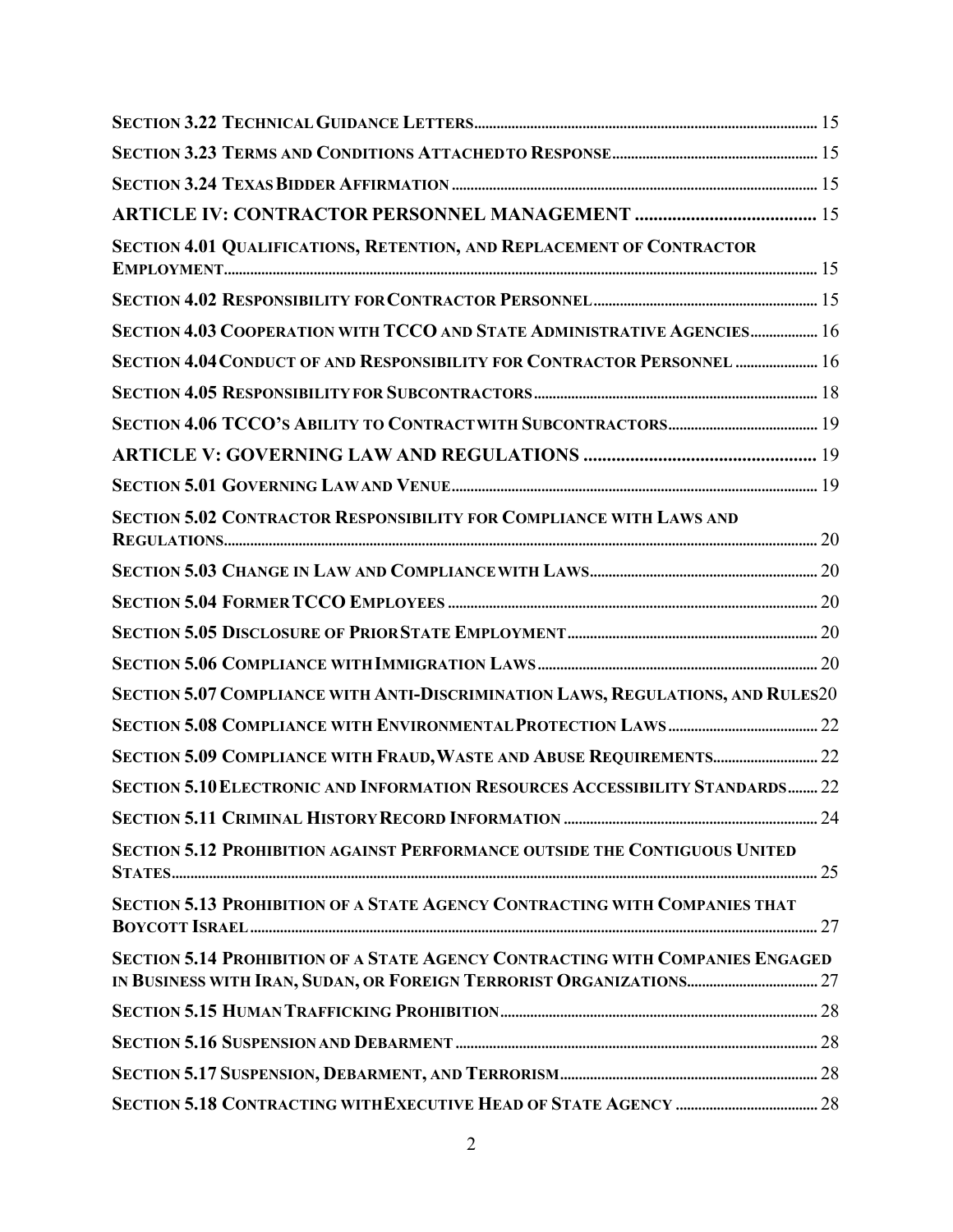**Section 3.22 Technical Guidance Letters** ........ 15

**Section 3.23 Terms and Conditions Attached to Response** ........ 15

**Section 3.24 Texas Bidder Affirmation** ........ 15

**ARTICLE IV: CONTRACTOR PERSONNEL MANAGEMENT** ........ 15

**Section 4.01 Qualifications, Retention, and Replacement of Contractor Employment** ........ 15

**Section 4.02 Responsibility for Contractor Personnel** ........ 15

**Section 4.03 Cooperation with TCCO and State Administrative Agencies** ........ 16

**Section 4.04 Conduct of and Responsibility for Contractor Personnel** ........ 16

**Section 4.05 Responsibility for Subcontractors** ........ 18

**Section 4.06 TCCO's Ability to Contract with Subcontractors** ........ 19

**ARTICLE V: GOVERNING LAW AND REGULATIONS** ........ 19

**Section 5.01 Governing Law and Venue** ........ 19

**Section 5.02 Contractor Responsibility for Compliance with Laws and Regulations** ........ 20

**Section 5.03 Change in Law and Compliance with Laws** ........ 20

**Section 5.04 Former TCCO Employees** ........ 20

**Section 5.05 Disclosure of Prior State Employment** ........ 20

**Section 5.06 Compliance with Immigration Laws** ........ 20

**Section 5.07 Compliance with Anti-Discrimination Laws, Regulations, and Rules** 20

**Section 5.08 Compliance with Environmental Protection Laws** ........ 22

**Section 5.09 Compliance with Fraud, Waste and Abuse Requirements** ........ 22

**Section 5.10 Electronic and Information Resources Accessibility Standards** ........ 22

**Section 5.11 Criminal History Record Information** ........ 24

**Section 5.12 Prohibition against Performance outside the Contiguous United States** ........ 25

**Section 5.13 Prohibition of a State Agency Contracting with Companies that Boycott Israel** ........ 27

**Section 5.14 Prohibition of a State Agency Contracting with Companies Engaged in Business with Iran, Sudan, or Foreign Terrorist Organizations** ........ 27

**Section 5.15 Human Trafficking Prohibition** ........ 28

**Section 5.16 Suspension and Debarment** ........ 28

**Section 5.17 Suspension, Debarment, and Terrorism** ........ 28

**Section 5.18 Contracting with Executive Head of State Agency** ........ 28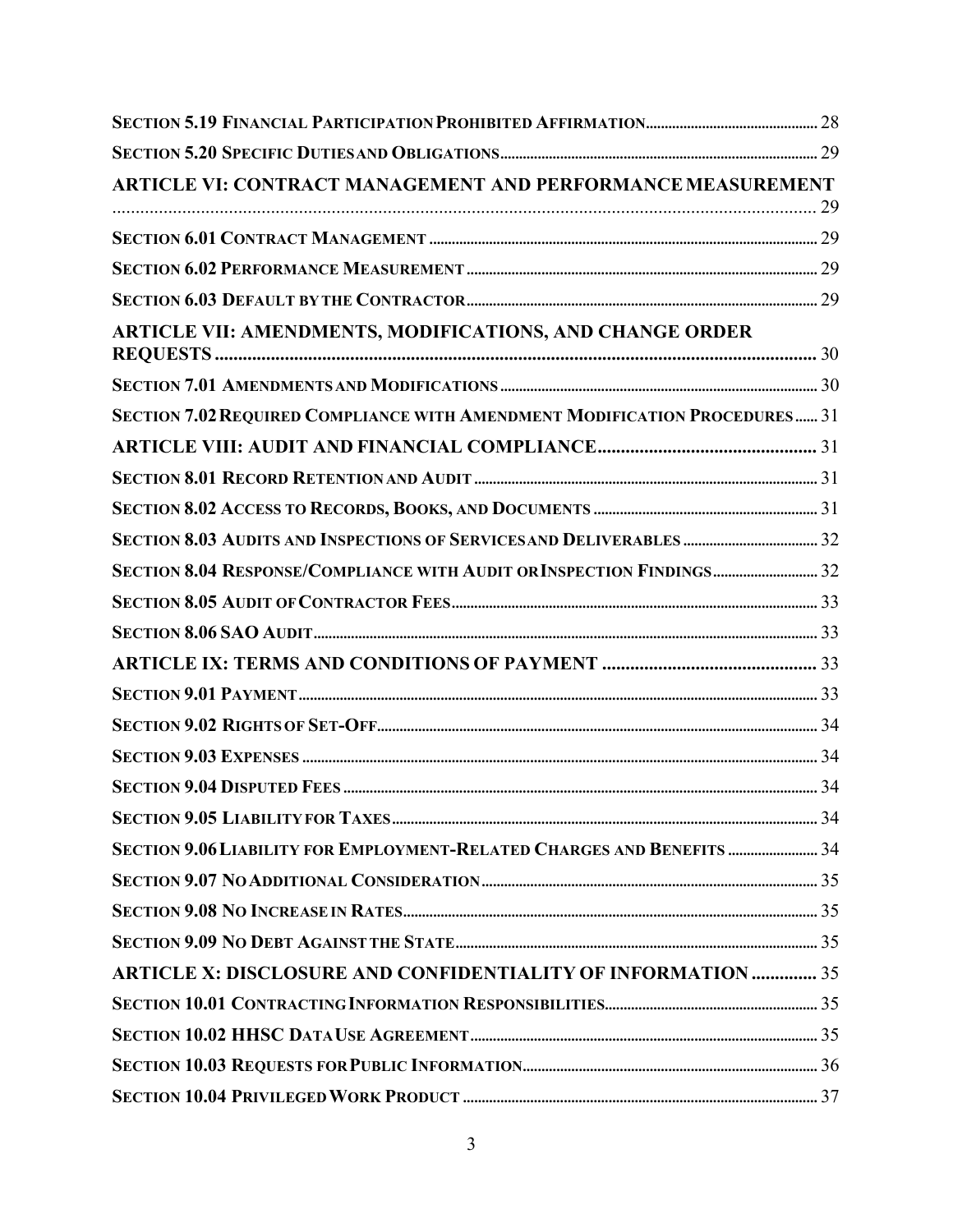**SECTION 5.19 FINANCIAL PARTICIPATION PROHIBITED AFFIRMATION** .......... 28

**SECTION 5.20 SPECIFIC DUTIES AND OBLIGATIONS** .......... 29

**ARTICLE VI: CONTRACT MANAGEMENT AND PERFORMANCE MEASUREMENT** .......... 29

**SECTION 6.01 CONTRACT MANAGEMENT** .......... 29

**SECTION 6.02 PERFORMANCE MEASUREMENT** .......... 29

**SECTION 6.03 DEFAULT BY THE CONTRACTOR** .......... 29

**ARTICLE VII: AMENDMENTS, MODIFICATIONS, AND CHANGE ORDER REQUESTS** .......... 30

**SECTION 7.01 AMENDMENTS AND MODIFICATIONS** .......... 30

**SECTION 7.02 REQUIRED COMPLIANCE WITH AMENDMENT MODIFICATION PROCEDURES** .......... 31

**ARTICLE VIII: AUDIT AND FINANCIAL COMPLIANCE** .......... 31

**SECTION 8.01 RECORD RETENTION AND AUDIT** .......... 31

**SECTION 8.02 ACCESS TO RECORDS, BOOKS, AND DOCUMENTS** .......... 31

**SECTION 8.03 AUDITS AND INSPECTIONS OF SERVICES AND DELIVERABLES** .......... 32

**SECTION 8.04 RESPONSE/COMPLIANCE WITH AUDIT OR INSPECTION FINDINGS** .......... 32

**SECTION 8.05 AUDIT OF CONTRACTOR FEES** .......... 33

**SECTION 8.06 SAO AUDIT** .......... 33

**ARTICLE IX: TERMS AND CONDITIONS OF PAYMENT** .......... 33

**SECTION 9.01 PAYMENT** .......... 33

**SECTION 9.02 RIGHTS OF SET-OFF** .......... 34

**SECTION 9.03 EXPENSES** .......... 34

**SECTION 9.04 DISPUTED FEES** .......... 34

**SECTION 9.05 LIABILITY FOR TAXES** .......... 34

**SECTION 9.06 LIABILITY FOR EMPLOYMENT-RELATED CHARGES AND BENEFITS** .......... 34

**SECTION 9.07 NO ADDITIONAL CONSIDERATION** .......... 35

**SECTION 9.08 NO INCREASE IN RATES** .......... 35

**SECTION 9.09 NO DEBT AGAINST THE STATE** .......... 35

**ARTICLE X: DISCLOSURE AND CONFIDENTIALITY OF INFORMATION** .......... 35

**SECTION 10.01 CONTRACTING INFORMATION RESPONSIBILITIES** .......... 35

**SECTION 10.02 HHSC DATA USE AGREEMENT** .......... 35

**SECTION 10.03 REQUESTS FOR PUBLIC INFORMATION** .......... 36

**SECTION 10.04 PRIVILEGED WORK PRODUCT** .......... 37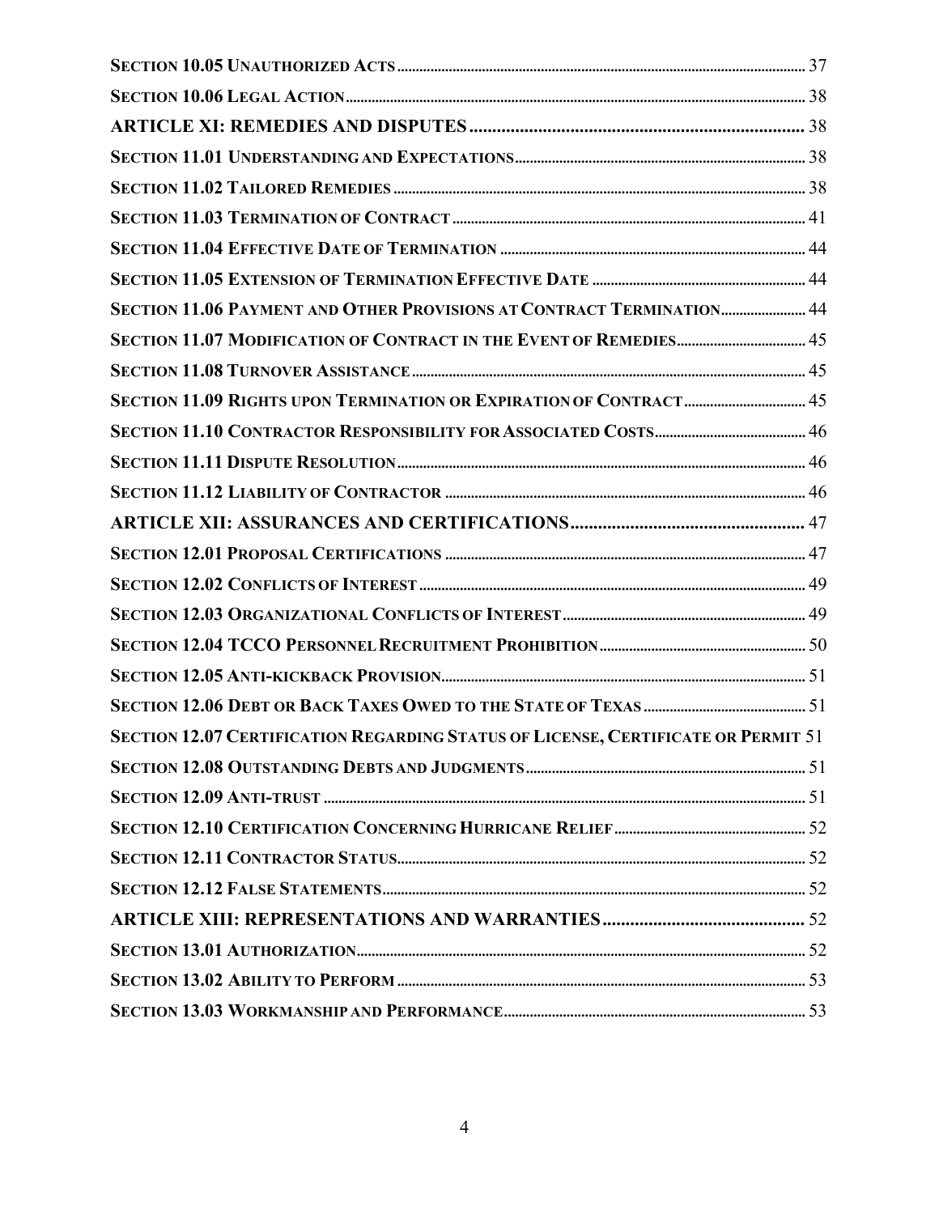**Section 10.05 Unauthorized Acts** ........ 37

**Section 10.06 Legal Action** ........ 38

**ARTICLE XI: REMEDIES AND DISPUTES** ........ 38

**Section 11.01 Understanding and Expectations** ........ 38

**Section 11.02 Tailored Remedies** ........ 38

**Section 11.03 Termination of Contract** ........ 41

**Section 11.04 Effective Date of Termination** ........ 44

**Section 11.05 Extension of Termination Effective Date** ........ 44

**Section 11.06 Payment and Other Provisions at Contract Termination** ........ 44

**Section 11.07 Modification of Contract in the Event of Remedies** ........ 45

**Section 11.08 Turnover Assistance** ........ 45

**Section 11.09 Rights upon Termination or Expiration of Contract** ........ 45

**Section 11.10 Contractor Responsibility for Associated Costs** ........ 46

**Section 11.11 Dispute Resolution** ........ 46

**Section 11.12 Liability of Contractor** ........ 46

**ARTICLE XII: ASSURANCES AND CERTIFICATIONS** ........ 47

**Section 12.01 Proposal Certifications** ........ 47

**Section 12.02 Conflicts of Interest** ........ 49

**Section 12.03 Organizational Conflicts of Interest** ........ 49

**Section 12.04 TCCO Personnel Recruitment Prohibition** ........ 50

**Section 12.05 Anti-kickback Provision** ........ 51

**Section 12.06 Debt or Back Taxes Owed to the State of Texas** ........ 51

**Section 12.07 Certification Regarding Status of License, Certificate or Permit** 51

**Section 12.08 Outstanding Debts and Judgments** ........ 51

**Section 12.09 Anti-trust** ........ 51

**Section 12.10 Certification Concerning Hurricane Relief** ........ 52

**Section 12.11 Contractor Status** ........ 52

**Section 12.12 False Statements** ........ 52

**ARTICLE XIII: REPRESENTATIONS AND WARRANTIES** ........ 52

**Section 13.01 Authorization** ........ 52

**Section 13.02 Ability to Perform** ........ 53

**Section 13.03 Workmanship and Performance** ........ 53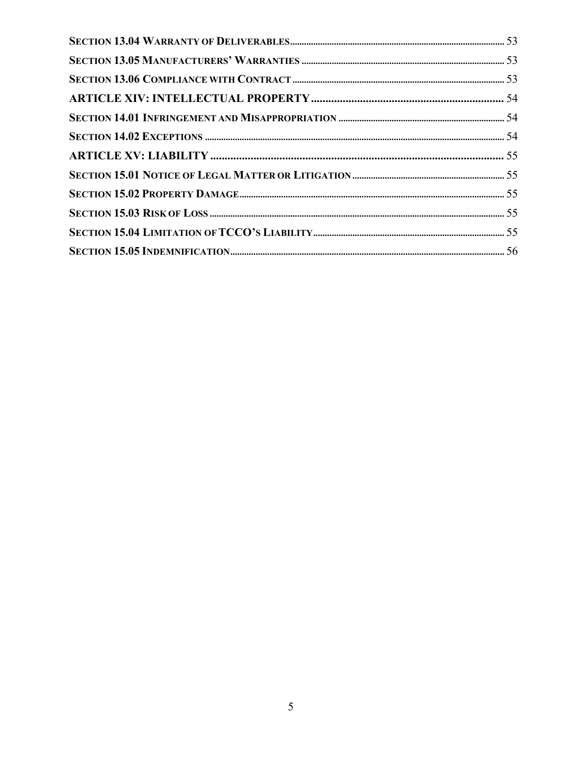**SECTION 13.04 WARRANTY OF DELIVERABLES** ........ 53

**SECTION 13.05 MANUFACTURERS' WARRANTIES** ........ 53

**SECTION 13.06 COMPLIANCE WITH CONTRACT** ........ 53

**ARTICLE XIV: INTELLECTUAL PROPERTY** ........ 54

**SECTION 14.01 INFRINGEMENT AND MISAPPROPRIATION** ........ 54

**SECTION 14.02 EXCEPTIONS** ........ 54

**ARTICLE XV: LIABILITY** ........ 55

**SECTION 15.01 NOTICE OF LEGAL MATTER OR LITIGATION** ........ 55

**SECTION 15.02 PROPERTY DAMAGE** ........ 55

**SECTION 15.03 RISK OF LOSS** ........ 55

**SECTION 15.04 LIMITATION OF TCCO'S LIABILITY** ........ 55

**SECTION 15.05 INDEMNIFICATION** ........ 56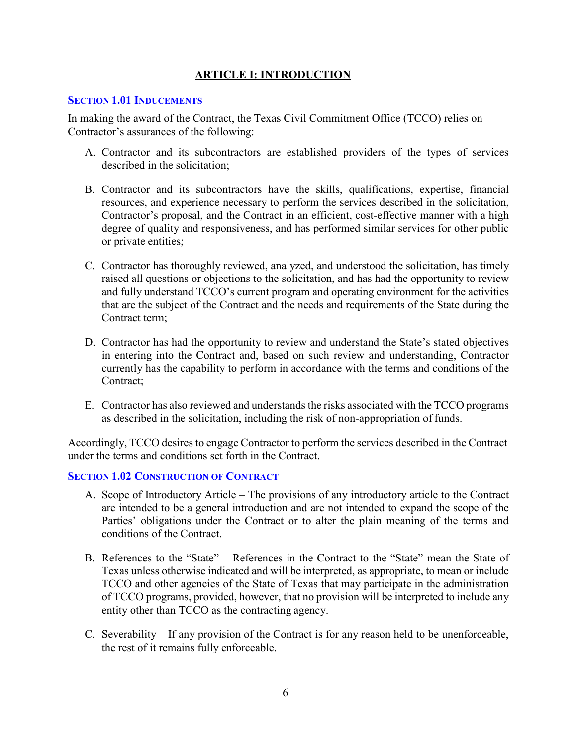## ARTICLE I: INTRODUCTION

### SECTION 1.01 INDUCEMENTS

In making the award of the Contract, the Texas Civil Commitment Office (TCCO) relies on Contractor's assurances of the following:

A. Contractor and its subcontractors are established providers of the types of services described in the solicitation;

B. Contractor and its subcontractors have the skills, qualifications, expertise, financial resources, and experience necessary to perform the services described in the solicitation, Contractor's proposal, and the Contract in an efficient, cost-effective manner with a high degree of quality and responsiveness, and has performed similar services for other public or private entities;

C. Contractor has thoroughly reviewed, analyzed, and understood the solicitation, has timely raised all questions or objections to the solicitation, and has had the opportunity to review and fully understand TCCO's current program and operating environment for the activities that are the subject of the Contract and the needs and requirements of the State during the Contract term;

D. Contractor has had the opportunity to review and understand the State's stated objectives in entering into the Contract and, based on such review and understanding, Contractor currently has the capability to perform in accordance with the terms and conditions of the Contract;

E. Contractor has also reviewed and understands the risks associated with the TCCO programs as described in the solicitation, including the risk of non-appropriation of funds.

Accordingly, TCCO desires to engage Contractor to perform the services described in the Contract under the terms and conditions set forth in the Contract.

### SECTION 1.02 CONSTRUCTION OF CONTRACT

A. Scope of Introductory Article – The provisions of any introductory article to the Contract are intended to be a general introduction and are not intended to expand the scope of the Parties' obligations under the Contract or to alter the plain meaning of the terms and conditions of the Contract.

B. References to the "State" – References in the Contract to the "State" mean the State of Texas unless otherwise indicated and will be interpreted, as appropriate, to mean or include TCCO and other agencies of the State of Texas that may participate in the administration of TCCO programs, provided, however, that no provision will be interpreted to include any entity other than TCCO as the contracting agency.

C. Severability – If any provision of the Contract is for any reason held to be unenforceable, the rest of it remains fully enforceable.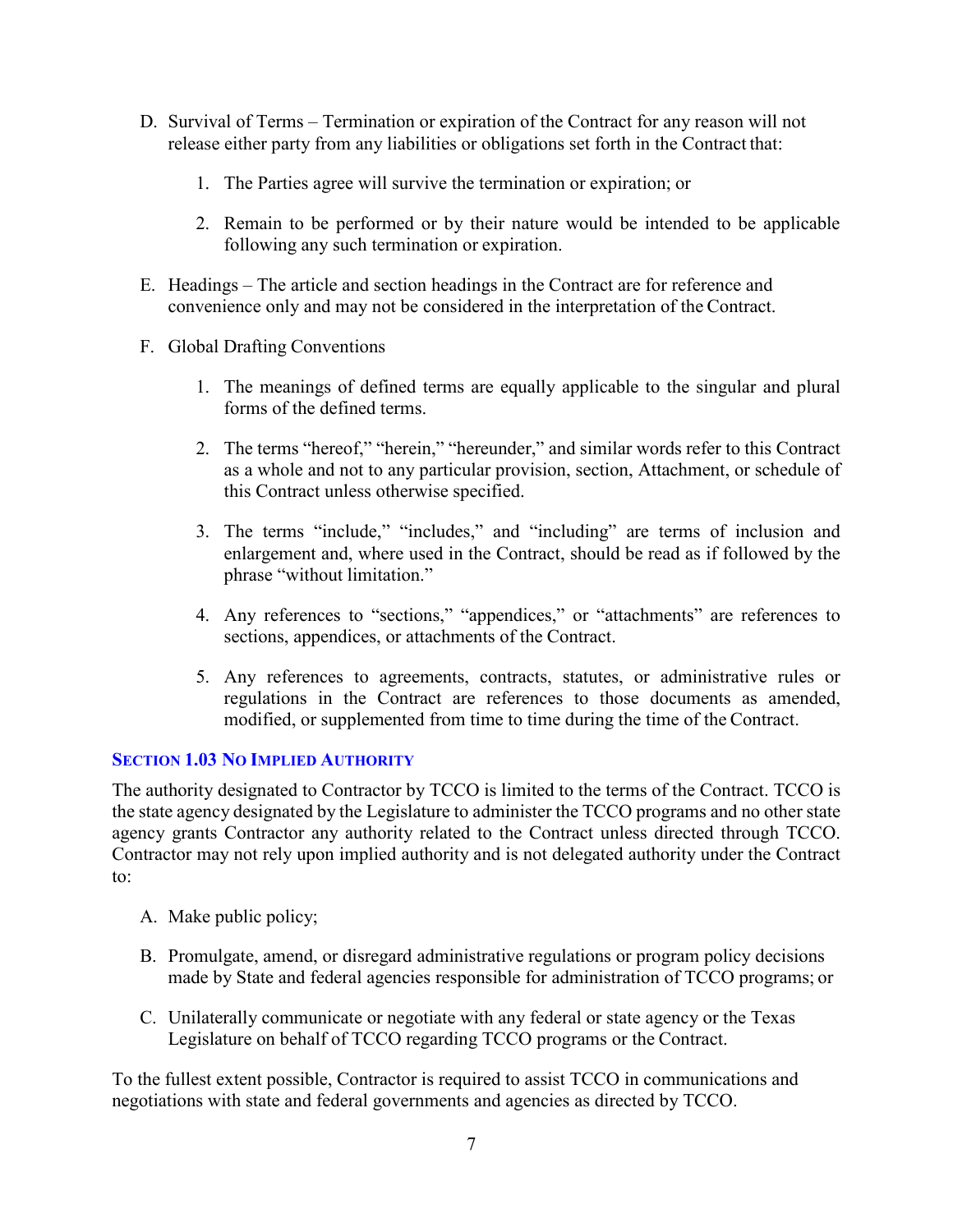D. Survival of Terms – Termination or expiration of the Contract for any reason will not release either party from any liabilities or obligations set forth in the Contract that:

   1. The Parties agree will survive the termination or expiration; or

   2. Remain to be performed or by their nature would be intended to be applicable following any such termination or expiration.

E. Headings – The article and section headings in the Contract are for reference and convenience only and may not be considered in the interpretation of the Contract.

F. Global Drafting Conventions

   1. The meanings of defined terms are equally applicable to the singular and plural forms of the defined terms.

   2. The terms "hereof," "herein," "hereunder," and similar words refer to this Contract as a whole and not to any particular provision, section, Attachment, or schedule of this Contract unless otherwise specified.

   3. The terms "include," "includes," and "including" are terms of inclusion and enlargement and, where used in the Contract, should be read as if followed by the phrase "without limitation."

   4. Any references to "sections," "appendices," or "attachments" are references to sections, appendices, or attachments of the Contract.

   5. Any references to agreements, contracts, statutes, or administrative rules or regulations in the Contract are references to those documents as amended, modified, or supplemented from time to time during the time of the Contract.

### SECTION 1.03 NO IMPLIED AUTHORITY

The authority designated to Contractor by TCCO is limited to the terms of the Contract. TCCO is the state agency designated by the Legislature to administer the TCCO programs and no other state agency grants Contractor any authority related to the Contract unless directed through TCCO. Contractor may not rely upon implied authority and is not delegated authority under the Contract to:

A. Make public policy;

B. Promulgate, amend, or disregard administrative regulations or program policy decisions made by State and federal agencies responsible for administration of TCCO programs; or

C. Unilaterally communicate or negotiate with any federal or state agency or the Texas Legislature on behalf of TCCO regarding TCCO programs or the Contract.

To the fullest extent possible, Contractor is required to assist TCCO in communications and negotiations with state and federal governments and agencies as directed by TCCO.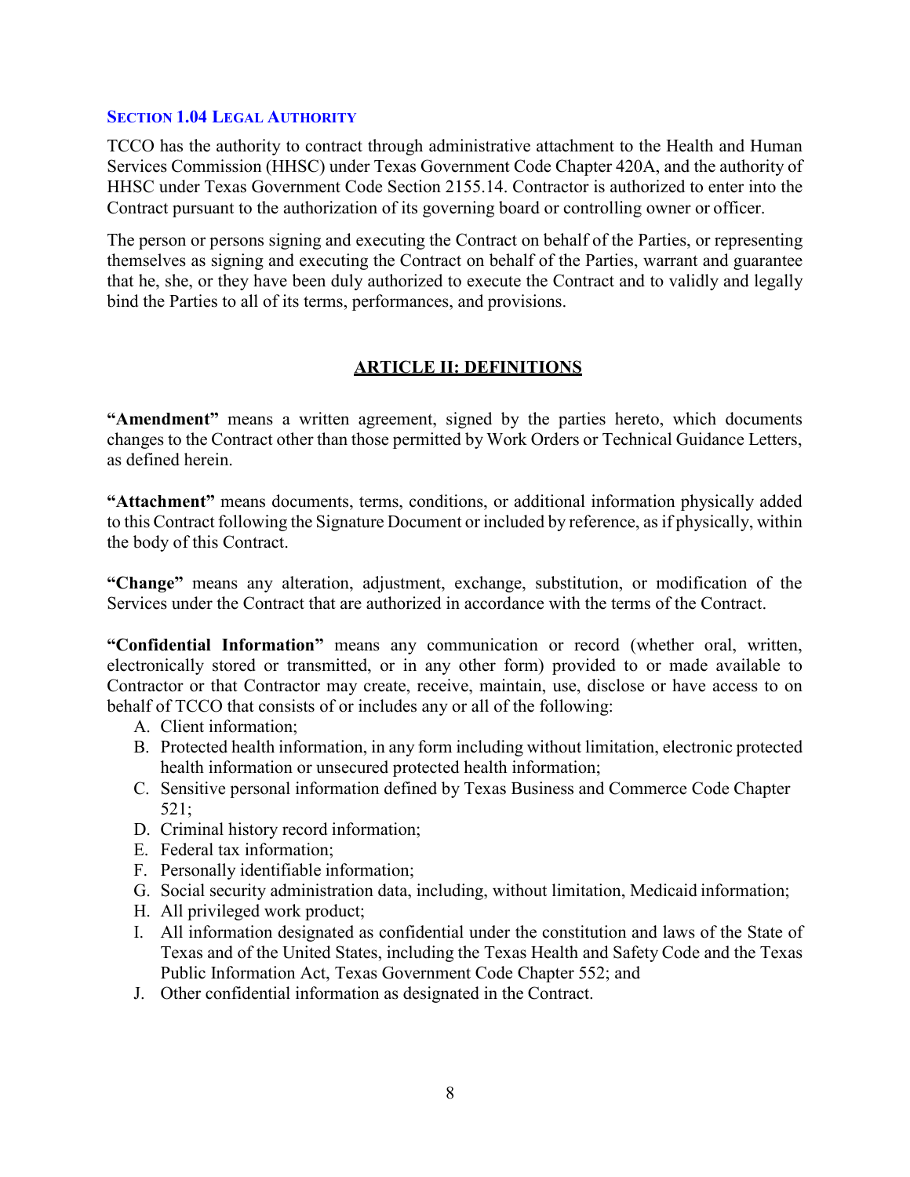### SECTION 1.04 LEGAL AUTHORITY

TCCO has the authority to contract through administrative attachment to the Health and Human Services Commission (HHSC) under Texas Government Code Chapter 420A, and the authority of HHSC under Texas Government Code Section 2155.14. Contractor is authorized to enter into the Contract pursuant to the authorization of its governing board or controlling owner or officer.

The person or persons signing and executing the Contract on behalf of the Parties, or representing themselves as signing and executing the Contract on behalf of the Parties, warrant and guarantee that he, she, or they have been duly authorized to execute the Contract and to validly and legally bind the Parties to all of its terms, performances, and provisions.

## ARTICLE II: DEFINITIONS

**"Amendment"** means a written agreement, signed by the parties hereto, which documents changes to the Contract other than those permitted by Work Orders or Technical Guidance Letters, as defined herein.

**"Attachment"** means documents, terms, conditions, or additional information physically added to this Contract following the Signature Document or included by reference, as if physically, within the body of this Contract.

**"Change"** means any alteration, adjustment, exchange, substitution, or modification of the Services under the Contract that are authorized in accordance with the terms of the Contract.

**"Confidential Information"** means any communication or record (whether oral, written, electronically stored or transmitted, or in any other form) provided to or made available to Contractor or that Contractor may create, receive, maintain, use, disclose or have access to on behalf of TCCO that consists of or includes any or all of the following:

A. Client information;
B. Protected health information, in any form including without limitation, electronic protected health information or unsecured protected health information;
C. Sensitive personal information defined by Texas Business and Commerce Code Chapter 521;
D. Criminal history record information;
E. Federal tax information;
F. Personally identifiable information;
G. Social security administration data, including, without limitation, Medicaid information;
H. All privileged work product;
I. All information designated as confidential under the constitution and laws of the State of Texas and of the United States, including the Texas Health and Safety Code and the Texas Public Information Act, Texas Government Code Chapter 552; and
J. Other confidential information as designated in the Contract.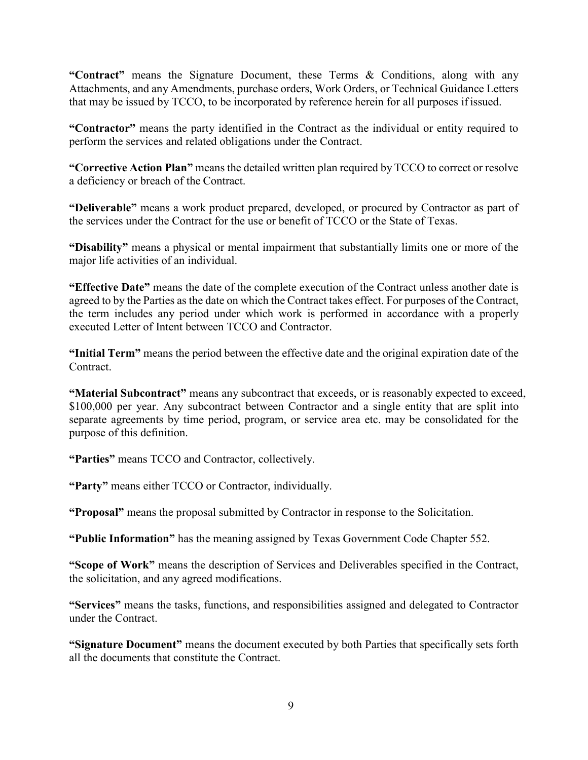**"Contract"** means the Signature Document, these Terms & Conditions, along with any Attachments, and any Amendments, purchase orders, Work Orders, or Technical Guidance Letters that may be issued by TCCO, to be incorporated by reference herein for all purposes if issued.

**"Contractor"** means the party identified in the Contract as the individual or entity required to perform the services and related obligations under the Contract.

**"Corrective Action Plan"** means the detailed written plan required by TCCO to correct or resolve a deficiency or breach of the Contract.

**"Deliverable"** means a work product prepared, developed, or procured by Contractor as part of the services under the Contract for the use or benefit of TCCO or the State of Texas.

**"Disability"** means a physical or mental impairment that substantially limits one or more of the major life activities of an individual.

**"Effective Date"** means the date of the complete execution of the Contract unless another date is agreed to by the Parties as the date on which the Contract takes effect. For purposes of the Contract, the term includes any period under which work is performed in accordance with a properly executed Letter of Intent between TCCO and Contractor.

**"Initial Term"** means the period between the effective date and the original expiration date of the Contract.

**"Material Subcontract"** means any subcontract that exceeds, or is reasonably expected to exceed, $100,000 per year. Any subcontract between Contractor and a single entity that are split into separate agreements by time period, program, or service area etc. may be consolidated for the purpose of this definition.

**"Parties"** means TCCO and Contractor, collectively.

**"Party"** means either TCCO or Contractor, individually.

**"Proposal"** means the proposal submitted by Contractor in response to the Solicitation.

**"Public Information"** has the meaning assigned by Texas Government Code Chapter 552.

**"Scope of Work"** means the description of Services and Deliverables specified in the Contract, the solicitation, and any agreed modifications.

**"Services"** means the tasks, functions, and responsibilities assigned and delegated to Contractor under the Contract.

**"Signature Document"** means the document executed by both Parties that specifically sets forth all the documents that constitute the Contract.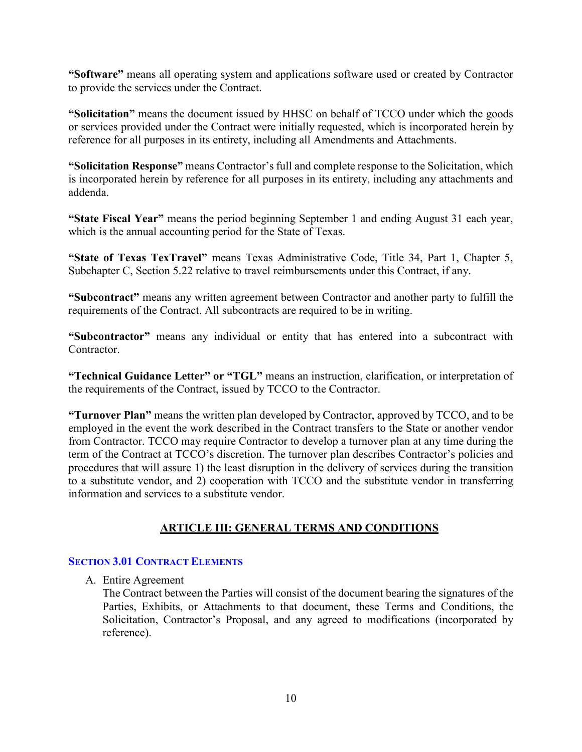**"Software"** means all operating system and applications software used or created by Contractor to provide the services under the Contract.

**"Solicitation"** means the document issued by HHSC on behalf of TCCO under which the goods or services provided under the Contract were initially requested, which is incorporated herein by reference for all purposes in its entirety, including all Amendments and Attachments.

**"Solicitation Response"** means Contractor's full and complete response to the Solicitation, which is incorporated herein by reference for all purposes in its entirety, including any attachments and addenda.

**"State Fiscal Year"** means the period beginning September 1 and ending August 31 each year, which is the annual accounting period for the State of Texas.

**"State of Texas TexTravel"** means Texas Administrative Code, Title 34, Part 1, Chapter 5, Subchapter C, Section 5.22 relative to travel reimbursements under this Contract, if any.

**"Subcontract"** means any written agreement between Contractor and another party to fulfill the requirements of the Contract. All subcontracts are required to be in writing.

**"Subcontractor"** means any individual or entity that has entered into a subcontract with Contractor.

**"Technical Guidance Letter" or "TGL"** means an instruction, clarification, or interpretation of the requirements of the Contract, issued by TCCO to the Contractor.

**"Turnover Plan"** means the written plan developed by Contractor, approved by TCCO, and to be employed in the event the work described in the Contract transfers to the State or another vendor from Contractor. TCCO may require Contractor to develop a turnover plan at any time during the term of the Contract at TCCO's discretion. The turnover plan describes Contractor's policies and procedures that will assure 1) the least disruption in the delivery of services during the transition to a substitute vendor, and 2) cooperation with TCCO and the substitute vendor in transferring information and services to a substitute vendor.

## ARTICLE III: GENERAL TERMS AND CONDITIONS

### SECTION 3.01 CONTRACT ELEMENTS

A. Entire Agreement

   The Contract between the Parties will consist of the document bearing the signatures of the Parties, Exhibits, or Attachments to that document, these Terms and Conditions, the Solicitation, Contractor's Proposal, and any agreed to modifications (incorporated by reference).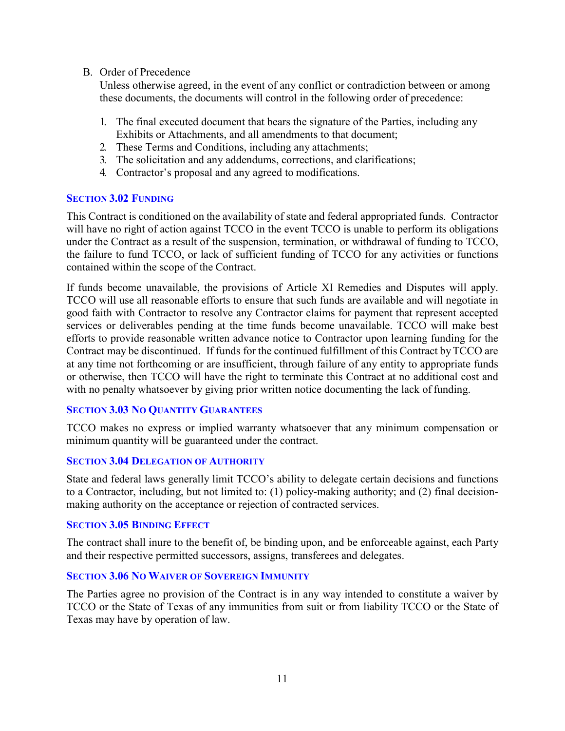B. Order of Precedence

Unless otherwise agreed, in the event of any conflict or contradiction between or among these documents, the documents will control in the following order of precedence:

1. The final executed document that bears the signature of the Parties, including any Exhibits or Attachments, and all amendments to that document;
2. These Terms and Conditions, including any attachments;
3. The solicitation and any addendums, corrections, and clarifications;
4. Contractor's proposal and any agreed to modifications.

### SECTION 3.02 FUNDING

This Contract is conditioned on the availability of state and federal appropriated funds. Contractor will have no right of action against TCCO in the event TCCO is unable to perform its obligations under the Contract as a result of the suspension, termination, or withdrawal of funding to TCCO, the failure to fund TCCO, or lack of sufficient funding of TCCO for any activities or functions contained within the scope of the Contract.

If funds become unavailable, the provisions of Article XI Remedies and Disputes will apply. TCCO will use all reasonable efforts to ensure that such funds are available and will negotiate in good faith with Contractor to resolve any Contractor claims for payment that represent accepted services or deliverables pending at the time funds become unavailable. TCCO will make best efforts to provide reasonable written advance notice to Contractor upon learning funding for the Contract may be discontinued. If funds for the continued fulfillment of this Contract by TCCO are at any time not forthcoming or are insufficient, through failure of any entity to appropriate funds or otherwise, then TCCO will have the right to terminate this Contract at no additional cost and with no penalty whatsoever by giving prior written notice documenting the lack of funding.

### SECTION 3.03 NO QUANTITY GUARANTEES

TCCO makes no express or implied warranty whatsoever that any minimum compensation or minimum quantity will be guaranteed under the contract.

### SECTION 3.04 DELEGATION OF AUTHORITY

State and federal laws generally limit TCCO's ability to delegate certain decisions and functions to a Contractor, including, but not limited to: (1) policy-making authority; and (2) final decision-making authority on the acceptance or rejection of contracted services.

### SECTION 3.05 BINDING EFFECT

The contract shall inure to the benefit of, be binding upon, and be enforceable against, each Party and their respective permitted successors, assigns, transferees and delegates.

### SECTION 3.06 NO WAIVER OF SOVEREIGN IMMUNITY

The Parties agree no provision of the Contract is in any way intended to constitute a waiver by TCCO or the State of Texas of any immunities from suit or from liability TCCO or the State of Texas may have by operation of law.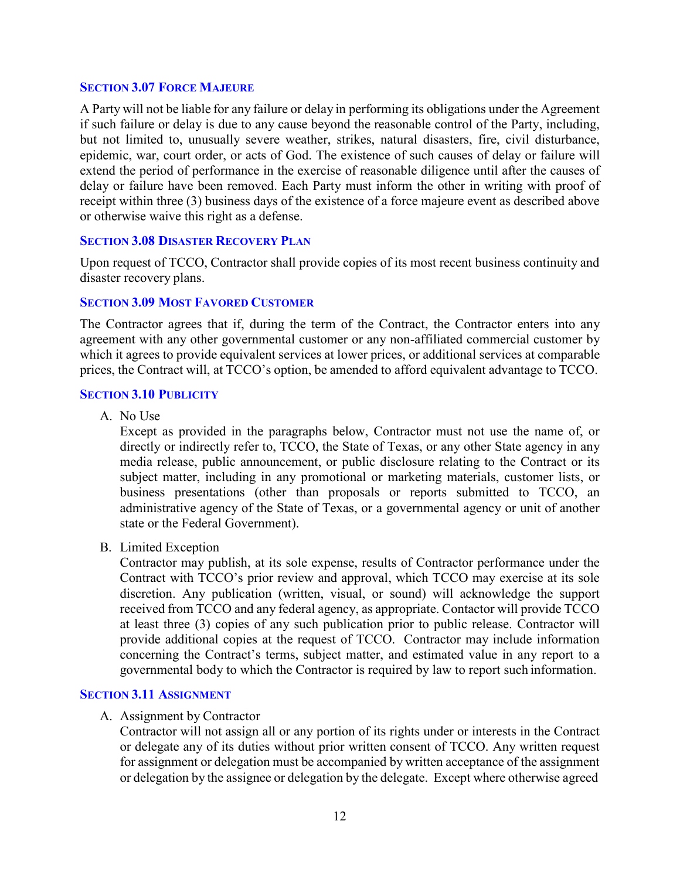### SECTION 3.07 FORCE MAJEURE

A Party will not be liable for any failure or delay in performing its obligations under the Agreement if such failure or delay is due to any cause beyond the reasonable control of the Party, including, but not limited to, unusually severe weather, strikes, natural disasters, fire, civil disturbance, epidemic, war, court order, or acts of God. The existence of such causes of delay or failure will extend the period of performance in the exercise of reasonable diligence until after the causes of delay or failure have been removed. Each Party must inform the other in writing with proof of receipt within three (3) business days of the existence of a force majeure event as described above or otherwise waive this right as a defense.

### SECTION 3.08 DISASTER RECOVERY PLAN

Upon request of TCCO, Contractor shall provide copies of its most recent business continuity and disaster recovery plans.

### SECTION 3.09 MOST FAVORED CUSTOMER

The Contractor agrees that if, during the term of the Contract, the Contractor enters into any agreement with any other governmental customer or any non-affiliated commercial customer by which it agrees to provide equivalent services at lower prices, or additional services at comparable prices, the Contract will, at TCCO's option, be amended to afford equivalent advantage to TCCO.

### SECTION 3.10 PUBLICITY

A. No Use

Except as provided in the paragraphs below, Contractor must not use the name of, or directly or indirectly refer to, TCCO, the State of Texas, or any other State agency in any media release, public announcement, or public disclosure relating to the Contract or its subject matter, including in any promotional or marketing materials, customer lists, or business presentations (other than proposals or reports submitted to TCCO, an administrative agency of the State of Texas, or a governmental agency or unit of another state or the Federal Government).

B. Limited Exception

Contractor may publish, at its sole expense, results of Contractor performance under the Contract with TCCO's prior review and approval, which TCCO may exercise at its sole discretion. Any publication (written, visual, or sound) will acknowledge the support received from TCCO and any federal agency, as appropriate. Contactor will provide TCCO at least three (3) copies of any such publication prior to public release. Contractor will provide additional copies at the request of TCCO. Contractor may include information concerning the Contract's terms, subject matter, and estimated value in any report to a governmental body to which the Contractor is required by law to report such information.

### SECTION 3.11 ASSIGNMENT

A. Assignment by Contractor

Contractor will not assign all or any portion of its rights under or interests in the Contract or delegate any of its duties without prior written consent of TCCO. Any written request for assignment or delegation must be accompanied by written acceptance of the assignment or delegation by the assignee or delegation by the delegate. Except where otherwise agreed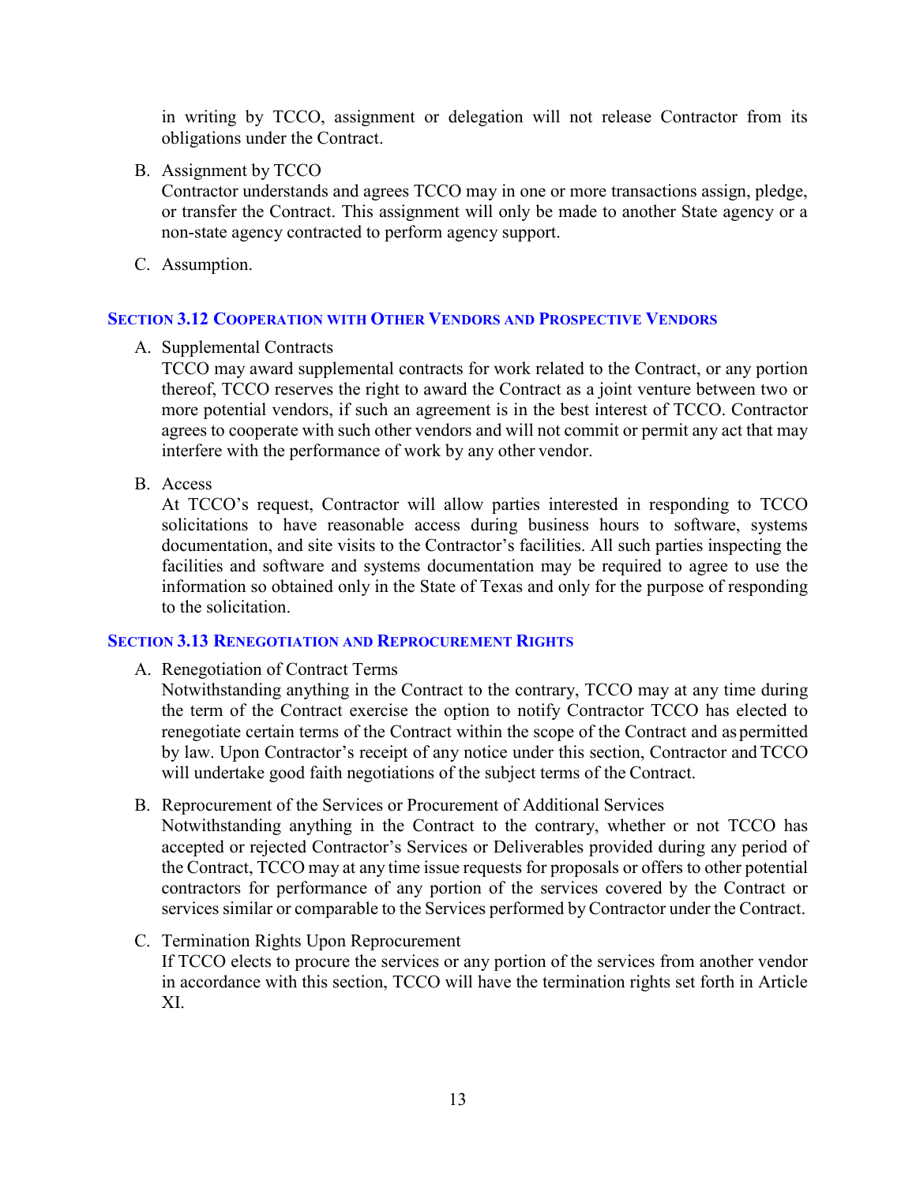in writing by TCCO, assignment or delegation will not release Contractor from its obligations under the Contract.

B. Assignment by TCCO
Contractor understands and agrees TCCO may in one or more transactions assign, pledge, or transfer the Contract. This assignment will only be made to another State agency or a non-state agency contracted to perform agency support.

C. Assumption.

### SECTION 3.12 COOPERATION WITH OTHER VENDORS AND PROSPECTIVE VENDORS

A. Supplemental Contracts
TCCO may award supplemental contracts for work related to the Contract, or any portion thereof, TCCO reserves the right to award the Contract as a joint venture between two or more potential vendors, if such an agreement is in the best interest of TCCO. Contractor agrees to cooperate with such other vendors and will not commit or permit any act that may interfere with the performance of work by any other vendor.

B. Access
At TCCO's request, Contractor will allow parties interested in responding to TCCO solicitations to have reasonable access during business hours to software, systems documentation, and site visits to the Contractor's facilities. All such parties inspecting the facilities and software and systems documentation may be required to agree to use the information so obtained only in the State of Texas and only for the purpose of responding to the solicitation.

### SECTION 3.13 RENEGOTIATION AND REPROCUREMENT RIGHTS

A. Renegotiation of Contract Terms
Notwithstanding anything in the Contract to the contrary, TCCO may at any time during the term of the Contract exercise the option to notify Contractor TCCO has elected to renegotiate certain terms of the Contract within the scope of the Contract and as permitted by law. Upon Contractor's receipt of any notice under this section, Contractor and TCCO will undertake good faith negotiations of the subject terms of the Contract.

B. Reprocurement of the Services or Procurement of Additional Services
Notwithstanding anything in the Contract to the contrary, whether or not TCCO has accepted or rejected Contractor's Services or Deliverables provided during any period of the Contract, TCCO may at any time issue requests for proposals or offers to other potential contractors for performance of any portion of the services covered by the Contract or services similar or comparable to the Services performed by Contractor under the Contract.

C. Termination Rights Upon Reprocurement
If TCCO elects to procure the services or any portion of the services from another vendor in accordance with this section, TCCO will have the termination rights set forth in Article XI.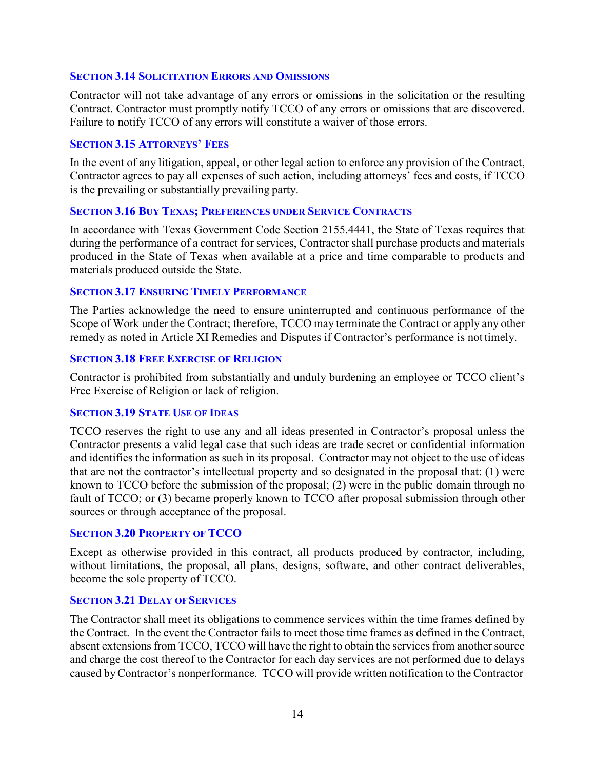### Section 3.14 Solicitation Errors and Omissions

Contractor will not take advantage of any errors or omissions in the solicitation or the resulting Contract. Contractor must promptly notify TCCO of any errors or omissions that are discovered. Failure to notify TCCO of any errors will constitute a waiver of those errors.

### Section 3.15 Attorneys' Fees

In the event of any litigation, appeal, or other legal action to enforce any provision of the Contract, Contractor agrees to pay all expenses of such action, including attorneys' fees and costs, if TCCO is the prevailing or substantially prevailing party.

### Section 3.16 Buy Texas; Preferences under Service Contracts

In accordance with Texas Government Code Section 2155.4441, the State of Texas requires that during the performance of a contract for services, Contractor shall purchase products and materials produced in the State of Texas when available at a price and time comparable to products and materials produced outside the State.

### Section 3.17 Ensuring Timely Performance

The Parties acknowledge the need to ensure uninterrupted and continuous performance of the Scope of Work under the Contract; therefore, TCCO may terminate the Contract or apply any other remedy as noted in Article XI Remedies and Disputes if Contractor's performance is not timely.

### Section 3.18 Free Exercise of Religion

Contractor is prohibited from substantially and unduly burdening an employee or TCCO client's Free Exercise of Religion or lack of religion.

### Section 3.19 State Use of Ideas

TCCO reserves the right to use any and all ideas presented in Contractor's proposal unless the Contractor presents a valid legal case that such ideas are trade secret or confidential information and identifies the information as such in its proposal. Contractor may not object to the use of ideas that are not the contractor's intellectual property and so designated in the proposal that: (1) were known to TCCO before the submission of the proposal; (2) were in the public domain through no fault of TCCO; or (3) became properly known to TCCO after proposal submission through other sources or through acceptance of the proposal.

### Section 3.20 Property of TCCO

Except as otherwise provided in this contract, all products produced by contractor, including, without limitations, the proposal, all plans, designs, software, and other contract deliverables, become the sole property of TCCO.

### Section 3.21 Delay of Services

The Contractor shall meet its obligations to commence services within the time frames defined by the Contract. In the event the Contractor fails to meet those time frames as defined in the Contract, absent extensions from TCCO, TCCO will have the right to obtain the services from another source and charge the cost thereof to the Contractor for each day services are not performed due to delays caused by Contractor's nonperformance. TCCO will provide written notification to the Contractor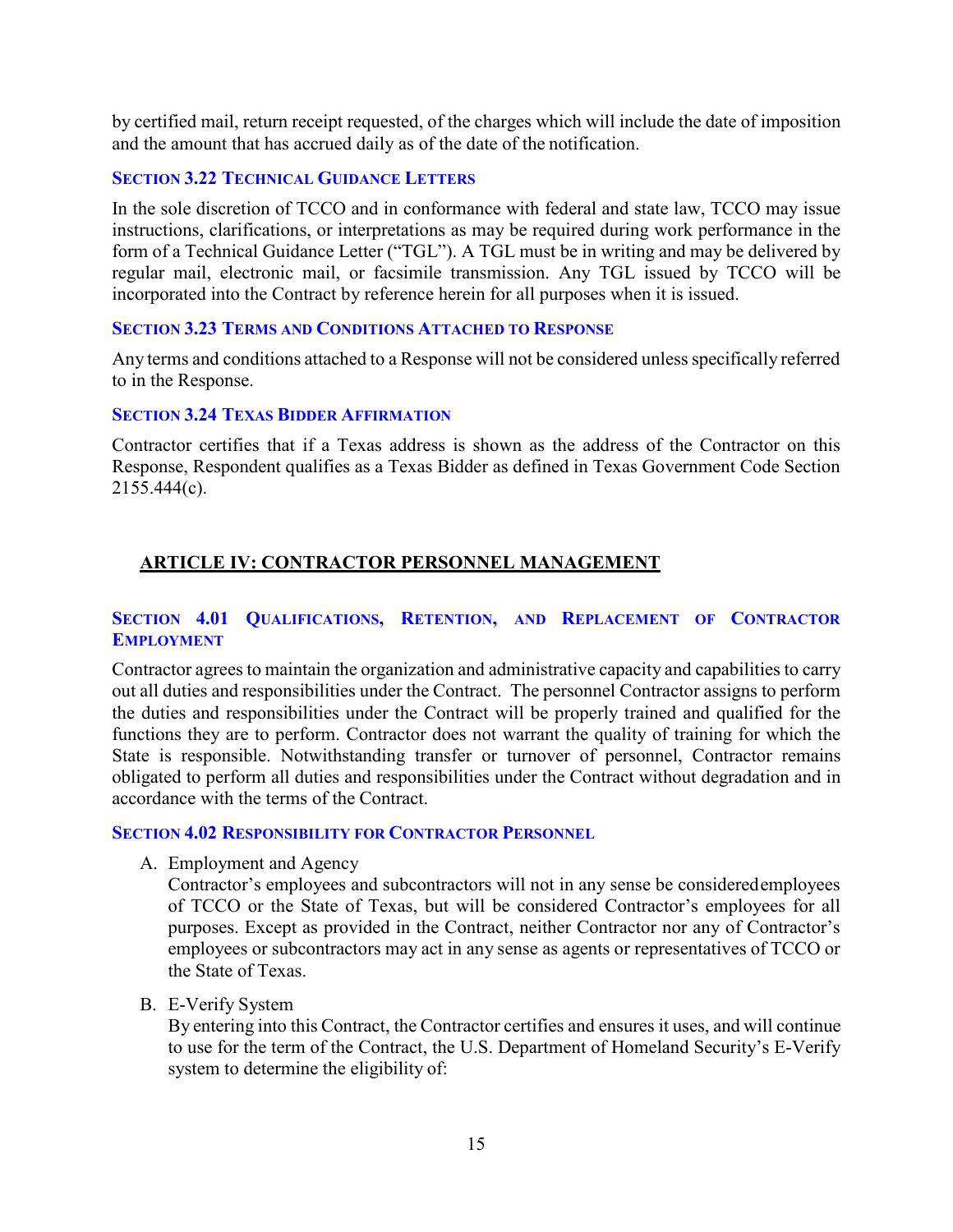by certified mail, return receipt requested, of the charges which will include the date of imposition and the amount that has accrued daily as of the date of the notification.

### Section 3.22 Technical Guidance Letters

In the sole discretion of TCCO and in conformance with federal and state law, TCCO may issue instructions, clarifications, or interpretations as may be required during work performance in the form of a Technical Guidance Letter ("TGL"). A TGL must be in writing and may be delivered by regular mail, electronic mail, or facsimile transmission. Any TGL issued by TCCO will be incorporated into the Contract by reference herein for all purposes when it is issued.

### Section 3.23 Terms and Conditions Attached to Response

Any terms and conditions attached to a Response will not be considered unless specifically referred to in the Response.

### Section 3.24 Texas Bidder Affirmation

Contractor certifies that if a Texas address is shown as the address of the Contractor on this Response, Respondent qualifies as a Texas Bidder as defined in Texas Government Code Section 2155.444(c).

## ARTICLE IV: CONTRACTOR PERSONNEL MANAGEMENT

### Section 4.01 Qualifications, Retention, and Replacement of Contractor Employment

Contractor agrees to maintain the organization and administrative capacity and capabilities to carry out all duties and responsibilities under the Contract. The personnel Contractor assigns to perform the duties and responsibilities under the Contract will be properly trained and qualified for the functions they are to perform. Contractor does not warrant the quality of training for which the State is responsible. Notwithstanding transfer or turnover of personnel, Contractor remains obligated to perform all duties and responsibilities under the Contract without degradation and in accordance with the terms of the Contract.

### Section 4.02 Responsibility for Contractor Personnel

A. Employment and Agency

   Contractor's employees and subcontractors will not in any sense be considered employees of TCCO or the State of Texas, but will be considered Contractor's employees for all purposes. Except as provided in the Contract, neither Contractor nor any of Contractor's employees or subcontractors may act in any sense as agents or representatives of TCCO or the State of Texas.

B. E-Verify System

   By entering into this Contract, the Contractor certifies and ensures it uses, and will continue to use for the term of the Contract, the U.S. Department of Homeland Security's E-Verify system to determine the eligibility of: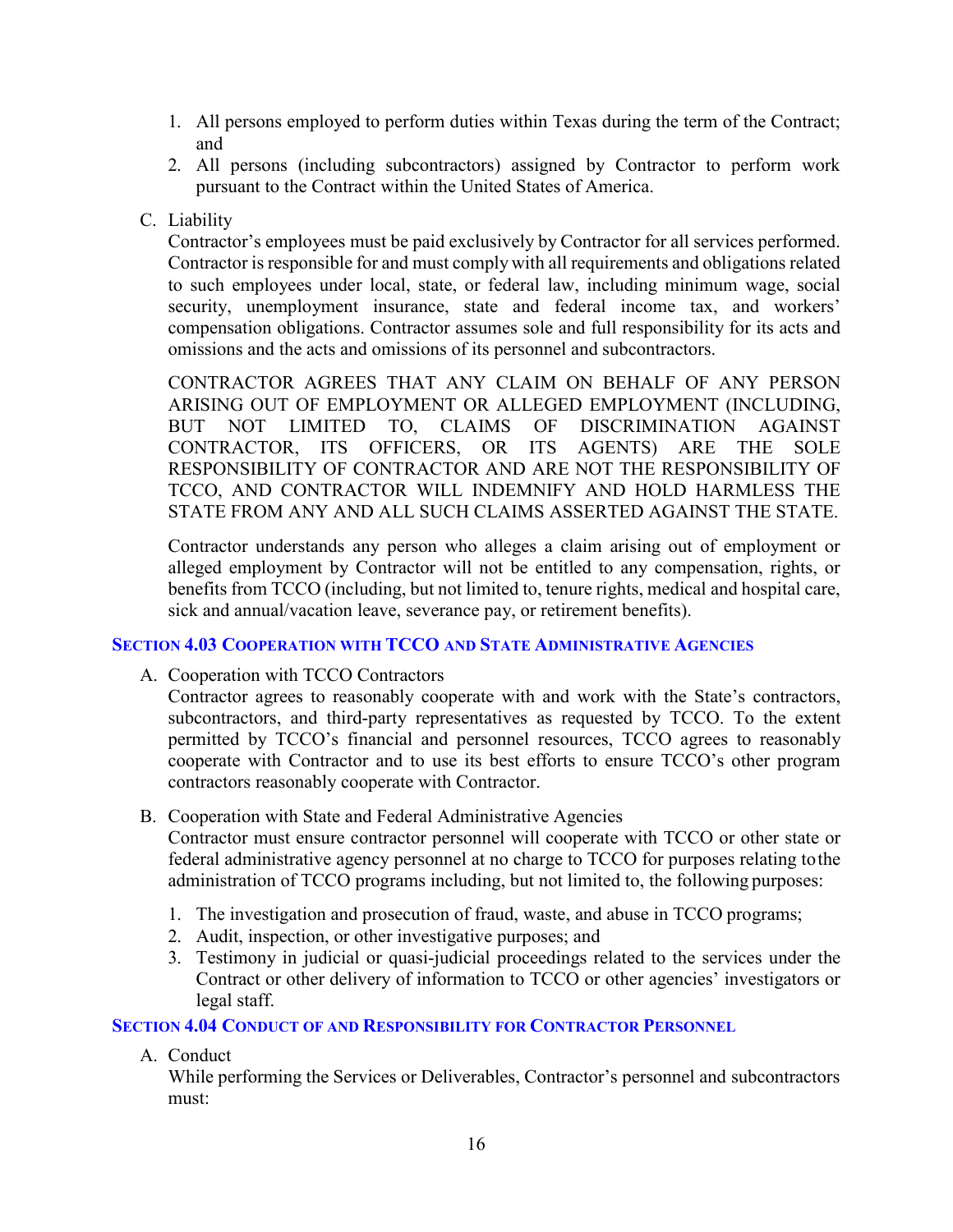1. All persons employed to perform duties within Texas during the term of the Contract; and
2. All persons (including subcontractors) assigned by Contractor to perform work pursuant to the Contract within the United States of America.

C. Liability

Contractor's employees must be paid exclusively by Contractor for all services performed. Contractor is responsible for and must comply with all requirements and obligations related to such employees under local, state, or federal law, including minimum wage, social security, unemployment insurance, state and federal income tax, and workers' compensation obligations. Contractor assumes sole and full responsibility for its acts and omissions and the acts and omissions of its personnel and subcontractors.

CONTRACTOR AGREES THAT ANY CLAIM ON BEHALF OF ANY PERSON ARISING OUT OF EMPLOYMENT OR ALLEGED EMPLOYMENT (INCLUDING, BUT NOT LIMITED TO, CLAIMS OF DISCRIMINATION AGAINST CONTRACTOR, ITS OFFICERS, OR ITS AGENTS) ARE THE SOLE RESPONSIBILITY OF CONTRACTOR AND ARE NOT THE RESPONSIBILITY OF TCCO, AND CONTRACTOR WILL INDEMNIFY AND HOLD HARMLESS THE STATE FROM ANY AND ALL SUCH CLAIMS ASSERTED AGAINST THE STATE.

Contractor understands any person who alleges a claim arising out of employment or alleged employment by Contractor will not be entitled to any compensation, rights, or benefits from TCCO (including, but not limited to, tenure rights, medical and hospital care, sick and annual/vacation leave, severance pay, or retirement benefits).

### Section 4.03 Cooperation with TCCO and State Administrative Agencies

A. Cooperation with TCCO Contractors

Contractor agrees to reasonably cooperate with and work with the State's contractors, subcontractors, and third-party representatives as requested by TCCO. To the extent permitted by TCCO's financial and personnel resources, TCCO agrees to reasonably cooperate with Contractor and to use its best efforts to ensure TCCO's other program contractors reasonably cooperate with Contractor.

B. Cooperation with State and Federal Administrative Agencies

Contractor must ensure contractor personnel will cooperate with TCCO or other state or federal administrative agency personnel at no charge to TCCO for purposes relating to the administration of TCCO programs including, but not limited to, the following purposes:

1. The investigation and prosecution of fraud, waste, and abuse in TCCO programs;
2. Audit, inspection, or other investigative purposes; and
3. Testimony in judicial or quasi-judicial proceedings related to the services under the Contract or other delivery of information to TCCO or other agencies' investigators or legal staff.

### Section 4.04 Conduct of and Responsibility for Contractor Personnel

A. Conduct

While performing the Services or Deliverables, Contractor's personnel and subcontractors must: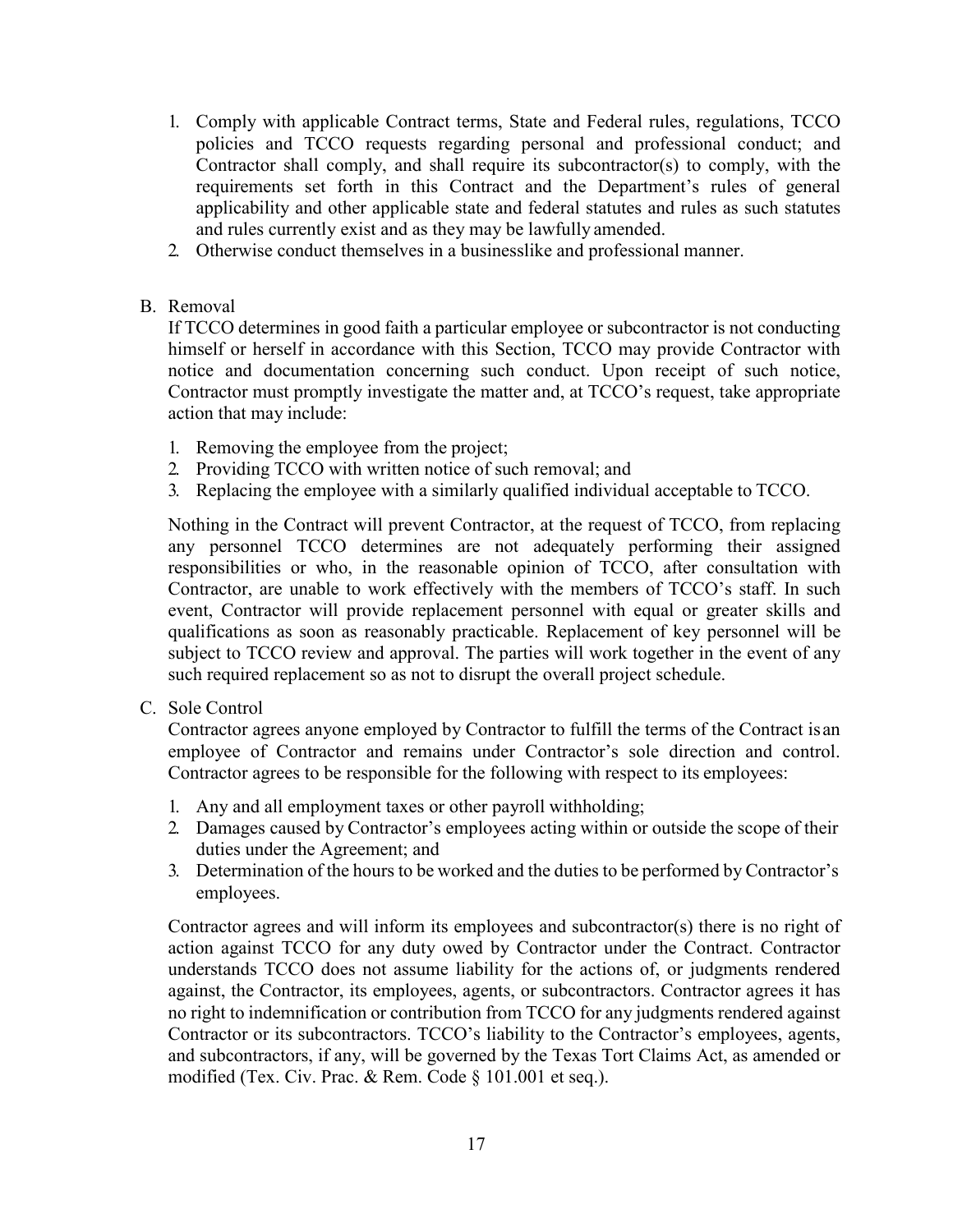1. Comply with applicable Contract terms, State and Federal rules, regulations, TCCO policies and TCCO requests regarding personal and professional conduct; and Contractor shall comply, and shall require its subcontractor(s) to comply, with the requirements set forth in this Contract and the Department's rules of general applicability and other applicable state and federal statutes and rules as such statutes and rules currently exist and as they may be lawfully amended.
2. Otherwise conduct themselves in a businesslike and professional manner.

B. Removal

If TCCO determines in good faith a particular employee or subcontractor is not conducting himself or herself in accordance with this Section, TCCO may provide Contractor with notice and documentation concerning such conduct. Upon receipt of such notice, Contractor must promptly investigate the matter and, at TCCO's request, take appropriate action that may include:

1. Removing the employee from the project;
2. Providing TCCO with written notice of such removal; and
3. Replacing the employee with a similarly qualified individual acceptable to TCCO.

Nothing in the Contract will prevent Contractor, at the request of TCCO, from replacing any personnel TCCO determines are not adequately performing their assigned responsibilities or who, in the reasonable opinion of TCCO, after consultation with Contractor, are unable to work effectively with the members of TCCO's staff. In such event, Contractor will provide replacement personnel with equal or greater skills and qualifications as soon as reasonably practicable. Replacement of key personnel will be subject to TCCO review and approval. The parties will work together in the event of any such required replacement so as not to disrupt the overall project schedule.

C. Sole Control

Contractor agrees anyone employed by Contractor to fulfill the terms of the Contract is an employee of Contractor and remains under Contractor's sole direction and control. Contractor agrees to be responsible for the following with respect to its employees:

1. Any and all employment taxes or other payroll withholding;
2. Damages caused by Contractor's employees acting within or outside the scope of their duties under the Agreement; and
3. Determination of the hours to be worked and the duties to be performed by Contractor's employees.

Contractor agrees and will inform its employees and subcontractor(s) there is no right of action against TCCO for any duty owed by Contractor under the Contract. Contractor understands TCCO does not assume liability for the actions of, or judgments rendered against, the Contractor, its employees, agents, or subcontractors. Contractor agrees it has no right to indemnification or contribution from TCCO for any judgments rendered against Contractor or its subcontractors. TCCO's liability to the Contractor's employees, agents, and subcontractors, if any, will be governed by the Texas Tort Claims Act, as amended or modified (Tex. Civ. Prac. & Rem. Code § 101.001 et seq.).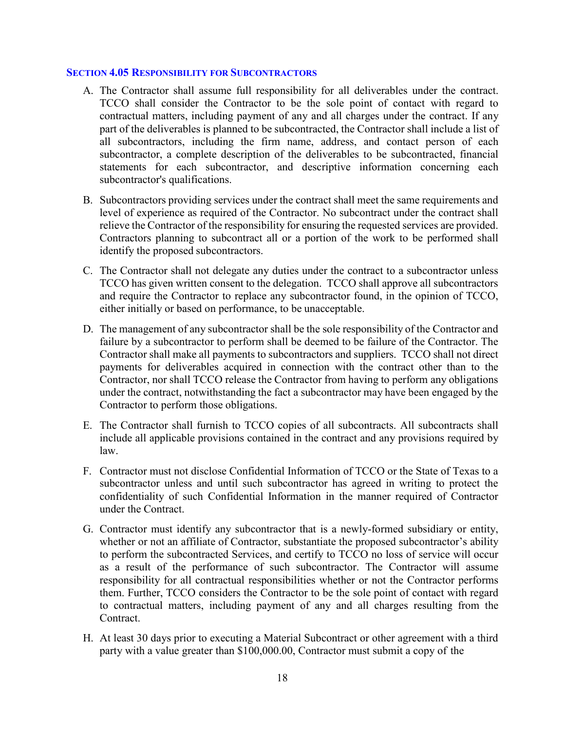### SECTION 4.05 RESPONSIBILITY FOR SUBCONTRACTORS

A. The Contractor shall assume full responsibility for all deliverables under the contract. TCCO shall consider the Contractor to be the sole point of contact with regard to contractual matters, including payment of any and all charges under the contract. If any part of the deliverables is planned to be subcontracted, the Contractor shall include a list of all subcontractors, including the firm name, address, and contact person of each subcontractor, a complete description of the deliverables to be subcontracted, financial statements for each subcontractor, and descriptive information concerning each subcontractor's qualifications.

B. Subcontractors providing services under the contract shall meet the same requirements and level of experience as required of the Contractor. No subcontract under the contract shall relieve the Contractor of the responsibility for ensuring the requested services are provided. Contractors planning to subcontract all or a portion of the work to be performed shall identify the proposed subcontractors.

C. The Contractor shall not delegate any duties under the contract to a subcontractor unless TCCO has given written consent to the delegation. TCCO shall approve all subcontractors and require the Contractor to replace any subcontractor found, in the opinion of TCCO, either initially or based on performance, to be unacceptable.

D. The management of any subcontractor shall be the sole responsibility of the Contractor and failure by a subcontractor to perform shall be deemed to be failure of the Contractor. The Contractor shall make all payments to subcontractors and suppliers. TCCO shall not direct payments for deliverables acquired in connection with the contract other than to the Contractor, nor shall TCCO release the Contractor from having to perform any obligations under the contract, notwithstanding the fact a subcontractor may have been engaged by the Contractor to perform those obligations.

E. The Contractor shall furnish to TCCO copies of all subcontracts. All subcontracts shall include all applicable provisions contained in the contract and any provisions required by law.

F. Contractor must not disclose Confidential Information of TCCO or the State of Texas to a subcontractor unless and until such subcontractor has agreed in writing to protect the confidentiality of such Confidential Information in the manner required of Contractor under the Contract.

G. Contractor must identify any subcontractor that is a newly-formed subsidiary or entity, whether or not an affiliate of Contractor, substantiate the proposed subcontractor's ability to perform the subcontracted Services, and certify to TCCO no loss of service will occur as a result of the performance of such subcontractor. The Contractor will assume responsibility for all contractual responsibilities whether or not the Contractor performs them. Further, TCCO considers the Contractor to be the sole point of contact with regard to contractual matters, including payment of any and all charges resulting from the Contract.

H. At least 30 days prior to executing a Material Subcontract or other agreement with a third party with a value greater than $100,000.00, Contractor must submit a copy of the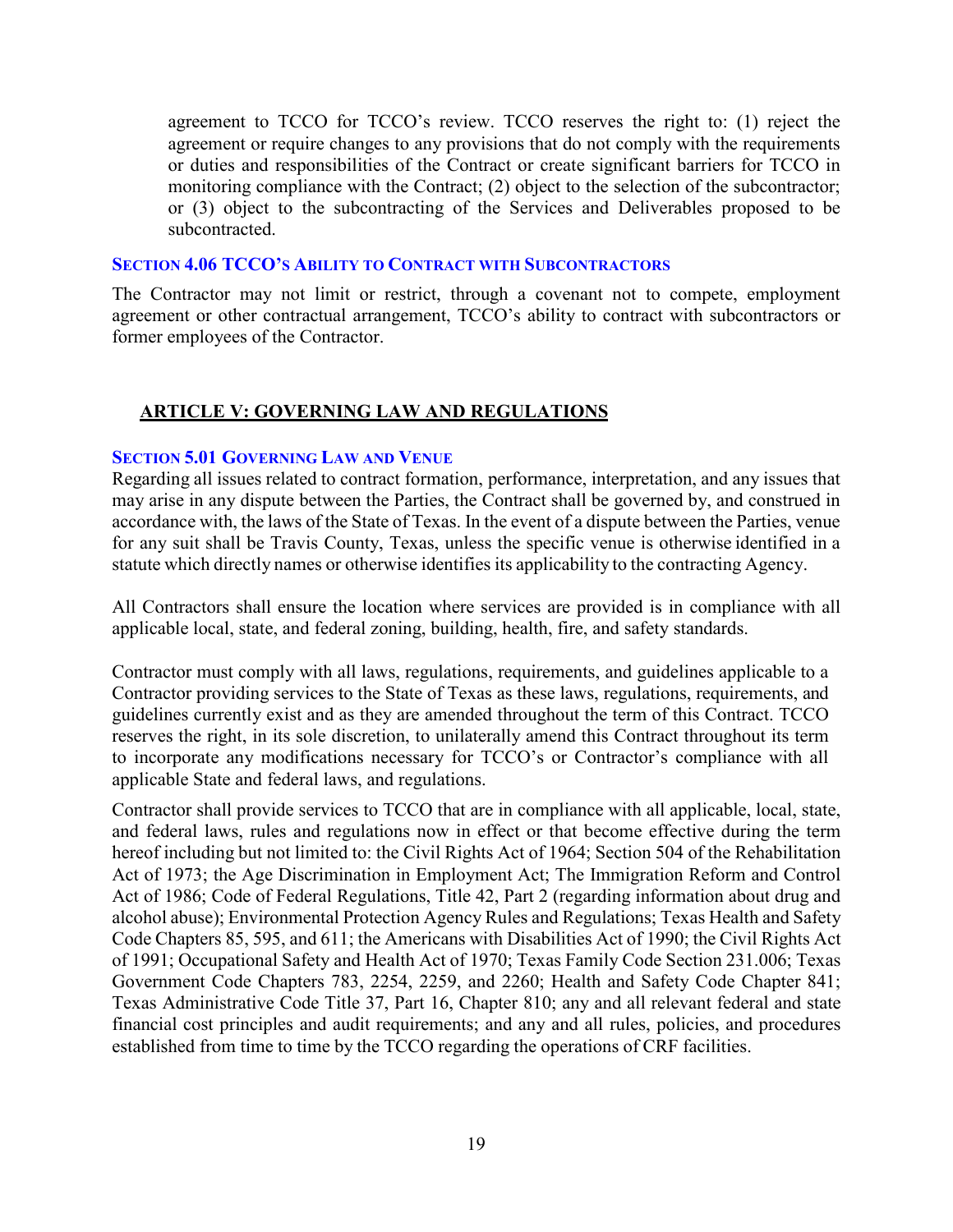agreement to TCCO for TCCO's review. TCCO reserves the right to: (1) reject the agreement or require changes to any provisions that do not comply with the requirements or duties and responsibilities of the Contract or create significant barriers for TCCO in monitoring compliance with the Contract; (2) object to the selection of the subcontractor; or (3) object to the subcontracting of the Services and Deliverables proposed to be subcontracted.

### SECTION 4.06 TCCO'S ABILITY TO CONTRACT WITH SUBCONTRACTORS

The Contractor may not limit or restrict, through a covenant not to compete, employment agreement or other contractual arrangement, TCCO's ability to contract with subcontractors or former employees of the Contractor.

## ARTICLE V: GOVERNING LAW AND REGULATIONS

### SECTION 5.01 GOVERNING LAW AND VENUE

Regarding all issues related to contract formation, performance, interpretation, and any issues that may arise in any dispute between the Parties, the Contract shall be governed by, and construed in accordance with, the laws of the State of Texas. In the event of a dispute between the Parties, venue for any suit shall be Travis County, Texas, unless the specific venue is otherwise identified in a statute which directly names or otherwise identifies its applicability to the contracting Agency.

All Contractors shall ensure the location where services are provided is in compliance with all applicable local, state, and federal zoning, building, health, fire, and safety standards.

Contractor must comply with all laws, regulations, requirements, and guidelines applicable to a Contractor providing services to the State of Texas as these laws, regulations, requirements, and guidelines currently exist and as they are amended throughout the term of this Contract. TCCO reserves the right, in its sole discretion, to unilaterally amend this Contract throughout its term to incorporate any modifications necessary for TCCO's or Contractor's compliance with all applicable State and federal laws, and regulations.

Contractor shall provide services to TCCO that are in compliance with all applicable, local, state, and federal laws, rules and regulations now in effect or that become effective during the term hereof including but not limited to: the Civil Rights Act of 1964; Section 504 of the Rehabilitation Act of 1973; the Age Discrimination in Employment Act; The Immigration Reform and Control Act of 1986; Code of Federal Regulations, Title 42, Part 2 (regarding information about drug and alcohol abuse); Environmental Protection Agency Rules and Regulations; Texas Health and Safety Code Chapters 85, 595, and 611; the Americans with Disabilities Act of 1990; the Civil Rights Act of 1991; Occupational Safety and Health Act of 1970; Texas Family Code Section 231.006; Texas Government Code Chapters 783, 2254, 2259, and 2260; Health and Safety Code Chapter 841; Texas Administrative Code Title 37, Part 16, Chapter 810; any and all relevant federal and state financial cost principles and audit requirements; and any and all rules, policies, and procedures established from time to time by the TCCO regarding the operations of CRF facilities.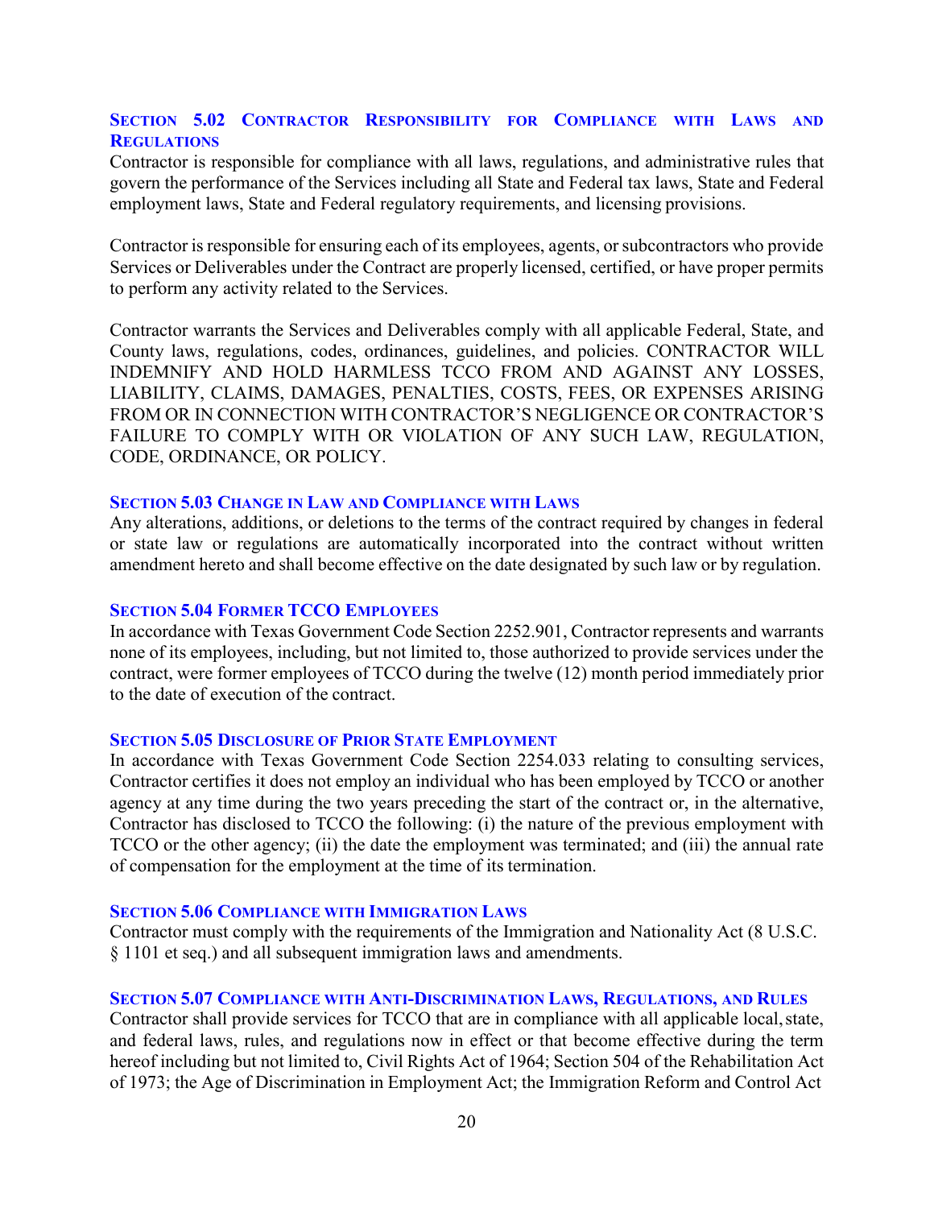### Section 5.02 Contractor Responsibility for Compliance with Laws and Regulations

Contractor is responsible for compliance with all laws, regulations, and administrative rules that govern the performance of the Services including all State and Federal tax laws, State and Federal employment laws, State and Federal regulatory requirements, and licensing provisions.

Contractor is responsible for ensuring each of its employees, agents, or subcontractors who provide Services or Deliverables under the Contract are properly licensed, certified, or have proper permits to perform any activity related to the Services.

Contractor warrants the Services and Deliverables comply with all applicable Federal, State, and County laws, regulations, codes, ordinances, guidelines, and policies. CONTRACTOR WILL INDEMNIFY AND HOLD HARMLESS TCCO FROM AND AGAINST ANY LOSSES, LIABILITY, CLAIMS, DAMAGES, PENALTIES, COSTS, FEES, OR EXPENSES ARISING FROM OR IN CONNECTION WITH CONTRACTOR'S NEGLIGENCE OR CONTRACTOR'S FAILURE TO COMPLY WITH OR VIOLATION OF ANY SUCH LAW, REGULATION, CODE, ORDINANCE, OR POLICY.

### Section 5.03 Change in Law and Compliance with Laws

Any alterations, additions, or deletions to the terms of the contract required by changes in federal or state law or regulations are automatically incorporated into the contract without written amendment hereto and shall become effective on the date designated by such law or by regulation.

### Section 5.04 Former TCCO Employees

In accordance with Texas Government Code Section 2252.901, Contractor represents and warrants none of its employees, including, but not limited to, those authorized to provide services under the contract, were former employees of TCCO during the twelve (12) month period immediately prior to the date of execution of the contract.

### Section 5.05 Disclosure of Prior State Employment

In accordance with Texas Government Code Section 2254.033 relating to consulting services, Contractor certifies it does not employ an individual who has been employed by TCCO or another agency at any time during the two years preceding the start of the contract or, in the alternative, Contractor has disclosed to TCCO the following: (i) the nature of the previous employment with TCCO or the other agency; (ii) the date the employment was terminated; and (iii) the annual rate of compensation for the employment at the time of its termination.

### Section 5.06 Compliance with Immigration Laws

Contractor must comply with the requirements of the Immigration and Nationality Act (8 U.S.C. § 1101 et seq.) and all subsequent immigration laws and amendments.

### Section 5.07 Compliance with Anti-Discrimination Laws, Regulations, and Rules

Contractor shall provide services for TCCO that are in compliance with all applicable local, state, and federal laws, rules, and regulations now in effect or that become effective during the term hereof including but not limited to, Civil Rights Act of 1964; Section 504 of the Rehabilitation Act of 1973; the Age of Discrimination in Employment Act; the Immigration Reform and Control Act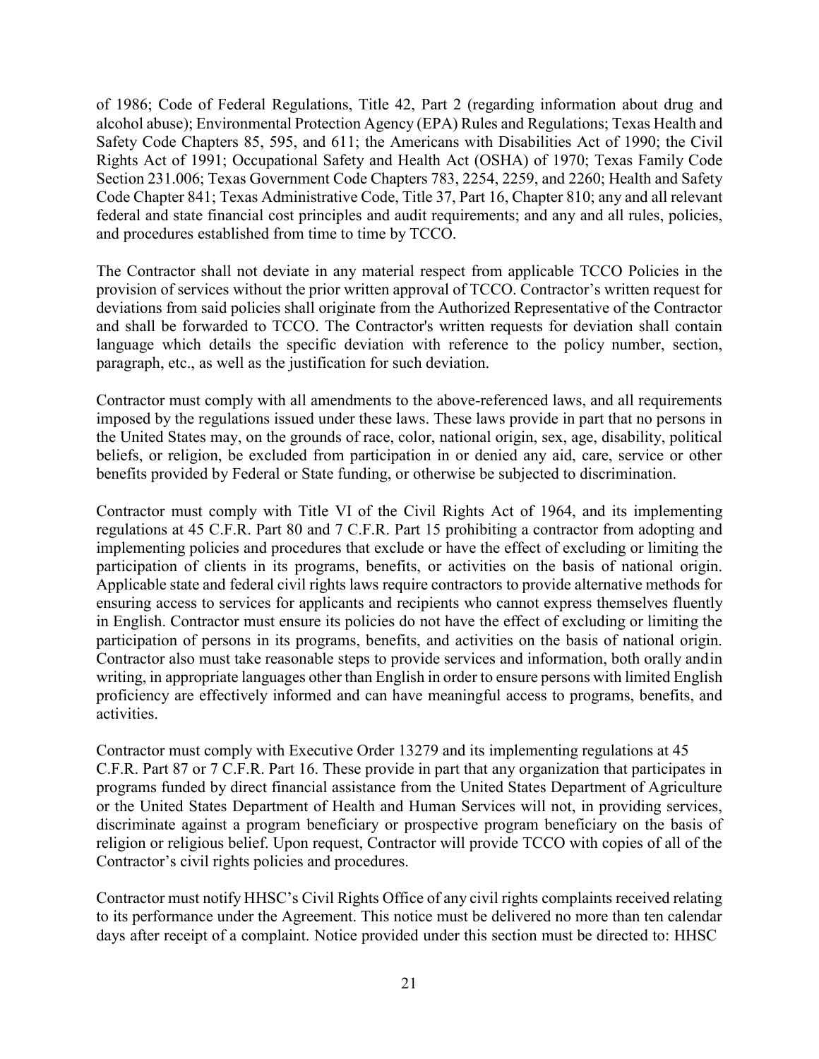of 1986; Code of Federal Regulations, Title 42, Part 2 (regarding information about drug and alcohol abuse); Environmental Protection Agency (EPA) Rules and Regulations; Texas Health and Safety Code Chapters 85, 595, and 611; the Americans with Disabilities Act of 1990; the Civil Rights Act of 1991; Occupational Safety and Health Act (OSHA) of 1970; Texas Family Code Section 231.006; Texas Government Code Chapters 783, 2254, 2259, and 2260; Health and Safety Code Chapter 841; Texas Administrative Code, Title 37, Part 16, Chapter 810; any and all relevant federal and state financial cost principles and audit requirements; and any and all rules, policies, and procedures established from time to time by TCCO.

The Contractor shall not deviate in any material respect from applicable TCCO Policies in the provision of services without the prior written approval of TCCO. Contractor's written request for deviations from said policies shall originate from the Authorized Representative of the Contractor and shall be forwarded to TCCO. The Contractor's written requests for deviation shall contain language which details the specific deviation with reference to the policy number, section, paragraph, etc., as well as the justification for such deviation.

Contractor must comply with all amendments to the above-referenced laws, and all requirements imposed by the regulations issued under these laws. These laws provide in part that no persons in the United States may, on the grounds of race, color, national origin, sex, age, disability, political beliefs, or religion, be excluded from participation in or denied any aid, care, service or other benefits provided by Federal or State funding, or otherwise be subjected to discrimination.

Contractor must comply with Title VI of the Civil Rights Act of 1964, and its implementing regulations at 45 C.F.R. Part 80 and 7 C.F.R. Part 15 prohibiting a contractor from adopting and implementing policies and procedures that exclude or have the effect of excluding or limiting the participation of clients in its programs, benefits, or activities on the basis of national origin. Applicable state and federal civil rights laws require contractors to provide alternative methods for ensuring access to services for applicants and recipients who cannot express themselves fluently in English. Contractor must ensure its policies do not have the effect of excluding or limiting the participation of persons in its programs, benefits, and activities on the basis of national origin. Contractor also must take reasonable steps to provide services and information, both orally andin writing, in appropriate languages other than English in order to ensure persons with limited English proficiency are effectively informed and can have meaningful access to programs, benefits, and activities.

Contractor must comply with Executive Order 13279 and its implementing regulations at 45 C.F.R. Part 87 or 7 C.F.R. Part 16. These provide in part that any organization that participates in programs funded by direct financial assistance from the United States Department of Agriculture or the United States Department of Health and Human Services will not, in providing services, discriminate against a program beneficiary or prospective program beneficiary on the basis of religion or religious belief. Upon request, Contractor will provide TCCO with copies of all of the Contractor's civil rights policies and procedures.

Contractor must notify HHSC's Civil Rights Office of any civil rights complaints received relating to its performance under the Agreement. This notice must be delivered no more than ten calendar days after receipt of a complaint. Notice provided under this section must be directed to: HHSC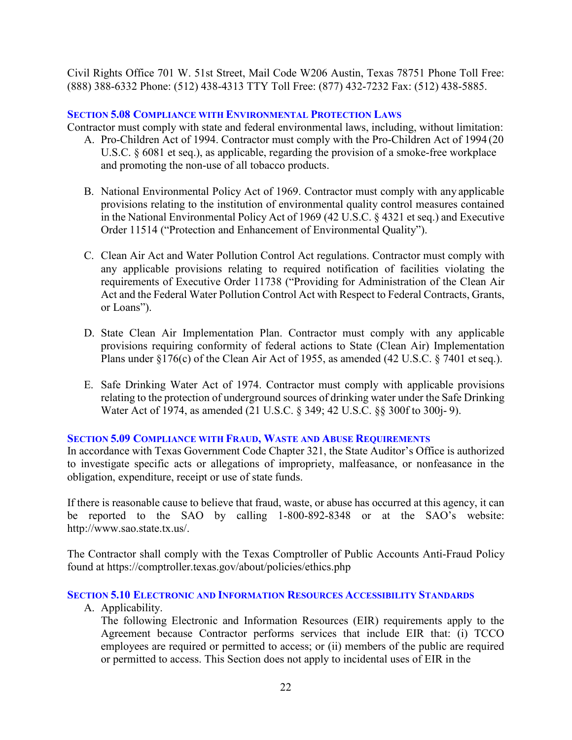Civil Rights Office 701 W. 51st Street, Mail Code W206 Austin, Texas 78751 Phone Toll Free: (888) 388-6332 Phone: (512) 438-4313 TTY Toll Free: (877) 432-7232 Fax: (512) 438-5885.

### SECTION 5.08 COMPLIANCE WITH ENVIRONMENTAL PROTECTION LAWS

Contractor must comply with state and federal environmental laws, including, without limitation:

A. Pro-Children Act of 1994. Contractor must comply with the Pro-Children Act of 1994 (20 U.S.C. § 6081 et seq.), as applicable, regarding the provision of a smoke-free workplace and promoting the non-use of all tobacco products.

B. National Environmental Policy Act of 1969. Contractor must comply with any applicable provisions relating to the institution of environmental quality control measures contained in the National Environmental Policy Act of 1969 (42 U.S.C. § 4321 et seq.) and Executive Order 11514 ("Protection and Enhancement of Environmental Quality").

C. Clean Air Act and Water Pollution Control Act regulations. Contractor must comply with any applicable provisions relating to required notification of facilities violating the requirements of Executive Order 11738 ("Providing for Administration of the Clean Air Act and the Federal Water Pollution Control Act with Respect to Federal Contracts, Grants, or Loans").

D. State Clean Air Implementation Plan. Contractor must comply with any applicable provisions requiring conformity of federal actions to State (Clean Air) Implementation Plans under §176(c) of the Clean Air Act of 1955, as amended (42 U.S.C. § 7401 et seq.).

E. Safe Drinking Water Act of 1974. Contractor must comply with applicable provisions relating to the protection of underground sources of drinking water under the Safe Drinking Water Act of 1974, as amended (21 U.S.C. § 349; 42 U.S.C. §§ 300f to 300j- 9).

### SECTION 5.09 COMPLIANCE WITH FRAUD, WASTE AND ABUSE REQUIREMENTS

In accordance with Texas Government Code Chapter 321, the State Auditor's Office is authorized to investigate specific acts or allegations of impropriety, malfeasance, or nonfeasance in the obligation, expenditure, receipt or use of state funds.

If there is reasonable cause to believe that fraud, waste, or abuse has occurred at this agency, it can be reported to the SAO by calling 1-800-892-8348 or at the SAO's website: http://www.sao.state.tx.us/.

The Contractor shall comply with the Texas Comptroller of Public Accounts Anti-Fraud Policy found at https://comptroller.texas.gov/about/policies/ethics.php

### SECTION 5.10 ELECTRONIC AND INFORMATION RESOURCES ACCESSIBILITY STANDARDS

A. Applicability.
The following Electronic and Information Resources (EIR) requirements apply to the Agreement because Contractor performs services that include EIR that: (i) TCCO employees are required or permitted to access; or (ii) members of the public are required or permitted to access. This Section does not apply to incidental uses of EIR in the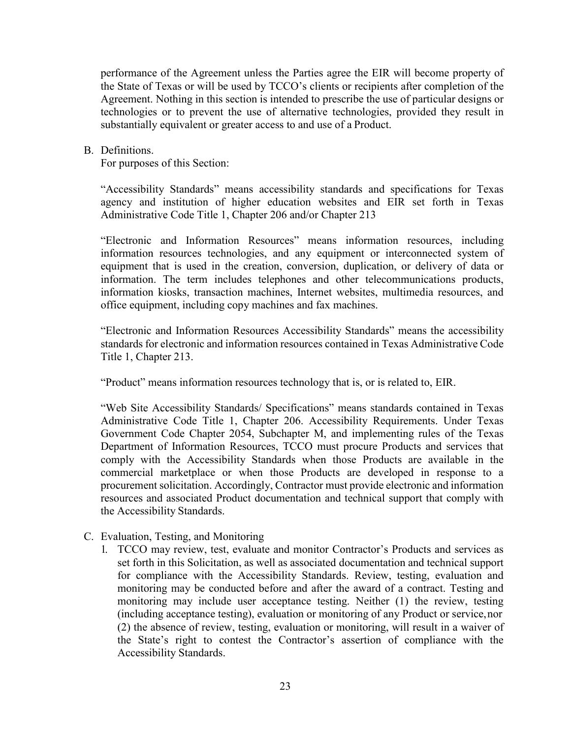performance of the Agreement unless the Parties agree the EIR will become property of the State of Texas or will be used by TCCO's clients or recipients after completion of the Agreement. Nothing in this section is intended to prescribe the use of particular designs or technologies or to prevent the use of alternative technologies, provided they result in substantially equivalent or greater access to and use of a Product.

B. Definitions.

For purposes of this Section:

"Accessibility Standards" means accessibility standards and specifications for Texas agency and institution of higher education websites and EIR set forth in Texas Administrative Code Title 1, Chapter 206 and/or Chapter 213

"Electronic and Information Resources" means information resources, including information resources technologies, and any equipment or interconnected system of equipment that is used in the creation, conversion, duplication, or delivery of data or information. The term includes telephones and other telecommunications products, information kiosks, transaction machines, Internet websites, multimedia resources, and office equipment, including copy machines and fax machines.

"Electronic and Information Resources Accessibility Standards" means the accessibility standards for electronic and information resources contained in Texas Administrative Code Title 1, Chapter 213.

"Product" means information resources technology that is, or is related to, EIR.

"Web Site Accessibility Standards/ Specifications" means standards contained in Texas Administrative Code Title 1, Chapter 206. Accessibility Requirements. Under Texas Government Code Chapter 2054, Subchapter M, and implementing rules of the Texas Department of Information Resources, TCCO must procure Products and services that comply with the Accessibility Standards when those Products are available in the commercial marketplace or when those Products are developed in response to a procurement solicitation. Accordingly, Contractor must provide electronic and information resources and associated Product documentation and technical support that comply with the Accessibility Standards.

C. Evaluation, Testing, and Monitoring

1. TCCO may review, test, evaluate and monitor Contractor's Products and services as set forth in this Solicitation, as well as associated documentation and technical support for compliance with the Accessibility Standards. Review, testing, evaluation and monitoring may be conducted before and after the award of a contract. Testing and monitoring may include user acceptance testing. Neither (1) the review, testing (including acceptance testing), evaluation or monitoring of any Product or service, nor (2) the absence of review, testing, evaluation or monitoring, will result in a waiver of the State's right to contest the Contractor's assertion of compliance with the Accessibility Standards.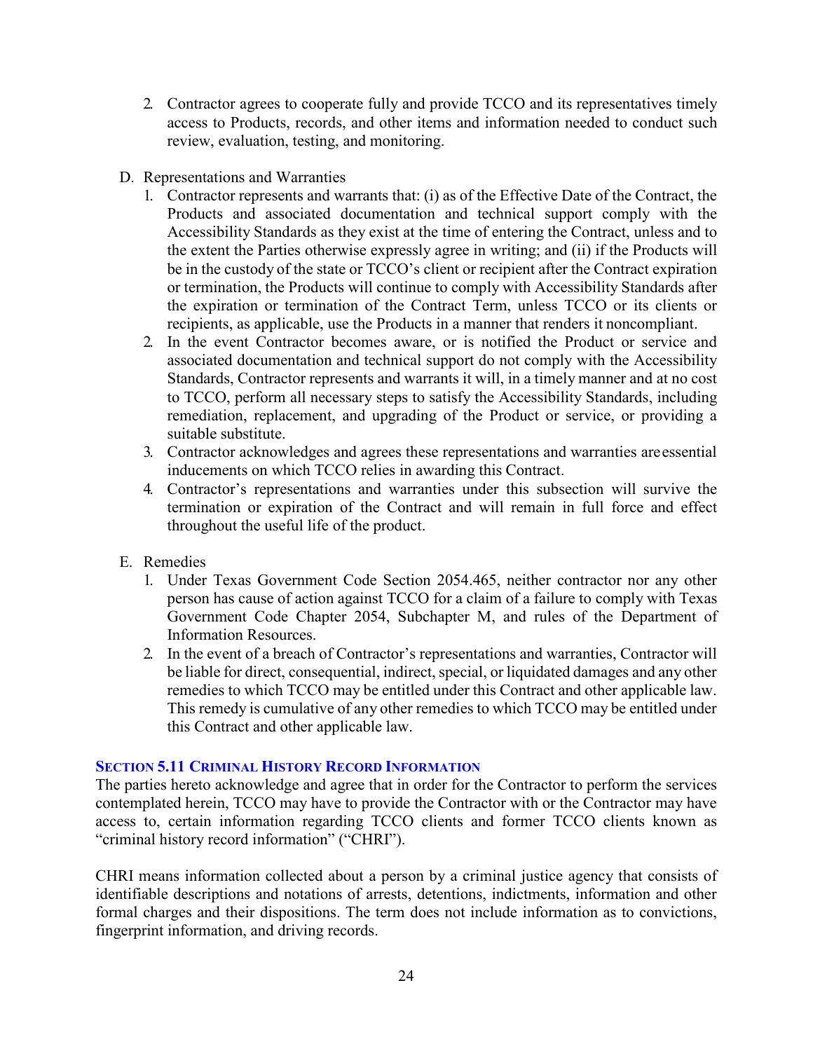2. Contractor agrees to cooperate fully and provide TCCO and its representatives timely access to Products, records, and other items and information needed to conduct such review, evaluation, testing, and monitoring.

D. Representations and Warranties

1. Contractor represents and warrants that: (i) as of the Effective Date of the Contract, the Products and associated documentation and technical support comply with the Accessibility Standards as they exist at the time of entering the Contract, unless and to the extent the Parties otherwise expressly agree in writing; and (ii) if the Products will be in the custody of the state or TCCO's client or recipient after the Contract expiration or termination, the Products will continue to comply with Accessibility Standards after the expiration or termination of the Contract Term, unless TCCO or its clients or recipients, as applicable, use the Products in a manner that renders it noncompliant.
2. In the event Contractor becomes aware, or is notified the Product or service and associated documentation and technical support do not comply with the Accessibility Standards, Contractor represents and warrants it will, in a timely manner and at no cost to TCCO, perform all necessary steps to satisfy the Accessibility Standards, including remediation, replacement, and upgrading of the Product or service, or providing a suitable substitute.
3. Contractor acknowledges and agrees these representations and warranties are essential inducements on which TCCO relies in awarding this Contract.
4. Contractor's representations and warranties under this subsection will survive the termination or expiration of the Contract and will remain in full force and effect throughout the useful life of the product.

E. Remedies

1. Under Texas Government Code Section 2054.465, neither contractor nor any other person has cause of action against TCCO for a claim of a failure to comply with Texas Government Code Chapter 2054, Subchapter M, and rules of the Department of Information Resources.
2. In the event of a breach of Contractor's representations and warranties, Contractor will be liable for direct, consequential, indirect, special, or liquidated damages and any other remedies to which TCCO may be entitled under this Contract and other applicable law. This remedy is cumulative of any other remedies to which TCCO may be entitled under this Contract and other applicable law.

### Section 5.11 Criminal History Record Information

The parties hereto acknowledge and agree that in order for the Contractor to perform the services contemplated herein, TCCO may have to provide the Contractor with or the Contractor may have access to, certain information regarding TCCO clients and former TCCO clients known as "criminal history record information" ("CHRI").

CHRI means information collected about a person by a criminal justice agency that consists of identifiable descriptions and notations of arrests, detentions, indictments, information and other formal charges and their dispositions. The term does not include information as to convictions, fingerprint information, and driving records.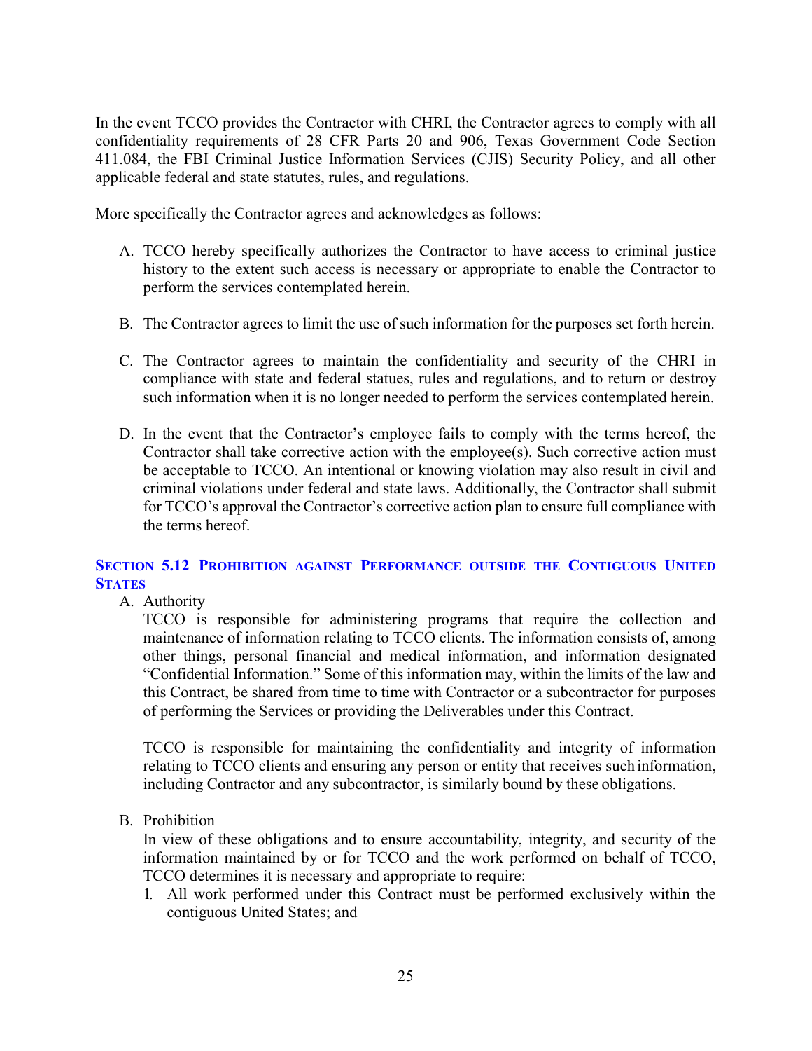In the event TCCO provides the Contractor with CHRI, the Contractor agrees to comply with all confidentiality requirements of 28 CFR Parts 20 and 906, Texas Government Code Section 411.084, the FBI Criminal Justice Information Services (CJIS) Security Policy, and all other applicable federal and state statutes, rules, and regulations.

More specifically the Contractor agrees and acknowledges as follows:

A. TCCO hereby specifically authorizes the Contractor to have access to criminal justice history to the extent such access is necessary or appropriate to enable the Contractor to perform the services contemplated herein.

B. The Contractor agrees to limit the use of such information for the purposes set forth herein.

C. The Contractor agrees to maintain the confidentiality and security of the CHRI in compliance with state and federal statues, rules and regulations, and to return or destroy such information when it is no longer needed to perform the services contemplated herein.

D. In the event that the Contractor's employee fails to comply with the terms hereof, the Contractor shall take corrective action with the employee(s). Such corrective action must be acceptable to TCCO. An intentional or knowing violation may also result in civil and criminal violations under federal and state laws. Additionally, the Contractor shall submit for TCCO's approval the Contractor's corrective action plan to ensure full compliance with the terms hereof.

### SECTION 5.12 PROHIBITION AGAINST PERFORMANCE OUTSIDE THE CONTIGUOUS UNITED STATES

A. Authority

TCCO is responsible for administering programs that require the collection and maintenance of information relating to TCCO clients. The information consists of, among other things, personal financial and medical information, and information designated "Confidential Information." Some of this information may, within the limits of the law and this Contract, be shared from time to time with Contractor or a subcontractor for purposes of performing the Services or providing the Deliverables under this Contract.

TCCO is responsible for maintaining the confidentiality and integrity of information relating to TCCO clients and ensuring any person or entity that receives such information, including Contractor and any subcontractor, is similarly bound by these obligations.

B. Prohibition

In view of these obligations and to ensure accountability, integrity, and security of the information maintained by or for TCCO and the work performed on behalf of TCCO, TCCO determines it is necessary and appropriate to require:

1. All work performed under this Contract must be performed exclusively within the contiguous United States; and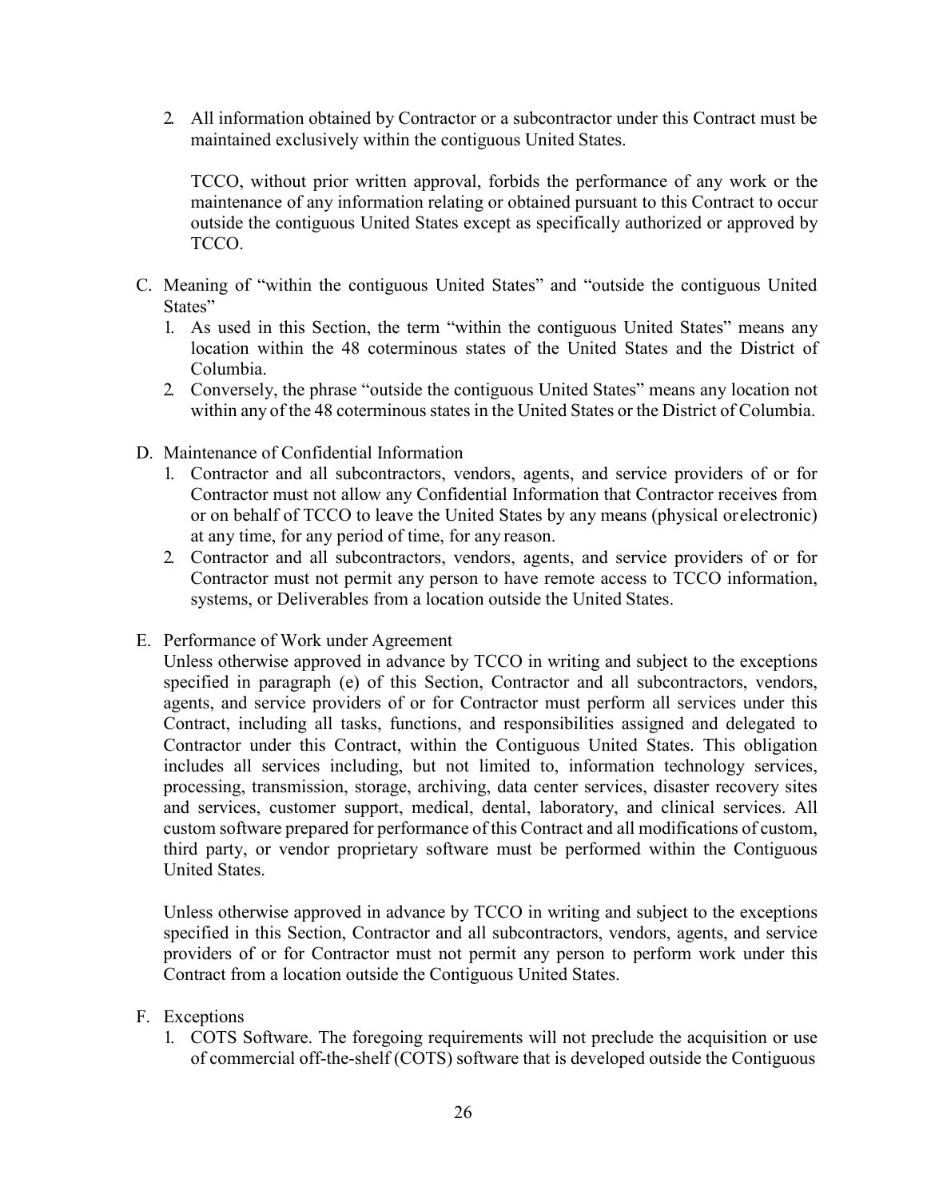2. All information obtained by Contractor or a subcontractor under this Contract must be maintained exclusively within the contiguous United States.

   TCCO, without prior written approval, forbids the performance of any work or the maintenance of any information relating or obtained pursuant to this Contract to occur outside the contiguous United States except as specifically authorized or approved by TCCO.

C. Meaning of "within the contiguous United States" and "outside the contiguous United States"
   1. As used in this Section, the term "within the contiguous United States" means any location within the 48 coterminous states of the United States and the District of Columbia.
   2. Conversely, the phrase "outside the contiguous United States" means any location not within any of the 48 coterminous states in the United States or the District of Columbia.

D. Maintenance of Confidential Information
   1. Contractor and all subcontractors, vendors, agents, and service providers of or for Contractor must not allow any Confidential Information that Contractor receives from or on behalf of TCCO to leave the United States by any means (physical or electronic) at any time, for any period of time, for any reason.
   2. Contractor and all subcontractors, vendors, agents, and service providers of or for Contractor must not permit any person to have remote access to TCCO information, systems, or Deliverables from a location outside the United States.

E. Performance of Work under Agreement

   Unless otherwise approved in advance by TCCO in writing and subject to the exceptions specified in paragraph (e) of this Section, Contractor and all subcontractors, vendors, agents, and service providers of or for Contractor must perform all services under this Contract, including all tasks, functions, and responsibilities assigned and delegated to Contractor under this Contract, within the Contiguous United States. This obligation includes all services including, but not limited to, information technology services, processing, transmission, storage, archiving, data center services, disaster recovery sites and services, customer support, medical, dental, laboratory, and clinical services. All custom software prepared for performance of this Contract and all modifications of custom, third party, or vendor proprietary software must be performed within the Contiguous United States.

   Unless otherwise approved in advance by TCCO in writing and subject to the exceptions specified in this Section, Contractor and all subcontractors, vendors, agents, and service providers of or for Contractor must not permit any person to perform work under this Contract from a location outside the Contiguous United States.

F. Exceptions
   1. COTS Software. The foregoing requirements will not preclude the acquisition or use of commercial off-the-shelf (COTS) software that is developed outside the Contiguous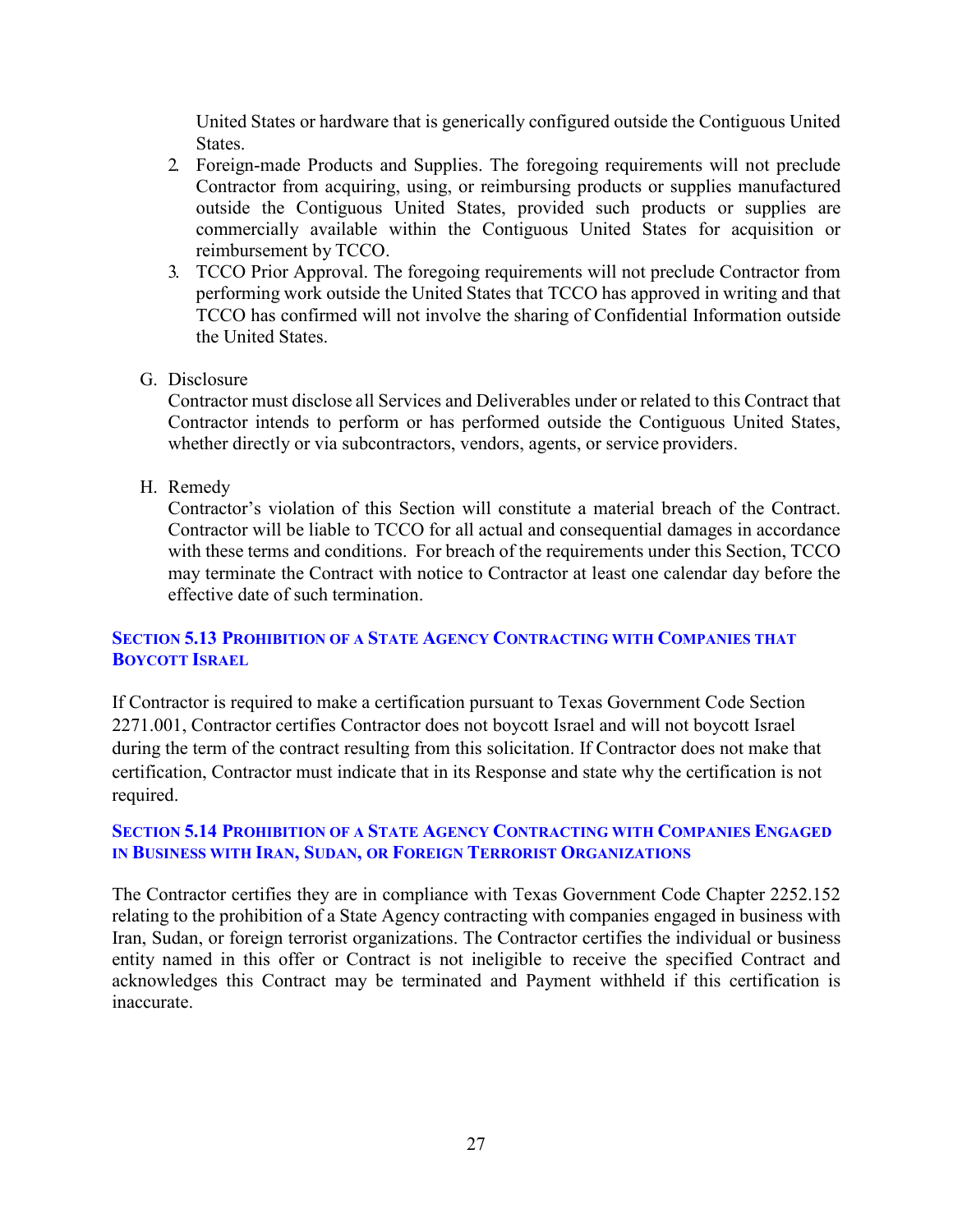United States or hardware that is generically configured outside the Contiguous United States.

2. Foreign-made Products and Supplies. The foregoing requirements will not preclude Contractor from acquiring, using, or reimbursing products or supplies manufactured outside the Contiguous United States, provided such products or supplies are commercially available within the Contiguous United States for acquisition or reimbursement by TCCO.
3. TCCO Prior Approval. The foregoing requirements will not preclude Contractor from performing work outside the United States that TCCO has approved in writing and that TCCO has confirmed will not involve the sharing of Confidential Information outside the United States.

G. Disclosure

Contractor must disclose all Services and Deliverables under or related to this Contract that Contractor intends to perform or has performed outside the Contiguous United States, whether directly or via subcontractors, vendors, agents, or service providers.

H. Remedy

Contractor's violation of this Section will constitute a material breach of the Contract. Contractor will be liable to TCCO for all actual and consequential damages in accordance with these terms and conditions. For breach of the requirements under this Section, TCCO may terminate the Contract with notice to Contractor at least one calendar day before the effective date of such termination.

## Section 5.13 Prohibition of a State Agency Contracting with Companies that Boycott Israel

If Contractor is required to make a certification pursuant to Texas Government Code Section 2271.001, Contractor certifies Contractor does not boycott Israel and will not boycott Israel during the term of the contract resulting from this solicitation. If Contractor does not make that certification, Contractor must indicate that in its Response and state why the certification is not required.

## Section 5.14 Prohibition of a State Agency Contracting with Companies Engaged in Business with Iran, Sudan, or Foreign Terrorist Organizations

The Contractor certifies they are in compliance with Texas Government Code Chapter 2252.152 relating to the prohibition of a State Agency contracting with companies engaged in business with Iran, Sudan, or foreign terrorist organizations. The Contractor certifies the individual or business entity named in this offer or Contract is not ineligible to receive the specified Contract and acknowledges this Contract may be terminated and Payment withheld if this certification is inaccurate.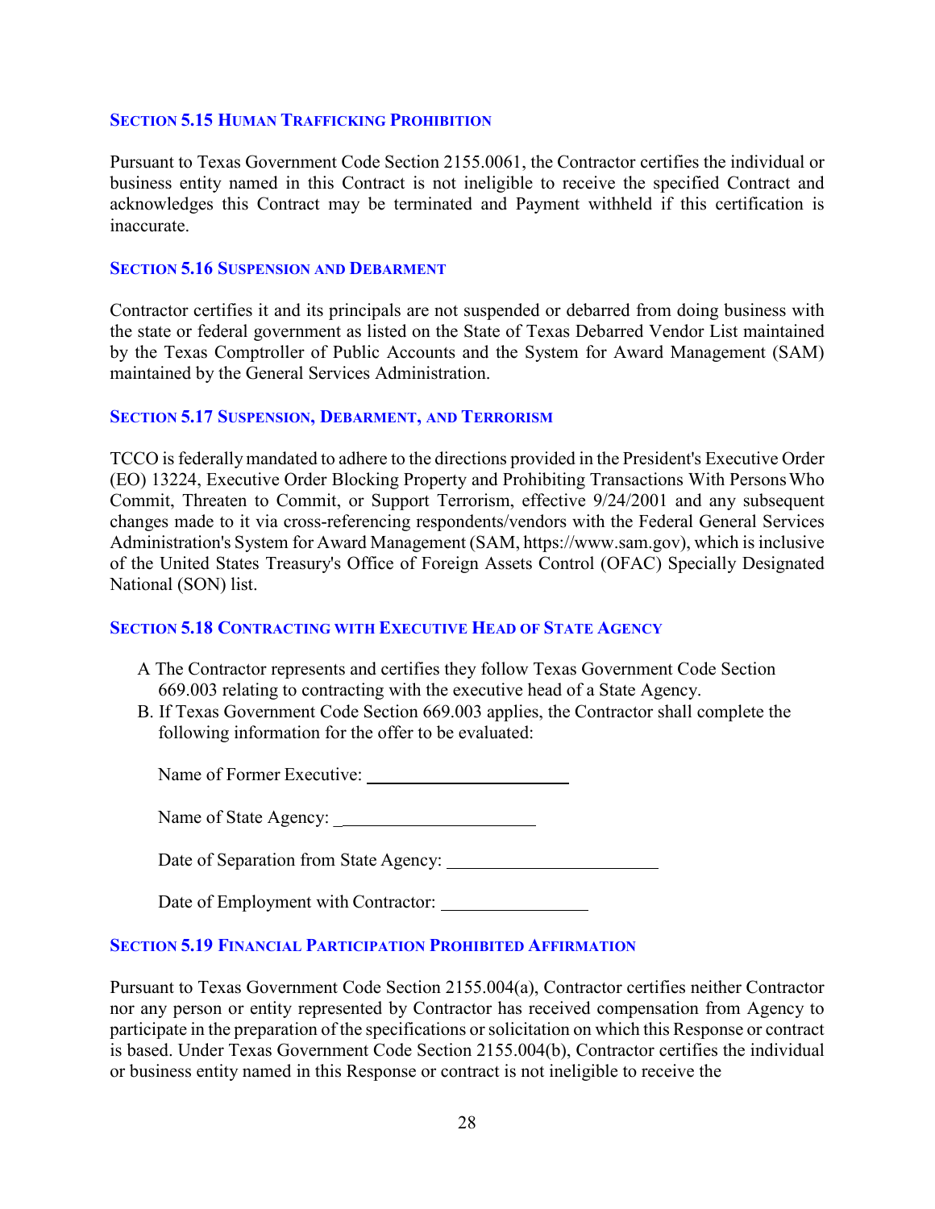### SECTION 5.15 HUMAN TRAFFICKING PROHIBITION

Pursuant to Texas Government Code Section 2155.0061, the Contractor certifies the individual or business entity named in this Contract is not ineligible to receive the specified Contract and acknowledges this Contract may be terminated and Payment withheld if this certification is inaccurate.

### SECTION 5.16 SUSPENSION AND DEBARMENT

Contractor certifies it and its principals are not suspended or debarred from doing business with the state or federal government as listed on the State of Texas Debarred Vendor List maintained by the Texas Comptroller of Public Accounts and the System for Award Management (SAM) maintained by the General Services Administration.

### SECTION 5.17 SUSPENSION, DEBARMENT, AND TERRORISM

TCCO is federally mandated to adhere to the directions provided in the President's Executive Order (EO) 13224, Executive Order Blocking Property and Prohibiting Transactions With Persons Who Commit, Threaten to Commit, or Support Terrorism, effective 9/24/2001 and any subsequent changes made to it via cross-referencing respondents/vendors with the Federal General Services Administration's System for Award Management (SAM, https://www.sam.gov), which is inclusive of the United States Treasury's Office of Foreign Assets Control (OFAC) Specially Designated National (SON) list.

### SECTION 5.18 CONTRACTING WITH EXECUTIVE HEAD OF STATE AGENCY

A The Contractor represents and certifies they follow Texas Government Code Section 669.003 relating to contracting with the executive head of a State Agency.

B. If Texas Government Code Section 669.003 applies, the Contractor shall complete the following information for the offer to be evaluated:

Name of Former Executive: ______________________

Name of State Agency: ______________________

Date of Separation from State Agency: ______________________

Date of Employment with Contractor: ________________

### SECTION 5.19 FINANCIAL PARTICIPATION PROHIBITED AFFIRMATION

Pursuant to Texas Government Code Section 2155.004(a), Contractor certifies neither Contractor nor any person or entity represented by Contractor has received compensation from Agency to participate in the preparation of the specifications or solicitation on which this Response or contract is based. Under Texas Government Code Section 2155.004(b), Contractor certifies the individual or business entity named in this Response or contract is not ineligible to receive the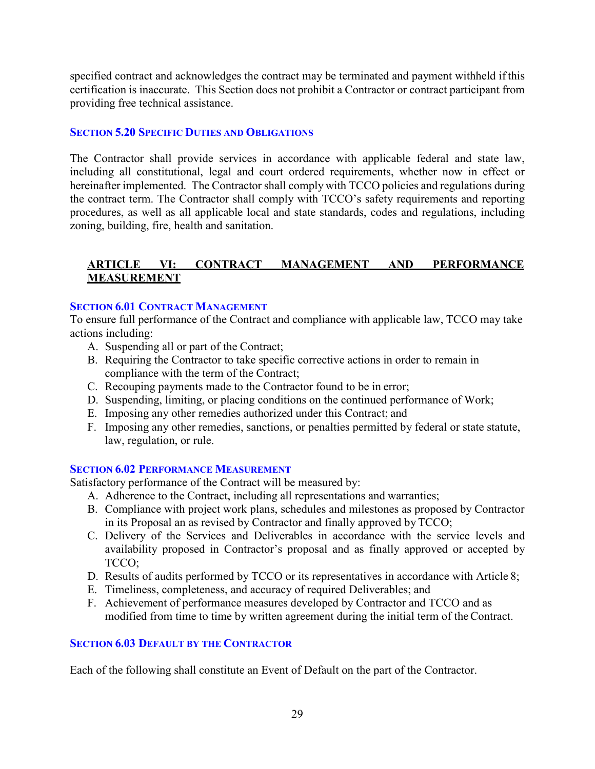specified contract and acknowledges the contract may be terminated and payment withheld if this certification is inaccurate. This Section does not prohibit a Contractor or contract participant from providing free technical assistance.

### Section 5.20 Specific Duties and Obligations

The Contractor shall provide services in accordance with applicable federal and state law, including all constitutional, legal and court ordered requirements, whether now in effect or hereinafter implemented. The Contractor shall comply with TCCO policies and regulations during the contract term. The Contractor shall comply with TCCO's safety requirements and reporting procedures, as well as all applicable local and state standards, codes and regulations, including zoning, building, fire, health and sanitation.

## ARTICLE VI: CONTRACT MANAGEMENT AND PERFORMANCE MEASUREMENT

### Section 6.01 Contract Management

To ensure full performance of the Contract and compliance with applicable law, TCCO may take actions including:

A. Suspending all or part of the Contract;
B. Requiring the Contractor to take specific corrective actions in order to remain in compliance with the term of the Contract;
C. Recouping payments made to the Contractor found to be in error;
D. Suspending, limiting, or placing conditions on the continued performance of Work;
E. Imposing any other remedies authorized under this Contract; and
F. Imposing any other remedies, sanctions, or penalties permitted by federal or state statute, law, regulation, or rule.

### Section 6.02 Performance Measurement

Satisfactory performance of the Contract will be measured by:

A. Adherence to the Contract, including all representations and warranties;
B. Compliance with project work plans, schedules and milestones as proposed by Contractor in its Proposal an as revised by Contractor and finally approved by TCCO;
C. Delivery of the Services and Deliverables in accordance with the service levels and availability proposed in Contractor's proposal and as finally approved or accepted by TCCO;
D. Results of audits performed by TCCO or its representatives in accordance with Article 8;
E. Timeliness, completeness, and accuracy of required Deliverables; and
F. Achievement of performance measures developed by Contractor and TCCO and as modified from time to time by written agreement during the initial term of the Contract.

### Section 6.03 Default by the Contractor

Each of the following shall constitute an Event of Default on the part of the Contractor.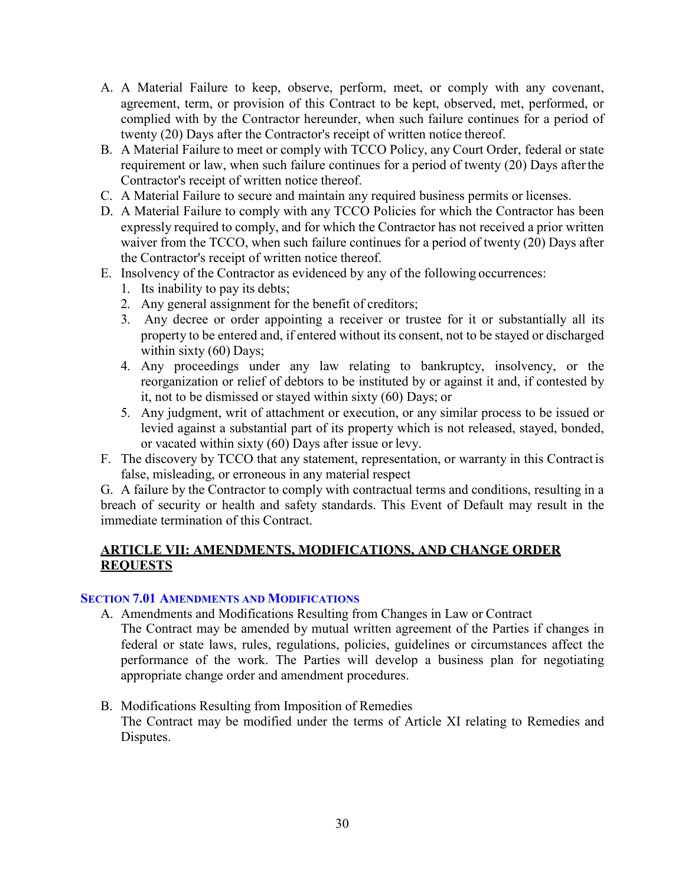A. A Material Failure to keep, observe, perform, meet, or comply with any covenant, agreement, term, or provision of this Contract to be kept, observed, met, performed, or complied with by the Contractor hereunder, when such failure continues for a period of twenty (20) Days after the Contractor's receipt of written notice thereof.
B. A Material Failure to meet or comply with TCCO Policy, any Court Order, federal or state requirement or law, when such failure continues for a period of twenty (20) Days after the Contractor's receipt of written notice thereof.
C. A Material Failure to secure and maintain any required business permits or licenses.
D. A Material Failure to comply with any TCCO Policies for which the Contractor has been expressly required to comply, and for which the Contractor has not received a prior written waiver from the TCCO, when such failure continues for a period of twenty (20) Days after the Contractor's receipt of written notice thereof.
E. Insolvency of the Contractor as evidenced by any of the following occurrences:
   1. Its inability to pay its debts;
   2. Any general assignment for the benefit of creditors;
   3. Any decree or order appointing a receiver or trustee for it or substantially all its property to be entered and, if entered without its consent, not to be stayed or discharged within sixty (60) Days;
   4. Any proceedings under any law relating to bankruptcy, insolvency, or the reorganization or relief of debtors to be instituted by or against it and, if contested by it, not to be dismissed or stayed within sixty (60) Days; or
   5. Any judgment, writ of attachment or execution, or any similar process to be issued or levied against a substantial part of its property which is not released, stayed, bonded, or vacated within sixty (60) Days after issue or levy.
F. The discovery by TCCO that any statement, representation, or warranty in this Contract is false, misleading, or erroneous in any material respect

G. A failure by the Contractor to comply with contractual terms and conditions, resulting in a breach of security or health and safety standards. This Event of Default may result in the immediate termination of this Contract.

## ARTICLE VII: AMENDMENTS, MODIFICATIONS, AND CHANGE ORDER REQUESTS

### SECTION 7.01 AMENDMENTS AND MODIFICATIONS

A. Amendments and Modifications Resulting from Changes in Law or Contract
   The Contract may be amended by mutual written agreement of the Parties if changes in federal or state laws, rules, regulations, policies, guidelines or circumstances affect the performance of the work. The Parties will develop a business plan for negotiating appropriate change order and amendment procedures.

B. Modifications Resulting from Imposition of Remedies
   The Contract may be modified under the terms of Article XI relating to Remedies and Disputes.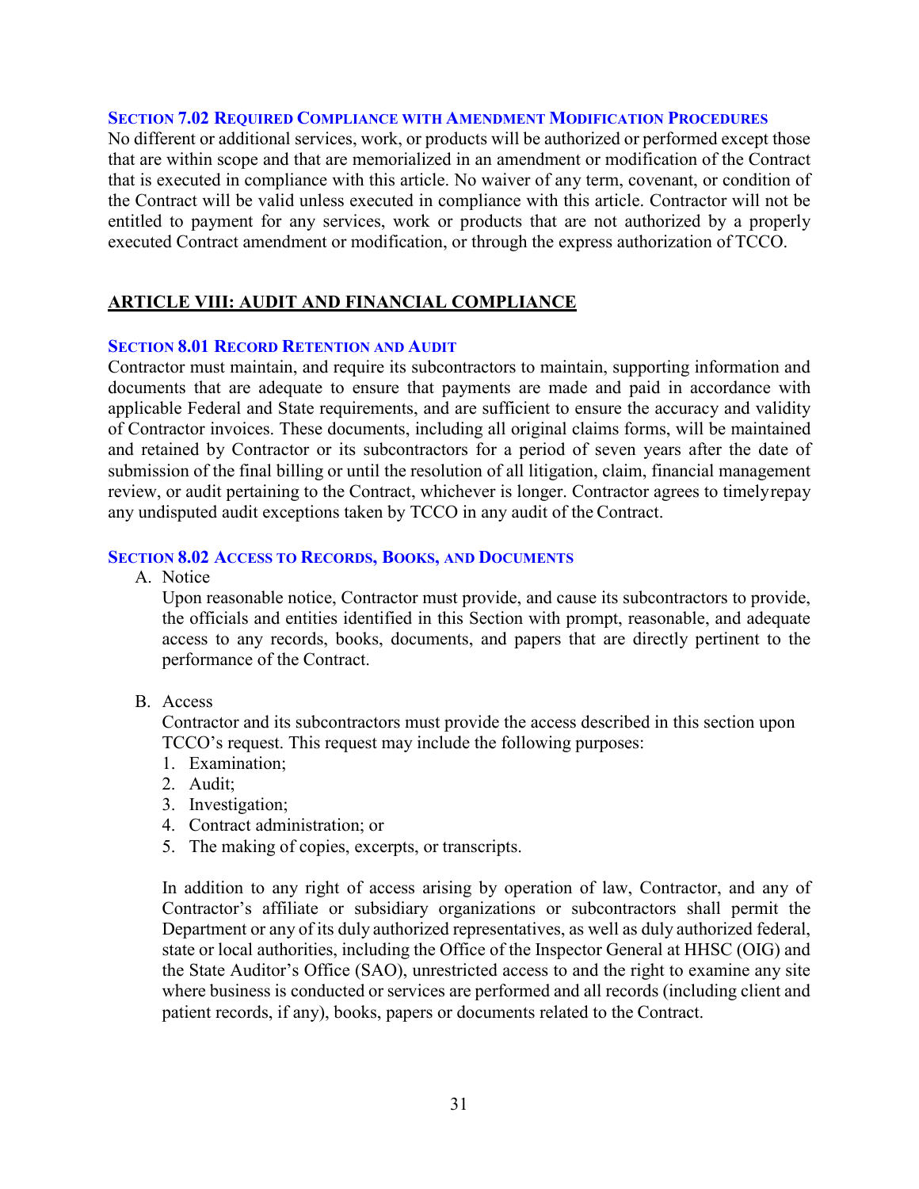### Section 7.02 Required Compliance with Amendment Modification Procedures

No different or additional services, work, or products will be authorized or performed except those that are within scope and that are memorialized in an amendment or modification of the Contract that is executed in compliance with this article. No waiver of any term, covenant, or condition of the Contract will be valid unless executed in compliance with this article. Contractor will not be entitled to payment for any services, work or products that are not authorized by a properly executed Contract amendment or modification, or through the express authorization of TCCO.

## ARTICLE VIII: AUDIT AND FINANCIAL COMPLIANCE

### Section 8.01 Record Retention and Audit

Contractor must maintain, and require its subcontractors to maintain, supporting information and documents that are adequate to ensure that payments are made and paid in accordance with applicable Federal and State requirements, and are sufficient to ensure the accuracy and validity of Contractor invoices. These documents, including all original claims forms, will be maintained and retained by Contractor or its subcontractors for a period of seven years after the date of submission of the final billing or until the resolution of all litigation, claim, financial management review, or audit pertaining to the Contract, whichever is longer. Contractor agrees to timely repay any undisputed audit exceptions taken by TCCO in any audit of the Contract.

### Section 8.02 Access to Records, Books, and Documents

A. Notice

Upon reasonable notice, Contractor must provide, and cause its subcontractors to provide, the officials and entities identified in this Section with prompt, reasonable, and adequate access to any records, books, documents, and papers that are directly pertinent to the performance of the Contract.

B. Access

Contractor and its subcontractors must provide the access described in this section upon TCCO's request. This request may include the following purposes:

1. Examination;
2. Audit;
3. Investigation;
4. Contract administration; or
5. The making of copies, excerpts, or transcripts.

In addition to any right of access arising by operation of law, Contractor, and any of Contractor's affiliate or subsidiary organizations or subcontractors shall permit the Department or any of its duly authorized representatives, as well as duly authorized federal, state or local authorities, including the Office of the Inspector General at HHSC (OIG) and the State Auditor's Office (SAO), unrestricted access to and the right to examine any site where business is conducted or services are performed and all records (including client and patient records, if any), books, papers or documents related to the Contract.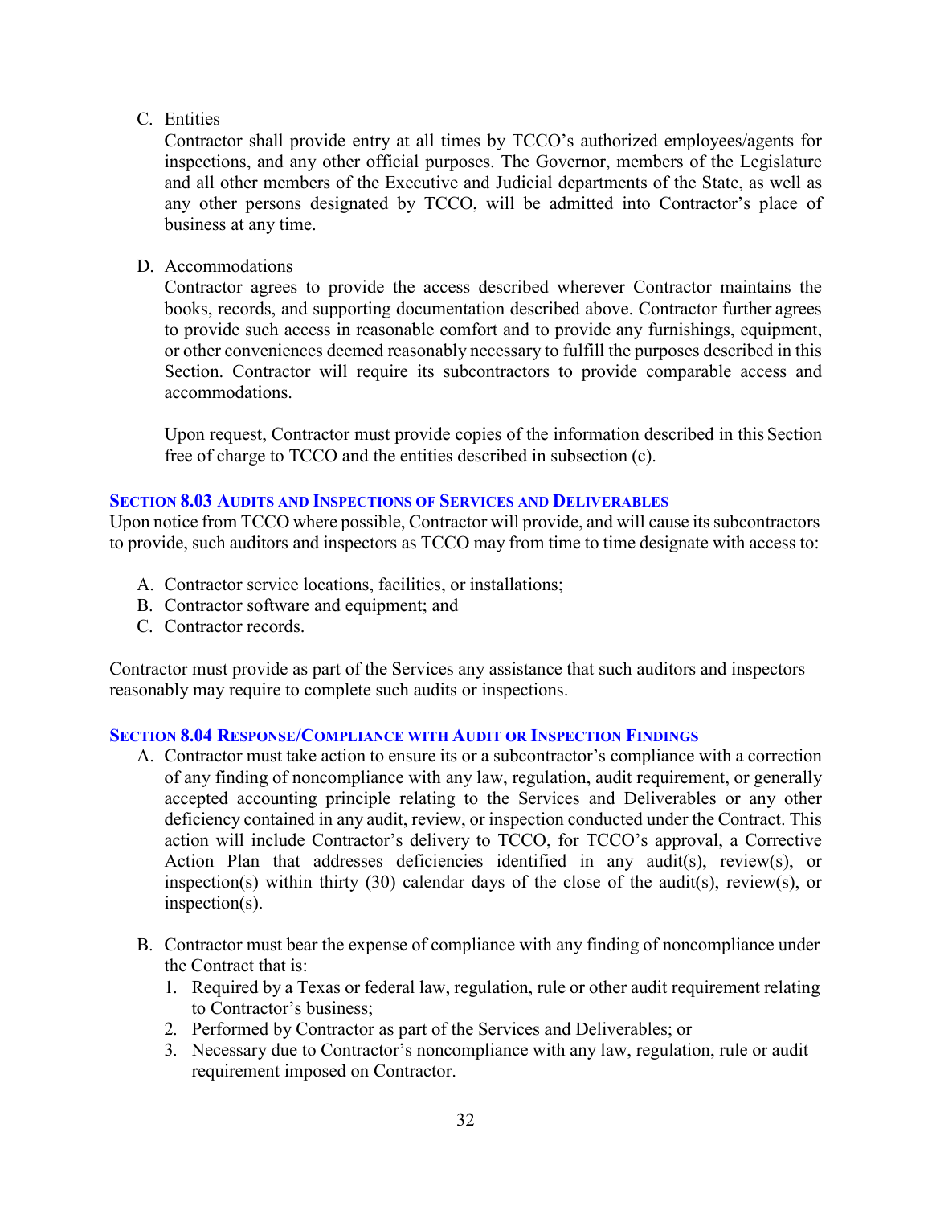C. Entities

   Contractor shall provide entry at all times by TCCO's authorized employees/agents for inspections, and any other official purposes. The Governor, members of the Legislature and all other members of the Executive and Judicial departments of the State, as well as any other persons designated by TCCO, will be admitted into Contractor's place of business at any time.

D. Accommodations

   Contractor agrees to provide the access described wherever Contractor maintains the books, records, and supporting documentation described above. Contractor further agrees to provide such access in reasonable comfort and to provide any furnishings, equipment, or other conveniences deemed reasonably necessary to fulfill the purposes described in this Section. Contractor will require its subcontractors to provide comparable access and accommodations.

   Upon request, Contractor must provide copies of the information described in this Section free of charge to TCCO and the entities described in subsection (c).

### Section 8.03 Audits and Inspections of Services and Deliverables

Upon notice from TCCO where possible, Contractor will provide, and will cause its subcontractors to provide, such auditors and inspectors as TCCO may from time to time designate with access to:

A. Contractor service locations, facilities, or installations;
B. Contractor software and equipment; and
C. Contractor records.

Contractor must provide as part of the Services any assistance that such auditors and inspectors reasonably may require to complete such audits or inspections.

### Section 8.04 Response/Compliance with Audit or Inspection Findings

A. Contractor must take action to ensure its or a subcontractor's compliance with a correction of any finding of noncompliance with any law, regulation, audit requirement, or generally accepted accounting principle relating to the Services and Deliverables or any other deficiency contained in any audit, review, or inspection conducted under the Contract. This action will include Contractor's delivery to TCCO, for TCCO's approval, a Corrective Action Plan that addresses deficiencies identified in any audit(s), review(s), or inspection(s) within thirty (30) calendar days of the close of the audit(s), review(s), or inspection(s).

B. Contractor must bear the expense of compliance with any finding of noncompliance under the Contract that is:
   1. Required by a Texas or federal law, regulation, rule or other audit requirement relating to Contractor's business;
   2. Performed by Contractor as part of the Services and Deliverables; or
   3. Necessary due to Contractor's noncompliance with any law, regulation, rule or audit requirement imposed on Contractor.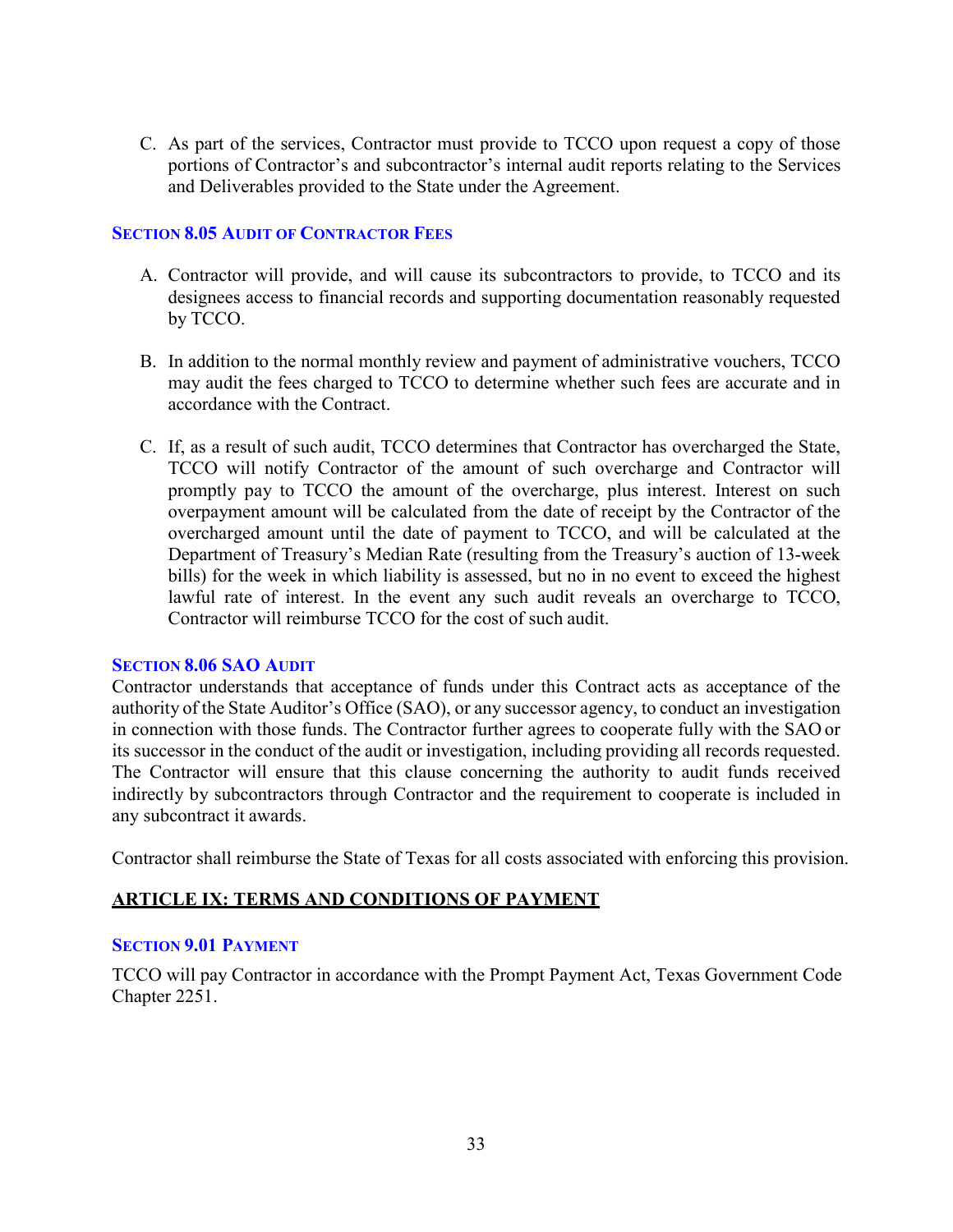C. As part of the services, Contractor must provide to TCCO upon request a copy of those portions of Contractor's and subcontractor's internal audit reports relating to the Services and Deliverables provided to the State under the Agreement.

### SECTION 8.05 AUDIT OF CONTRACTOR FEES

A. Contractor will provide, and will cause its subcontractors to provide, to TCCO and its designees access to financial records and supporting documentation reasonably requested by TCCO.

B. In addition to the normal monthly review and payment of administrative vouchers, TCCO may audit the fees charged to TCCO to determine whether such fees are accurate and in accordance with the Contract.

C. If, as a result of such audit, TCCO determines that Contractor has overcharged the State, TCCO will notify Contractor of the amount of such overcharge and Contractor will promptly pay to TCCO the amount of the overcharge, plus interest. Interest on such overpayment amount will be calculated from the date of receipt by the Contractor of the overcharged amount until the date of payment to TCCO, and will be calculated at the Department of Treasury's Median Rate (resulting from the Treasury's auction of 13-week bills) for the week in which liability is assessed, but no in no event to exceed the highest lawful rate of interest. In the event any such audit reveals an overcharge to TCCO, Contractor will reimburse TCCO for the cost of such audit.

### SECTION 8.06 SAO AUDIT

Contractor understands that acceptance of funds under this Contract acts as acceptance of the authority of the State Auditor's Office (SAO), or any successor agency, to conduct an investigation in connection with those funds. The Contractor further agrees to cooperate fully with the SAO or its successor in the conduct of the audit or investigation, including providing all records requested. The Contractor will ensure that this clause concerning the authority to audit funds received indirectly by subcontractors through Contractor and the requirement to cooperate is included in any subcontract it awards.

Contractor shall reimburse the State of Texas for all costs associated with enforcing this provision.

## ARTICLE IX: TERMS AND CONDITIONS OF PAYMENT

### SECTION 9.01 PAYMENT

TCCO will pay Contractor in accordance with the Prompt Payment Act, Texas Government Code Chapter 2251.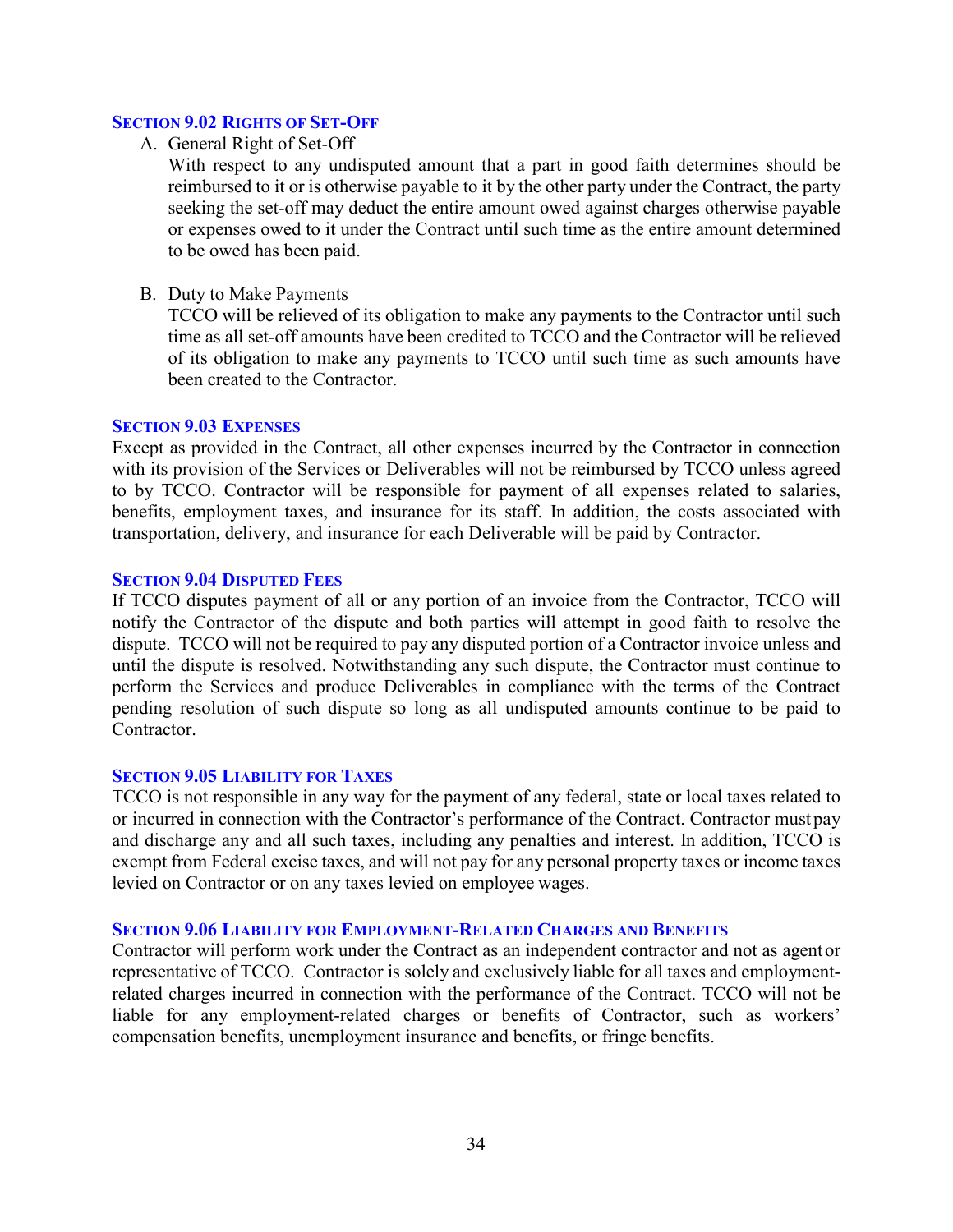### SECTION 9.02 RIGHTS OF SET-OFF

A. General Right of Set-Off

With respect to any undisputed amount that a part in good faith determines should be reimbursed to it or is otherwise payable to it by the other party under the Contract, the party seeking the set-off may deduct the entire amount owed against charges otherwise payable or expenses owed to it under the Contract until such time as the entire amount determined to be owed has been paid.

B. Duty to Make Payments

TCCO will be relieved of its obligation to make any payments to the Contractor until such time as all set-off amounts have been credited to TCCO and the Contractor will be relieved of its obligation to make any payments to TCCO until such time as such amounts have been created to the Contractor.

### SECTION 9.03 EXPENSES

Except as provided in the Contract, all other expenses incurred by the Contractor in connection with its provision of the Services or Deliverables will not be reimbursed by TCCO unless agreed to by TCCO. Contractor will be responsible for payment of all expenses related to salaries, benefits, employment taxes, and insurance for its staff. In addition, the costs associated with transportation, delivery, and insurance for each Deliverable will be paid by Contractor.

### SECTION 9.04 DISPUTED FEES

If TCCO disputes payment of all or any portion of an invoice from the Contractor, TCCO will notify the Contractor of the dispute and both parties will attempt in good faith to resolve the dispute. TCCO will not be required to pay any disputed portion of a Contractor invoice unless and until the dispute is resolved. Notwithstanding any such dispute, the Contractor must continue to perform the Services and produce Deliverables in compliance with the terms of the Contract pending resolution of such dispute so long as all undisputed amounts continue to be paid to Contractor.

### SECTION 9.05 LIABILITY FOR TAXES

TCCO is not responsible in any way for the payment of any federal, state or local taxes related to or incurred in connection with the Contractor's performance of the Contract. Contractor must pay and discharge any and all such taxes, including any penalties and interest. In addition, TCCO is exempt from Federal excise taxes, and will not pay for any personal property taxes or income taxes levied on Contractor or on any taxes levied on employee wages.

### SECTION 9.06 LIABILITY FOR EMPLOYMENT-RELATED CHARGES AND BENEFITS

Contractor will perform work under the Contract as an independent contractor and not as agent or representative of TCCO. Contractor is solely and exclusively liable for all taxes and employment-related charges incurred in connection with the performance of the Contract. TCCO will not be liable for any employment-related charges or benefits of Contractor, such as workers' compensation benefits, unemployment insurance and benefits, or fringe benefits.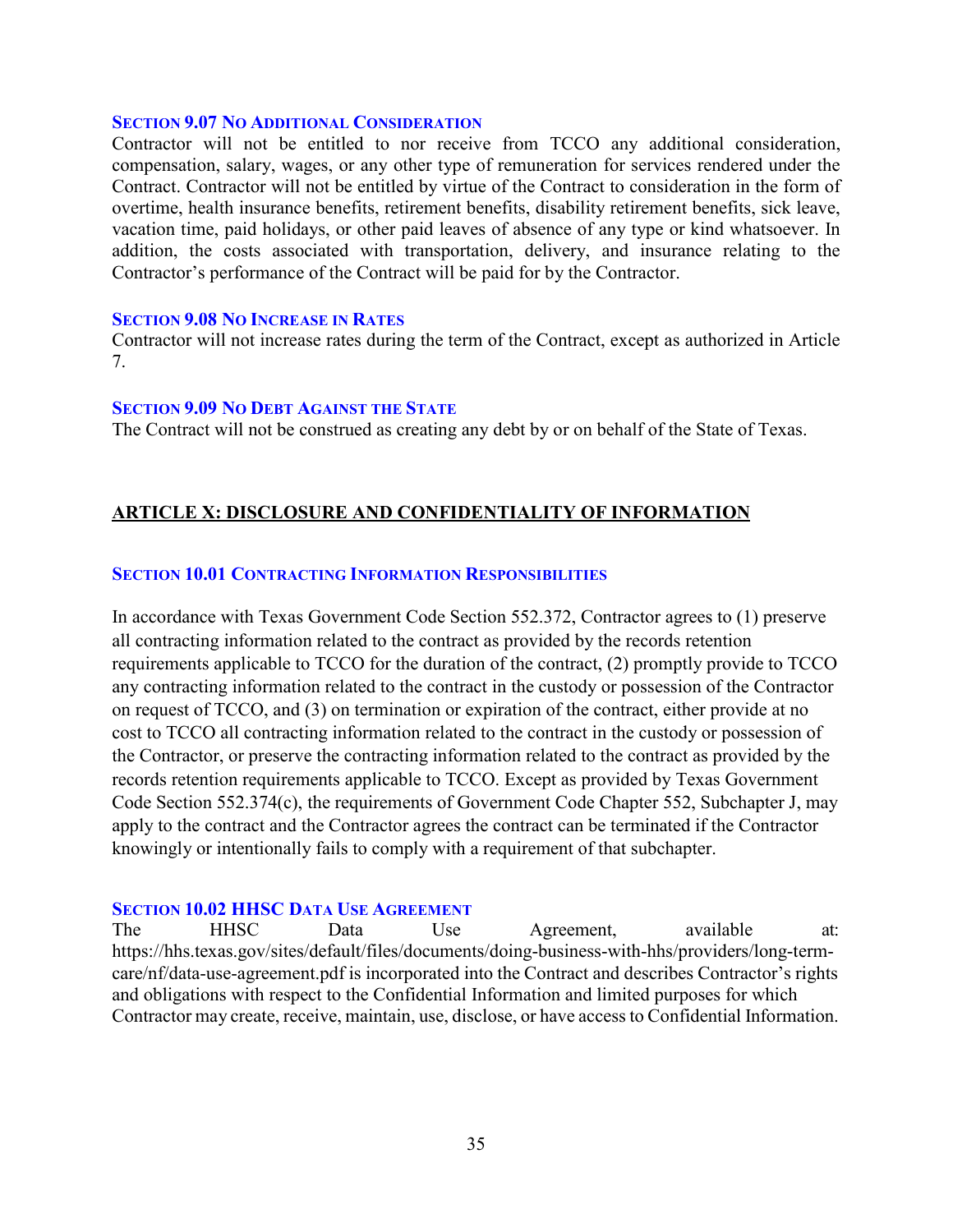### SECTION 9.07 NO ADDITIONAL CONSIDERATION

Contractor will not be entitled to nor receive from TCCO any additional consideration, compensation, salary, wages, or any other type of remuneration for services rendered under the Contract. Contractor will not be entitled by virtue of the Contract to consideration in the form of overtime, health insurance benefits, retirement benefits, disability retirement benefits, sick leave, vacation time, paid holidays, or other paid leaves of absence of any type or kind whatsoever. In addition, the costs associated with transportation, delivery, and insurance relating to the Contractor's performance of the Contract will be paid for by the Contractor.

### SECTION 9.08 NO INCREASE IN RATES

Contractor will not increase rates during the term of the Contract, except as authorized in Article 7.

### SECTION 9.09 NO DEBT AGAINST THE STATE

The Contract will not be construed as creating any debt by or on behalf of the State of Texas.

## ARTICLE X: DISCLOSURE AND CONFIDENTIALITY OF INFORMATION

### SECTION 10.01 CONTRACTING INFORMATION RESPONSIBILITIES

In accordance with Texas Government Code Section 552.372, Contractor agrees to (1) preserve all contracting information related to the contract as provided by the records retention requirements applicable to TCCO for the duration of the contract, (2) promptly provide to TCCO any contracting information related to the contract in the custody or possession of the Contractor on request of TCCO, and (3) on termination or expiration of the contract, either provide at no cost to TCCO all contracting information related to the contract in the custody or possession of the Contractor, or preserve the contracting information related to the contract as provided by the records retention requirements applicable to TCCO. Except as provided by Texas Government Code Section 552.374(c), the requirements of Government Code Chapter 552, Subchapter J, may apply to the contract and the Contractor agrees the contract can be terminated if the Contractor knowingly or intentionally fails to comply with a requirement of that subchapter.

### SECTION 10.02 HHSC DATA USE AGREEMENT

The HHSC Data Use Agreement, available at: https://hhs.texas.gov/sites/default/files/documents/doing-business-with-hhs/providers/long-term-care/nf/data-use-agreement.pdf is incorporated into the Contract and describes Contractor's rights and obligations with respect to the Confidential Information and limited purposes for which Contractor may create, receive, maintain, use, disclose, or have access to Confidential Information.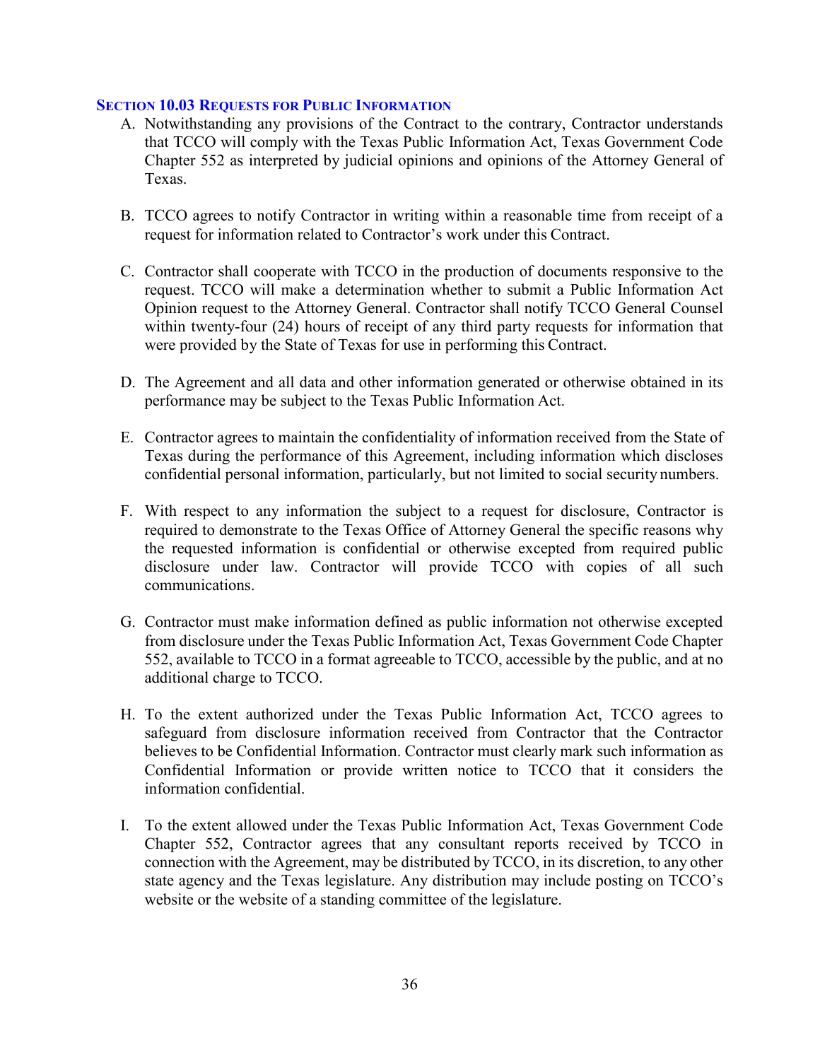### SECTION 10.03 REQUESTS FOR PUBLIC INFORMATION

A. Notwithstanding any provisions of the Contract to the contrary, Contractor understands that TCCO will comply with the Texas Public Information Act, Texas Government Code Chapter 552 as interpreted by judicial opinions and opinions of the Attorney General of Texas.

B. TCCO agrees to notify Contractor in writing within a reasonable time from receipt of a request for information related to Contractor's work under this Contract.

C. Contractor shall cooperate with TCCO in the production of documents responsive to the request. TCCO will make a determination whether to submit a Public Information Act Opinion request to the Attorney General. Contractor shall notify TCCO General Counsel within twenty-four (24) hours of receipt of any third party requests for information that were provided by the State of Texas for use in performing this Contract.

D. The Agreement and all data and other information generated or otherwise obtained in its performance may be subject to the Texas Public Information Act.

E. Contractor agrees to maintain the confidentiality of information received from the State of Texas during the performance of this Agreement, including information which discloses confidential personal information, particularly, but not limited to social security numbers.

F. With respect to any information the subject to a request for disclosure, Contractor is required to demonstrate to the Texas Office of Attorney General the specific reasons why the requested information is confidential or otherwise excepted from required public disclosure under law. Contractor will provide TCCO with copies of all such communications.

G. Contractor must make information defined as public information not otherwise excepted from disclosure under the Texas Public Information Act, Texas Government Code Chapter 552, available to TCCO in a format agreeable to TCCO, accessible by the public, and at no additional charge to TCCO.

H. To the extent authorized under the Texas Public Information Act, TCCO agrees to safeguard from disclosure information received from Contractor that the Contractor believes to be Confidential Information. Contractor must clearly mark such information as Confidential Information or provide written notice to TCCO that it considers the information confidential.

I. To the extent allowed under the Texas Public Information Act, Texas Government Code Chapter 552, Contractor agrees that any consultant reports received by TCCO in connection with the Agreement, may be distributed by TCCO, in its discretion, to any other state agency and the Texas legislature. Any distribution may include posting on TCCO's website or the website of a standing committee of the legislature.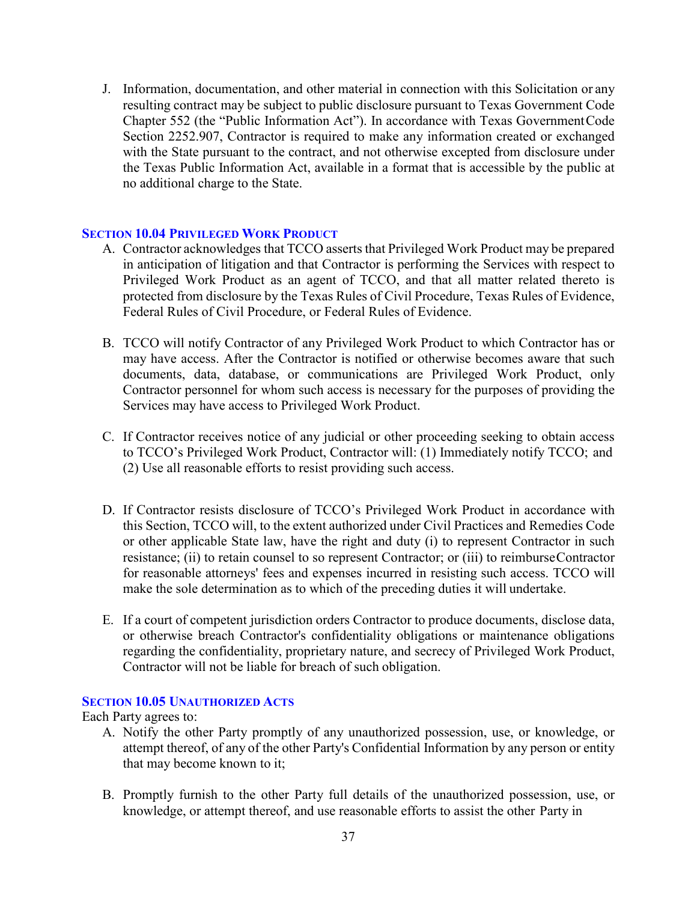J. Information, documentation, and other material in connection with this Solicitation or any resulting contract may be subject to public disclosure pursuant to Texas Government Code Chapter 552 (the "Public Information Act"). In accordance with Texas Government Code Section 2252.907, Contractor is required to make any information created or exchanged with the State pursuant to the contract, and not otherwise excepted from disclosure under the Texas Public Information Act, available in a format that is accessible by the public at no additional charge to the State.

### SECTION 10.04 PRIVILEGED WORK PRODUCT

A. Contractor acknowledges that TCCO asserts that Privileged Work Product may be prepared in anticipation of litigation and that Contractor is performing the Services with respect to Privileged Work Product as an agent of TCCO, and that all matter related thereto is protected from disclosure by the Texas Rules of Civil Procedure, Texas Rules of Evidence, Federal Rules of Civil Procedure, or Federal Rules of Evidence.

B. TCCO will notify Contractor of any Privileged Work Product to which Contractor has or may have access. After the Contractor is notified or otherwise becomes aware that such documents, data, database, or communications are Privileged Work Product, only Contractor personnel for whom such access is necessary for the purposes of providing the Services may have access to Privileged Work Product.

C. If Contractor receives notice of any judicial or other proceeding seeking to obtain access to TCCO's Privileged Work Product, Contractor will: (1) Immediately notify TCCO; and (2) Use all reasonable efforts to resist providing such access.

D. If Contractor resists disclosure of TCCO's Privileged Work Product in accordance with this Section, TCCO will, to the extent authorized under Civil Practices and Remedies Code or other applicable State law, have the right and duty (i) to represent Contractor in such resistance; (ii) to retain counsel to so represent Contractor; or (iii) to reimburse Contractor for reasonable attorneys' fees and expenses incurred in resisting such access. TCCO will make the sole determination as to which of the preceding duties it will undertake.

E. If a court of competent jurisdiction orders Contractor to produce documents, disclose data, or otherwise breach Contractor's confidentiality obligations or maintenance obligations regarding the confidentiality, proprietary nature, and secrecy of Privileged Work Product, Contractor will not be liable for breach of such obligation.

### SECTION 10.05 UNAUTHORIZED ACTS

Each Party agrees to:

A. Notify the other Party promptly of any unauthorized possession, use, or knowledge, or attempt thereof, of any of the other Party's Confidential Information by any person or entity that may become known to it;

B. Promptly furnish to the other Party full details of the unauthorized possession, use, or knowledge, or attempt thereof, and use reasonable efforts to assist the other Party in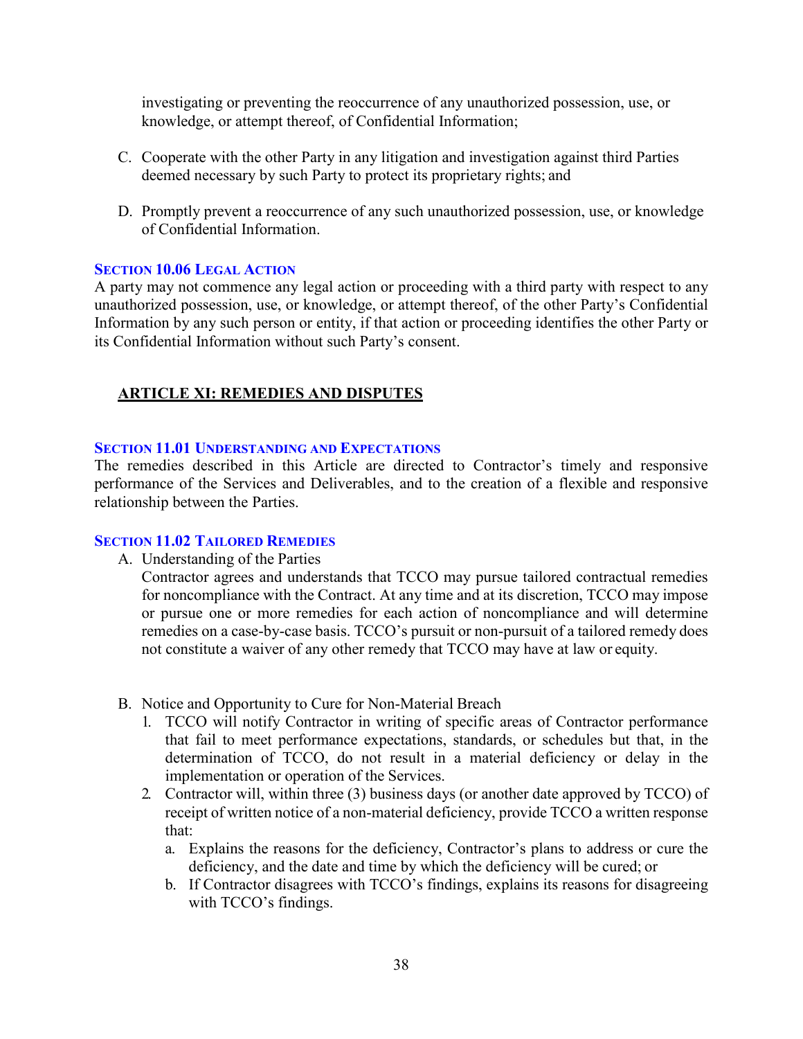investigating or preventing the reoccurrence of any unauthorized possession, use, or knowledge, or attempt thereof, of Confidential Information;

C. Cooperate with the other Party in any litigation and investigation against third Parties deemed necessary by such Party to protect its proprietary rights; and

D. Promptly prevent a reoccurrence of any such unauthorized possession, use, or knowledge of Confidential Information.

### SECTION 10.06 LEGAL ACTION

A party may not commence any legal action or proceeding with a third party with respect to any unauthorized possession, use, or knowledge, or attempt thereof, of the other Party's Confidential Information by any such person or entity, if that action or proceeding identifies the other Party or its Confidential Information without such Party's consent.

## ARTICLE XI: REMEDIES AND DISPUTES

### SECTION 11.01 UNDERSTANDING AND EXPECTATIONS

The remedies described in this Article are directed to Contractor's timely and responsive performance of the Services and Deliverables, and to the creation of a flexible and responsive relationship between the Parties.

### SECTION 11.02 TAILORED REMEDIES

A. Understanding of the Parties

Contractor agrees and understands that TCCO may pursue tailored contractual remedies for noncompliance with the Contract. At any time and at its discretion, TCCO may impose or pursue one or more remedies for each action of noncompliance and will determine remedies on a case-by-case basis. TCCO's pursuit or non-pursuit of a tailored remedy does not constitute a waiver of any other remedy that TCCO may have at law or equity.

B. Notice and Opportunity to Cure for Non-Material Breach

1. TCCO will notify Contractor in writing of specific areas of Contractor performance that fail to meet performance expectations, standards, or schedules but that, in the determination of TCCO, do not result in a material deficiency or delay in the implementation or operation of the Services.
2. Contractor will, within three (3) business days (or another date approved by TCCO) of receipt of written notice of a non-material deficiency, provide TCCO a written response that:
   a. Explains the reasons for the deficiency, Contractor's plans to address or cure the deficiency, and the date and time by which the deficiency will be cured; or
   b. If Contractor disagrees with TCCO's findings, explains its reasons for disagreeing with TCCO's findings.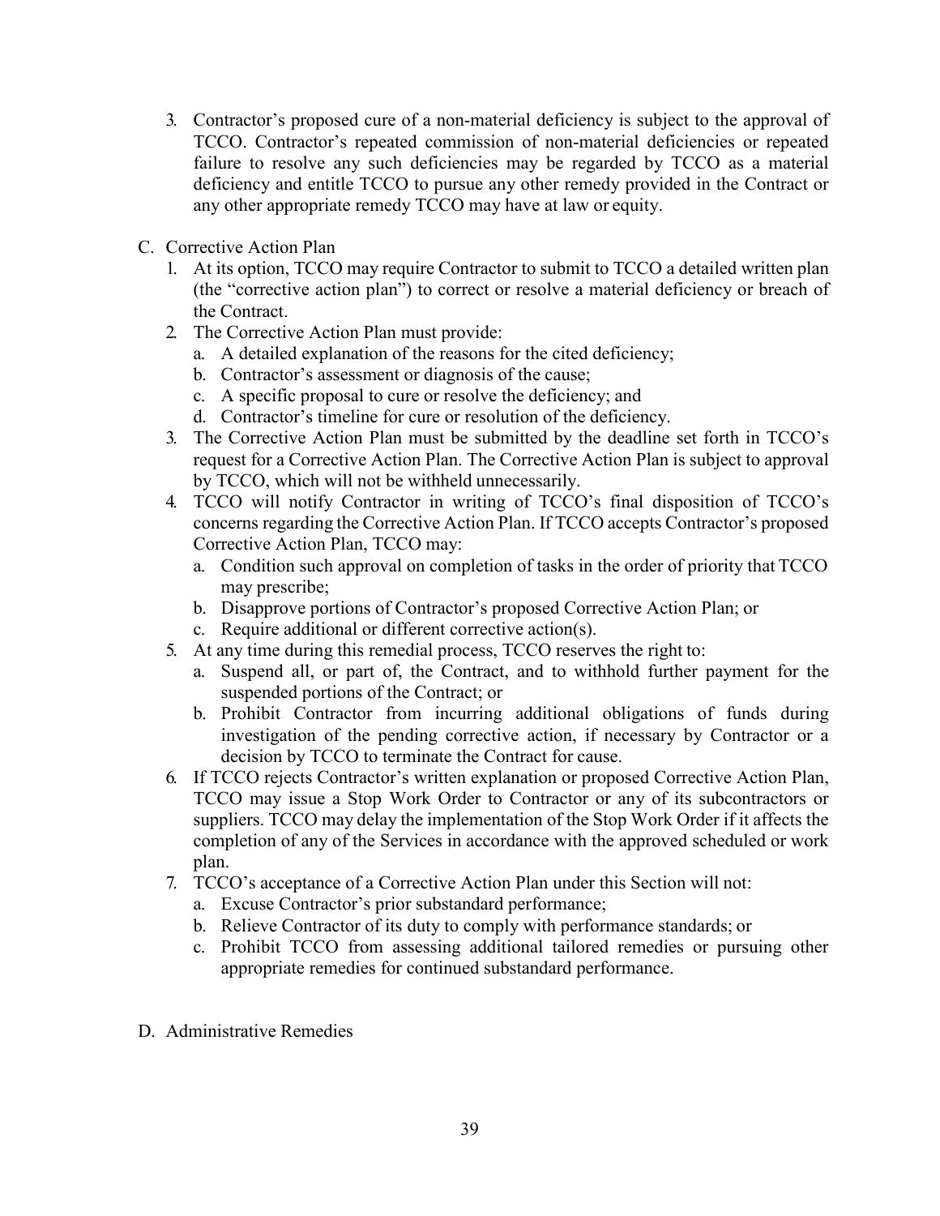3. Contractor's proposed cure of a non-material deficiency is subject to the approval of TCCO. Contractor's repeated commission of non-material deficiencies or repeated failure to resolve any such deficiencies may be regarded by TCCO as a material deficiency and entitle TCCO to pursue any other remedy provided in the Contract or any other appropriate remedy TCCO may have at law or equity.

C. Corrective Action Plan

1. At its option, TCCO may require Contractor to submit to TCCO a detailed written plan (the "corrective action plan") to correct or resolve a material deficiency or breach of the Contract.
2. The Corrective Action Plan must provide:
   a. A detailed explanation of the reasons for the cited deficiency;
   b. Contractor's assessment or diagnosis of the cause;
   c. A specific proposal to cure or resolve the deficiency; and
   d. Contractor's timeline for cure or resolution of the deficiency.
3. The Corrective Action Plan must be submitted by the deadline set forth in TCCO's request for a Corrective Action Plan. The Corrective Action Plan is subject to approval by TCCO, which will not be withheld unnecessarily.
4. TCCO will notify Contractor in writing of TCCO's final disposition of TCCO's concerns regarding the Corrective Action Plan. If TCCO accepts Contractor's proposed Corrective Action Plan, TCCO may:
   a. Condition such approval on completion of tasks in the order of priority that TCCO may prescribe;
   b. Disapprove portions of Contractor's proposed Corrective Action Plan; or
   c. Require additional or different corrective action(s).
5. At any time during this remedial process, TCCO reserves the right to:
   a. Suspend all, or part of, the Contract, and to withhold further payment for the suspended portions of the Contract; or
   b. Prohibit Contractor from incurring additional obligations of funds during investigation of the pending corrective action, if necessary by Contractor or a decision by TCCO to terminate the Contract for cause.
6. If TCCO rejects Contractor's written explanation or proposed Corrective Action Plan, TCCO may issue a Stop Work Order to Contractor or any of its subcontractors or suppliers. TCCO may delay the implementation of the Stop Work Order if it affects the completion of any of the Services in accordance with the approved scheduled or work plan.
7. TCCO's acceptance of a Corrective Action Plan under this Section will not:
   a. Excuse Contractor's prior substandard performance;
   b. Relieve Contractor of its duty to comply with performance standards; or
   c. Prohibit TCCO from assessing additional tailored remedies or pursuing other appropriate remedies for continued substandard performance.

D. Administrative Remedies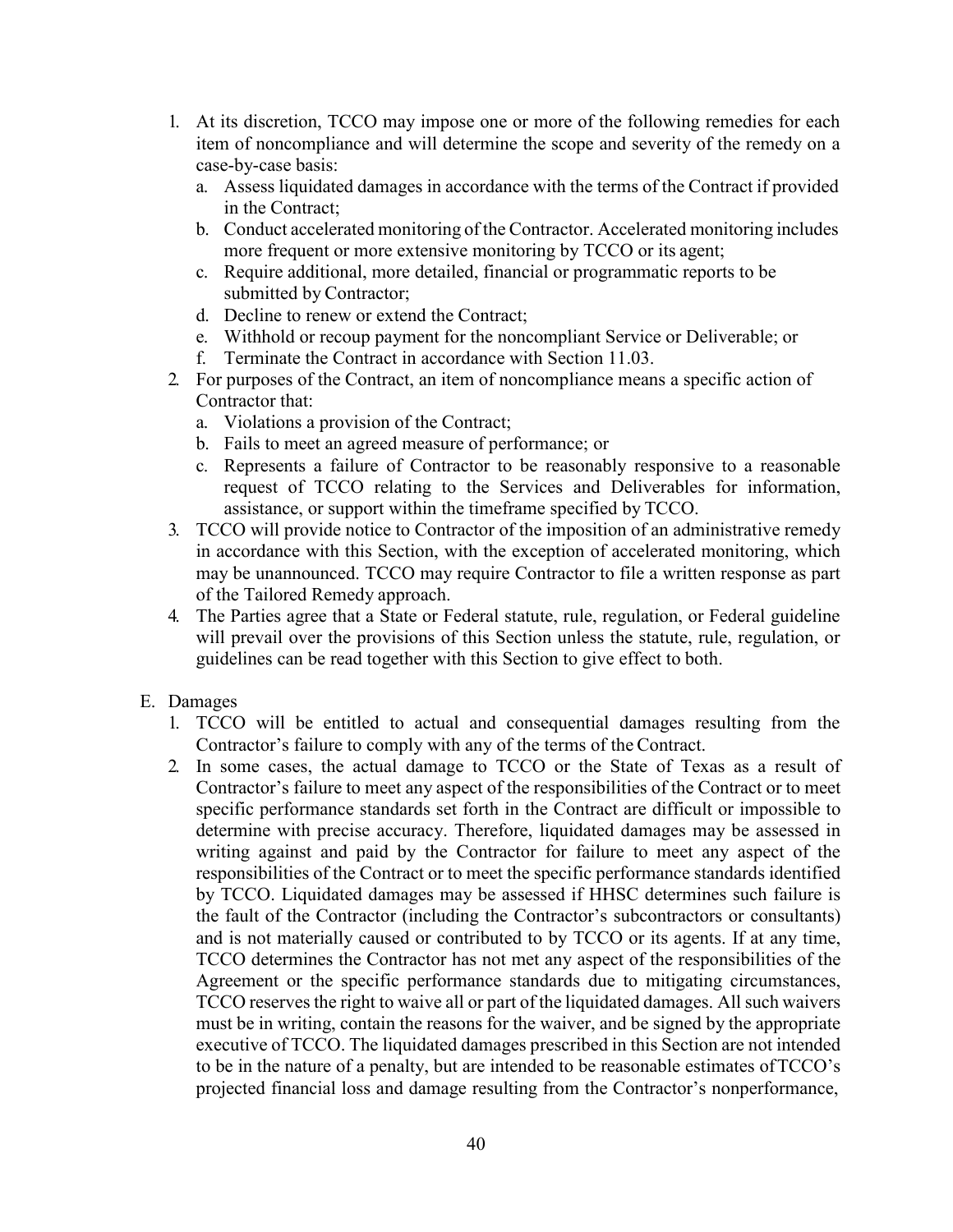1. At its discretion, TCCO may impose one or more of the following remedies for each item of noncompliance and will determine the scope and severity of the remedy on a case-by-case basis:
   a. Assess liquidated damages in accordance with the terms of the Contract if provided in the Contract;
   b. Conduct accelerated monitoring of the Contractor. Accelerated monitoring includes more frequent or more extensive monitoring by TCCO or its agent;
   c. Require additional, more detailed, financial or programmatic reports to be submitted by Contractor;
   d. Decline to renew or extend the Contract;
   e. Withhold or recoup payment for the noncompliant Service or Deliverable; or
   f. Terminate the Contract in accordance with Section 11.03.
2. For purposes of the Contract, an item of noncompliance means a specific action of Contractor that:
   a. Violations a provision of the Contract;
   b. Fails to meet an agreed measure of performance; or
   c. Represents a failure of Contractor to be reasonably responsive to a reasonable request of TCCO relating to the Services and Deliverables for information, assistance, or support within the timeframe specified by TCCO.
3. TCCO will provide notice to Contractor of the imposition of an administrative remedy in accordance with this Section, with the exception of accelerated monitoring, which may be unannounced. TCCO may require Contractor to file a written response as part of the Tailored Remedy approach.
4. The Parties agree that a State or Federal statute, rule, regulation, or Federal guideline will prevail over the provisions of this Section unless the statute, rule, regulation, or guidelines can be read together with this Section to give effect to both.

E. Damages
   1. TCCO will be entitled to actual and consequential damages resulting from the Contractor's failure to comply with any of the terms of the Contract.
   2. In some cases, the actual damage to TCCO or the State of Texas as a result of Contractor's failure to meet any aspect of the responsibilities of the Contract or to meet specific performance standards set forth in the Contract are difficult or impossible to determine with precise accuracy. Therefore, liquidated damages may be assessed in writing against and paid by the Contractor for failure to meet any aspect of the responsibilities of the Contract or to meet the specific performance standards identified by TCCO. Liquidated damages may be assessed if HHSC determines such failure is the fault of the Contractor (including the Contractor's subcontractors or consultants) and is not materially caused or contributed to by TCCO or its agents. If at any time, TCCO determines the Contractor has not met any aspect of the responsibilities of the Agreement or the specific performance standards due to mitigating circumstances, TCCO reserves the right to waive all or part of the liquidated damages. All such waivers must be in writing, contain the reasons for the waiver, and be signed by the appropriate executive of TCCO. The liquidated damages prescribed in this Section are not intended to be in the nature of a penalty, but are intended to be reasonable estimates of TCCO's projected financial loss and damage resulting from the Contractor's nonperformance,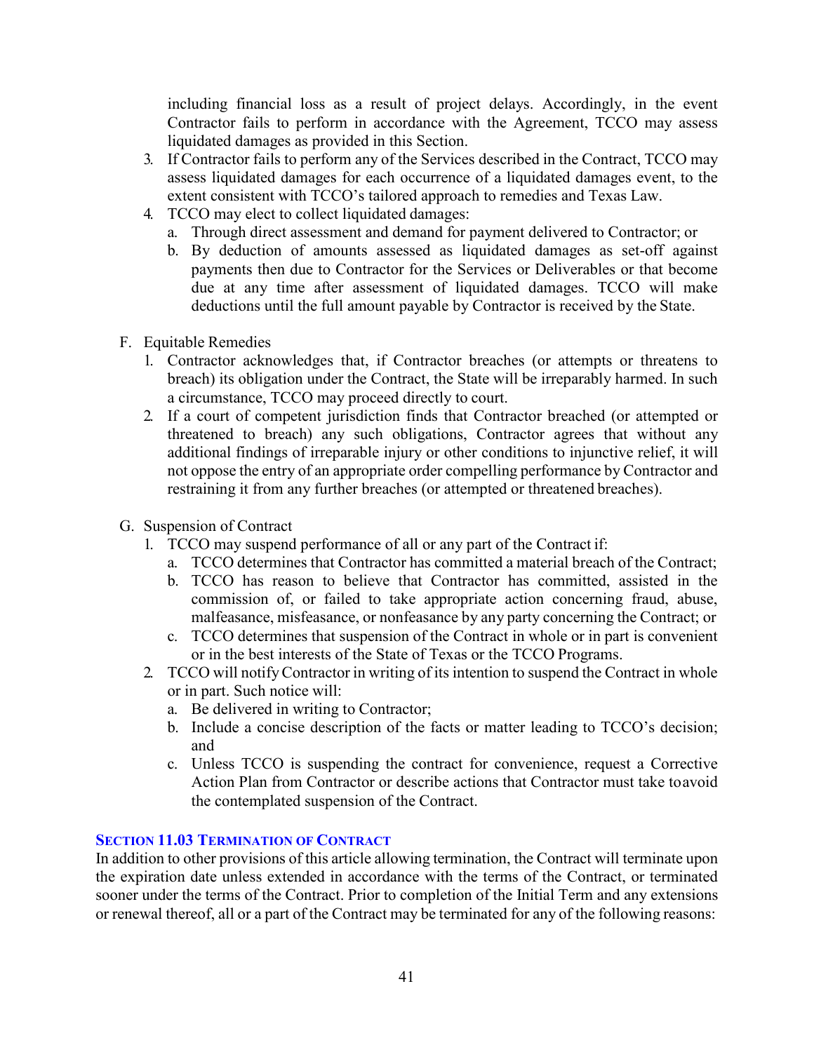including financial loss as a result of project delays. Accordingly, in the event Contractor fails to perform in accordance with the Agreement, TCCO may assess liquidated damages as provided in this Section.

3. If Contractor fails to perform any of the Services described in the Contract, TCCO may assess liquidated damages for each occurrence of a liquidated damages event, to the extent consistent with TCCO's tailored approach to remedies and Texas Law.
4. TCCO may elect to collect liquidated damages:
   a. Through direct assessment and demand for payment delivered to Contractor; or
   b. By deduction of amounts assessed as liquidated damages as set-off against payments then due to Contractor for the Services or Deliverables or that become due at any time after assessment of liquidated damages. TCCO will make deductions until the full amount payable by Contractor is received by the State.

F. Equitable Remedies

1. Contractor acknowledges that, if Contractor breaches (or attempts or threatens to breach) its obligation under the Contract, the State will be irreparably harmed. In such a circumstance, TCCO may proceed directly to court.
2. If a court of competent jurisdiction finds that Contractor breached (or attempted or threatened to breach) any such obligations, Contractor agrees that without any additional findings of irreparable injury or other conditions to injunctive relief, it will not oppose the entry of an appropriate order compelling performance by Contractor and restraining it from any further breaches (or attempted or threatened breaches).

G. Suspension of Contract

1. TCCO may suspend performance of all or any part of the Contract if:
   a. TCCO determines that Contractor has committed a material breach of the Contract;
   b. TCCO has reason to believe that Contractor has committed, assisted in the commission of, or failed to take appropriate action concerning fraud, abuse, malfeasance, misfeasance, or nonfeasance by any party concerning the Contract; or
   c. TCCO determines that suspension of the Contract in whole or in part is convenient or in the best interests of the State of Texas or the TCCO Programs.
2. TCCO will notify Contractor in writing of its intention to suspend the Contract in whole or in part. Such notice will:
   a. Be delivered in writing to Contractor;
   b. Include a concise description of the facts or matter leading to TCCO's decision; and
   c. Unless TCCO is suspending the contract for convenience, request a Corrective Action Plan from Contractor or describe actions that Contractor must take toavoid the contemplated suspension of the Contract.

### SECTION 11.03 TERMINATION OF CONTRACT

In addition to other provisions of this article allowing termination, the Contract will terminate upon the expiration date unless extended in accordance with the terms of the Contract, or terminated sooner under the terms of the Contract. Prior to completion of the Initial Term and any extensions or renewal thereof, all or a part of the Contract may be terminated for any of the following reasons: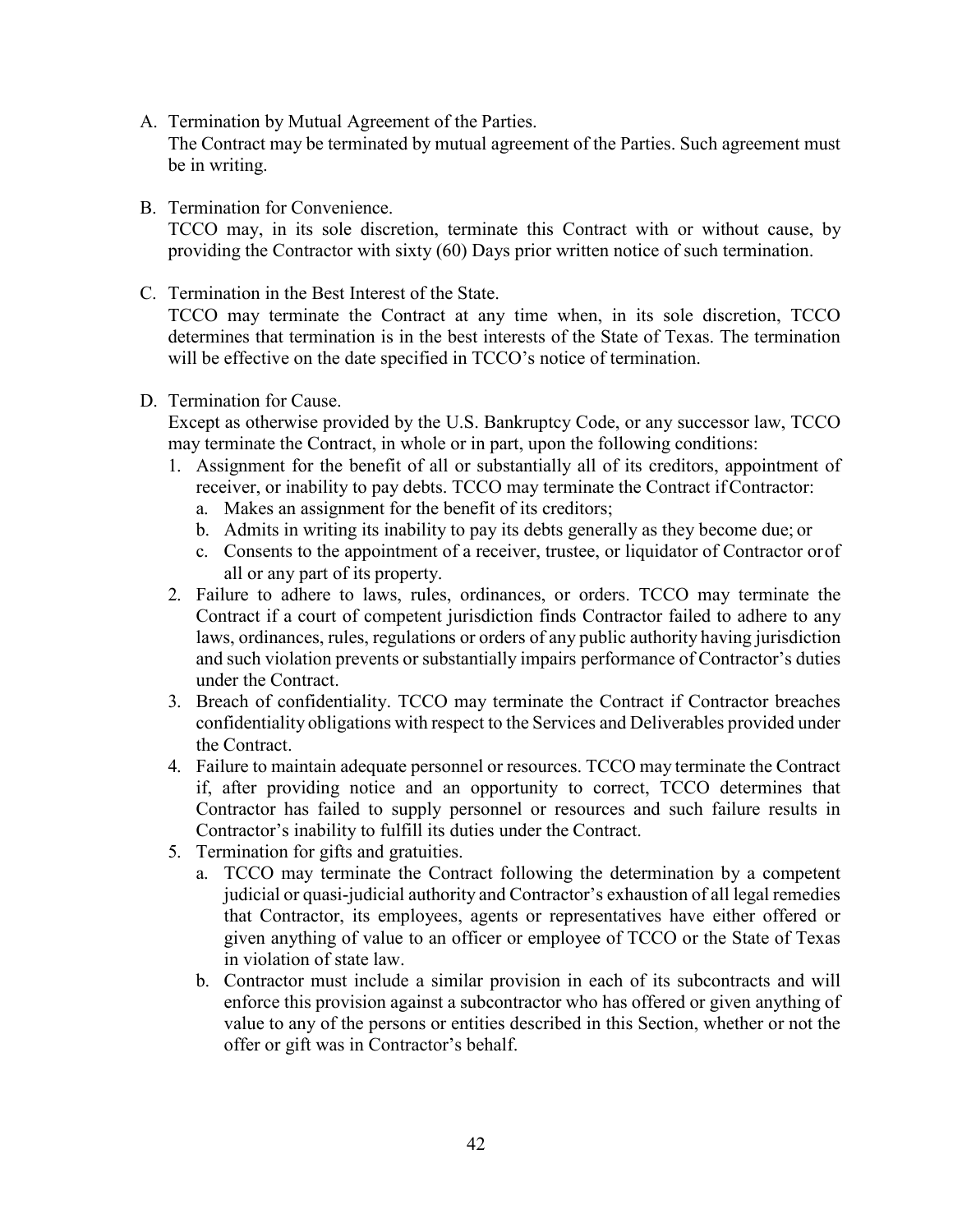A. Termination by Mutual Agreement of the Parties.
   The Contract may be terminated by mutual agreement of the Parties. Such agreement must be in writing.

B. Termination for Convenience.
   TCCO may, in its sole discretion, terminate this Contract with or without cause, by providing the Contractor with sixty (60) Days prior written notice of such termination.

C. Termination in the Best Interest of the State.
   TCCO may terminate the Contract at any time when, in its sole discretion, TCCO determines that termination is in the best interests of the State of Texas. The termination will be effective on the date specified in TCCO's notice of termination.

D. Termination for Cause.
   Except as otherwise provided by the U.S. Bankruptcy Code, or any successor law, TCCO may terminate the Contract, in whole or in part, upon the following conditions:
   1. Assignment for the benefit of all or substantially all of its creditors, appointment of receiver, or inability to pay debts. TCCO may terminate the Contract if Contractor:
      a. Makes an assignment for the benefit of its creditors;
      b. Admits in writing its inability to pay its debts generally as they become due; or
      c. Consents to the appointment of a receiver, trustee, or liquidator of Contractor or of all or any part of its property.
   2. Failure to adhere to laws, rules, ordinances, or orders. TCCO may terminate the Contract if a court of competent jurisdiction finds Contractor failed to adhere to any laws, ordinances, rules, regulations or orders of any public authority having jurisdiction and such violation prevents or substantially impairs performance of Contractor's duties under the Contract.
   3. Breach of confidentiality. TCCO may terminate the Contract if Contractor breaches confidentiality obligations with respect to the Services and Deliverables provided under the Contract.
   4. Failure to maintain adequate personnel or resources. TCCO may terminate the Contract if, after providing notice and an opportunity to correct, TCCO determines that Contractor has failed to supply personnel or resources and such failure results in Contractor's inability to fulfill its duties under the Contract.
   5. Termination for gifts and gratuities.
      a. TCCO may terminate the Contract following the determination by a competent judicial or quasi-judicial authority and Contractor's exhaustion of all legal remedies that Contractor, its employees, agents or representatives have either offered or given anything of value to an officer or employee of TCCO or the State of Texas in violation of state law.
      b. Contractor must include a similar provision in each of its subcontracts and will enforce this provision against a subcontractor who has offered or given anything of value to any of the persons or entities described in this Section, whether or not the offer or gift was in Contractor's behalf.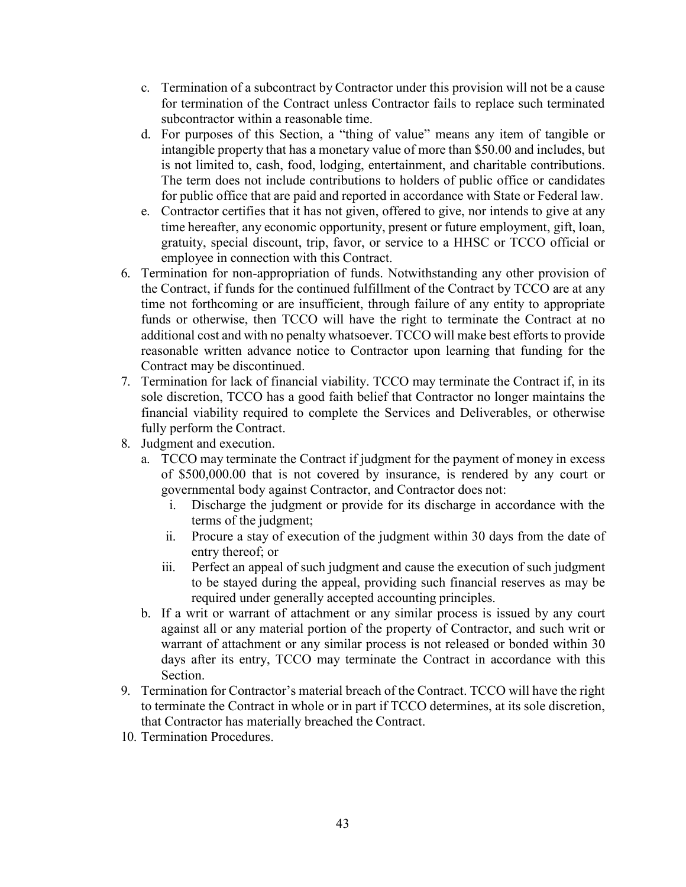c. Termination of a subcontract by Contractor under this provision will not be a cause for termination of the Contract unless Contractor fails to replace such terminated subcontractor within a reasonable time.
   d. For purposes of this Section, a "thing of value" means any item of tangible or intangible property that has a monetary value of more than $50.00 and includes, but is not limited to, cash, food, lodging, entertainment, and charitable contributions. The term does not include contributions to holders of public office or candidates for public office that are paid and reported in accordance with State or Federal law.
   e. Contractor certifies that it has not given, offered to give, nor intends to give at any time hereafter, any economic opportunity, present or future employment, gift, loan, gratuity, special discount, trip, favor, or service to a HHSC or TCCO official or employee in connection with this Contract.

6. Termination for non-appropriation of funds. Notwithstanding any other provision of the Contract, if funds for the continued fulfillment of the Contract by TCCO are at any time not forthcoming or are insufficient, through failure of any entity to appropriate funds or otherwise, then TCCO will have the right to terminate the Contract at no additional cost and with no penalty whatsoever. TCCO will make best efforts to provide reasonable written advance notice to Contractor upon learning that funding for the Contract may be discontinued.
7. Termination for lack of financial viability. TCCO may terminate the Contract if, in its sole discretion, TCCO has a good faith belief that Contractor no longer maintains the financial viability required to complete the Services and Deliverables, or otherwise fully perform the Contract.
8. Judgment and execution.
   a. TCCO may terminate the Contract if judgment for the payment of money in excess of $500,000.00 that is not covered by insurance, is rendered by any court or governmental body against Contractor, and Contractor does not:
      i. Discharge the judgment or provide for its discharge in accordance with the terms of the judgment;
      ii. Procure a stay of execution of the judgment within 30 days from the date of entry thereof; or
      iii. Perfect an appeal of such judgment and cause the execution of such judgment to be stayed during the appeal, providing such financial reserves as may be required under generally accepted accounting principles.
   b. If a writ or warrant of attachment or any similar process is issued by any court against all or any material portion of the property of Contractor, and such writ or warrant of attachment or any similar process is not released or bonded within 30 days after its entry, TCCO may terminate the Contract in accordance with this Section.
9. Termination for Contractor's material breach of the Contract. TCCO will have the right to terminate the Contract in whole or in part if TCCO determines, at its sole discretion, that Contractor has materially breached the Contract.
10. Termination Procedures.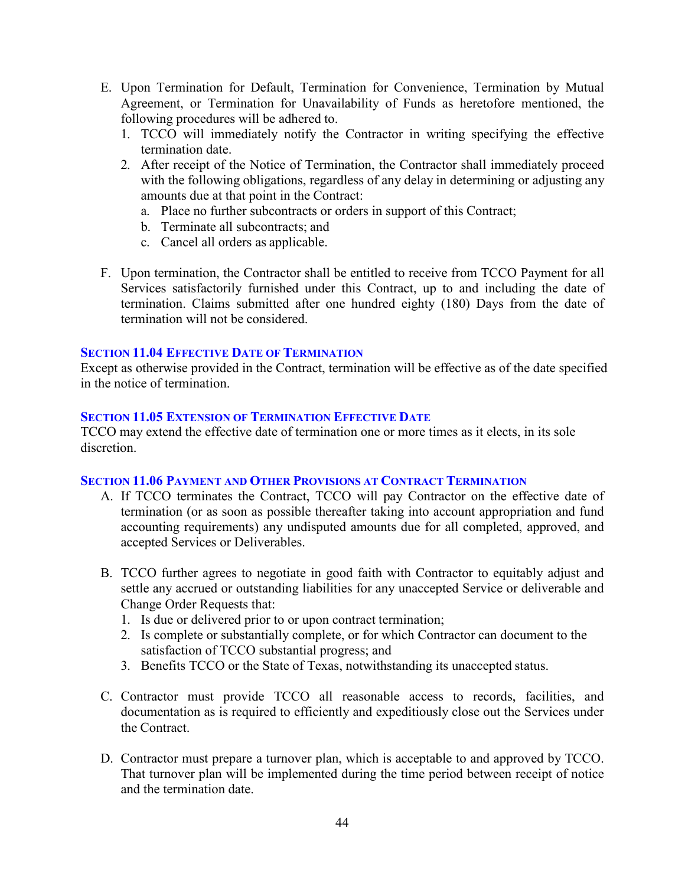E. Upon Termination for Default, Termination for Convenience, Termination by Mutual Agreement, or Termination for Unavailability of Funds as heretofore mentioned, the following procedures will be adhered to.
   1. TCCO will immediately notify the Contractor in writing specifying the effective termination date.
   2. After receipt of the Notice of Termination, the Contractor shall immediately proceed with the following obligations, regardless of any delay in determining or adjusting any amounts due at that point in the Contract:
      a. Place no further subcontracts or orders in support of this Contract;
      b. Terminate all subcontracts; and
      c. Cancel all orders as applicable.

F. Upon termination, the Contractor shall be entitled to receive from TCCO Payment for all Services satisfactorily furnished under this Contract, up to and including the date of termination. Claims submitted after one hundred eighty (180) Days from the date of termination will not be considered.

### SECTION 11.04 EFFECTIVE DATE OF TERMINATION

Except as otherwise provided in the Contract, termination will be effective as of the date specified in the notice of termination.

### SECTION 11.05 EXTENSION OF TERMINATION EFFECTIVE DATE

TCCO may extend the effective date of termination one or more times as it elects, in its sole discretion.

### SECTION 11.06 PAYMENT AND OTHER PROVISIONS AT CONTRACT TERMINATION

A. If TCCO terminates the Contract, TCCO will pay Contractor on the effective date of termination (or as soon as possible thereafter taking into account appropriation and fund accounting requirements) any undisputed amounts due for all completed, approved, and accepted Services or Deliverables.

B. TCCO further agrees to negotiate in good faith with Contractor to equitably adjust and settle any accrued or outstanding liabilities for any unaccepted Service or deliverable and Change Order Requests that:
   1. Is due or delivered prior to or upon contract termination;
   2. Is complete or substantially complete, or for which Contractor can document to the satisfaction of TCCO substantial progress; and
   3. Benefits TCCO or the State of Texas, notwithstanding its unaccepted status.

C. Contractor must provide TCCO all reasonable access to records, facilities, and documentation as is required to efficiently and expeditiously close out the Services under the Contract.

D. Contractor must prepare a turnover plan, which is acceptable to and approved by TCCO. That turnover plan will be implemented during the time period between receipt of notice and the termination date.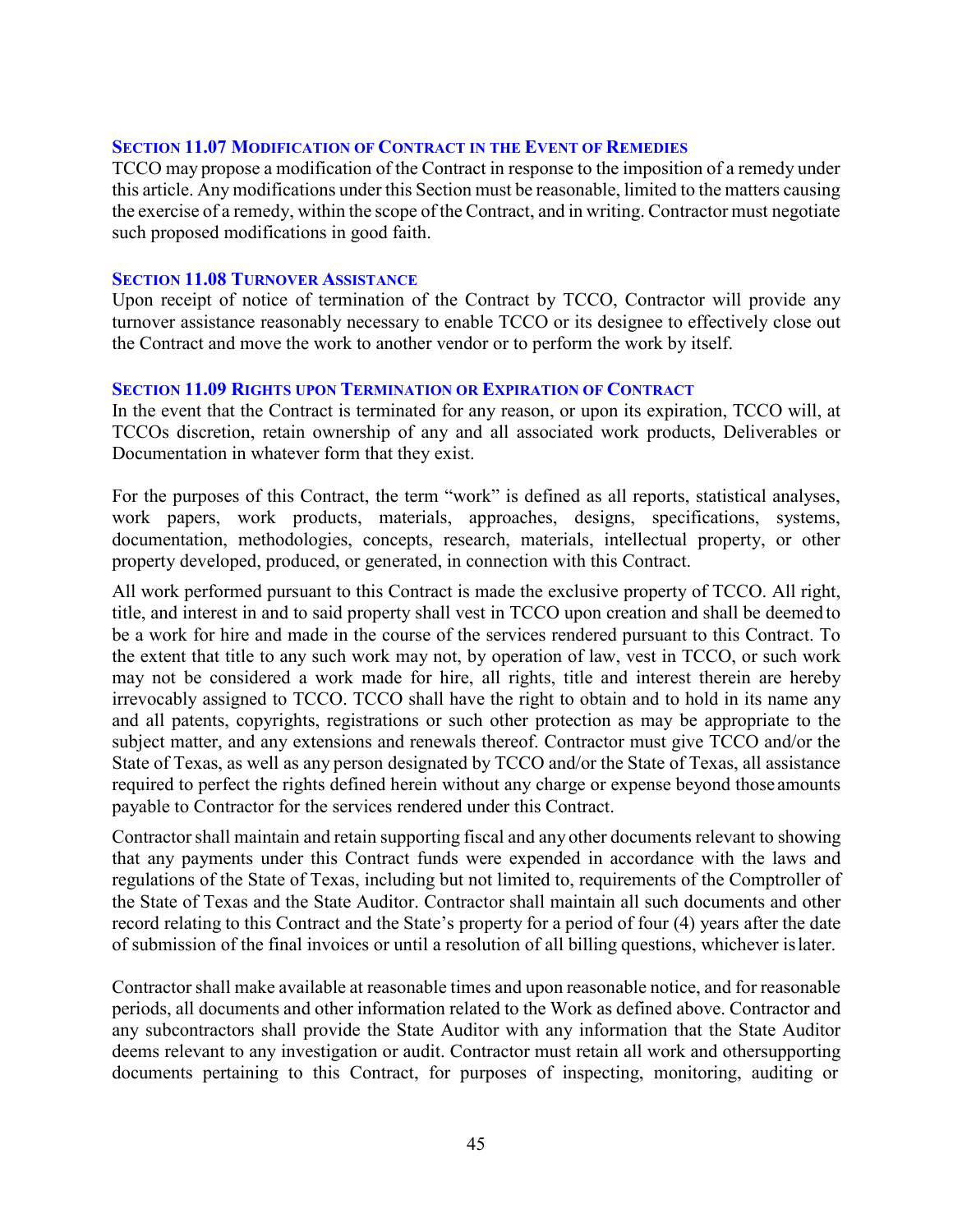### Section 11.07 Modification of Contract in the Event of Remedies

TCCO may propose a modification of the Contract in response to the imposition of a remedy under this article. Any modifications under this Section must be reasonable, limited to the matters causing the exercise of a remedy, within the scope of the Contract, and in writing. Contractor must negotiate such proposed modifications in good faith.

### Section 11.08 Turnover Assistance

Upon receipt of notice of termination of the Contract by TCCO, Contractor will provide any turnover assistance reasonably necessary to enable TCCO or its designee to effectively close out the Contract and move the work to another vendor or to perform the work by itself.

### Section 11.09 Rights upon Termination or Expiration of Contract

In the event that the Contract is terminated for any reason, or upon its expiration, TCCO will, at TCCOs discretion, retain ownership of any and all associated work products, Deliverables or Documentation in whatever form that they exist.

For the purposes of this Contract, the term "work" is defined as all reports, statistical analyses, work papers, work products, materials, approaches, designs, specifications, systems, documentation, methodologies, concepts, research, materials, intellectual property, or other property developed, produced, or generated, in connection with this Contract.

All work performed pursuant to this Contract is made the exclusive property of TCCO. All right, title, and interest in and to said property shall vest in TCCO upon creation and shall be deemed to be a work for hire and made in the course of the services rendered pursuant to this Contract. To the extent that title to any such work may not, by operation of law, vest in TCCO, or such work may not be considered a work made for hire, all rights, title and interest therein are hereby irrevocably assigned to TCCO. TCCO shall have the right to obtain and to hold in its name any and all patents, copyrights, registrations or such other protection as may be appropriate to the subject matter, and any extensions and renewals thereof. Contractor must give TCCO and/or the State of Texas, as well as any person designated by TCCO and/or the State of Texas, all assistance required to perfect the rights defined herein without any charge or expense beyond those amounts payable to Contractor for the services rendered under this Contract.

Contractor shall maintain and retain supporting fiscal and any other documents relevant to showing that any payments under this Contract funds were expended in accordance with the laws and regulations of the State of Texas, including but not limited to, requirements of the Comptroller of the State of Texas and the State Auditor. Contractor shall maintain all such documents and other record relating to this Contract and the State's property for a period of four (4) years after the date of submission of the final invoices or until a resolution of all billing questions, whichever is later.

Contractor shall make available at reasonable times and upon reasonable notice, and for reasonable periods, all documents and other information related to the Work as defined above. Contractor and any subcontractors shall provide the State Auditor with any information that the State Auditor deems relevant to any investigation or audit. Contractor must retain all work and othersupporting documents pertaining to this Contract, for purposes of inspecting, monitoring, auditing or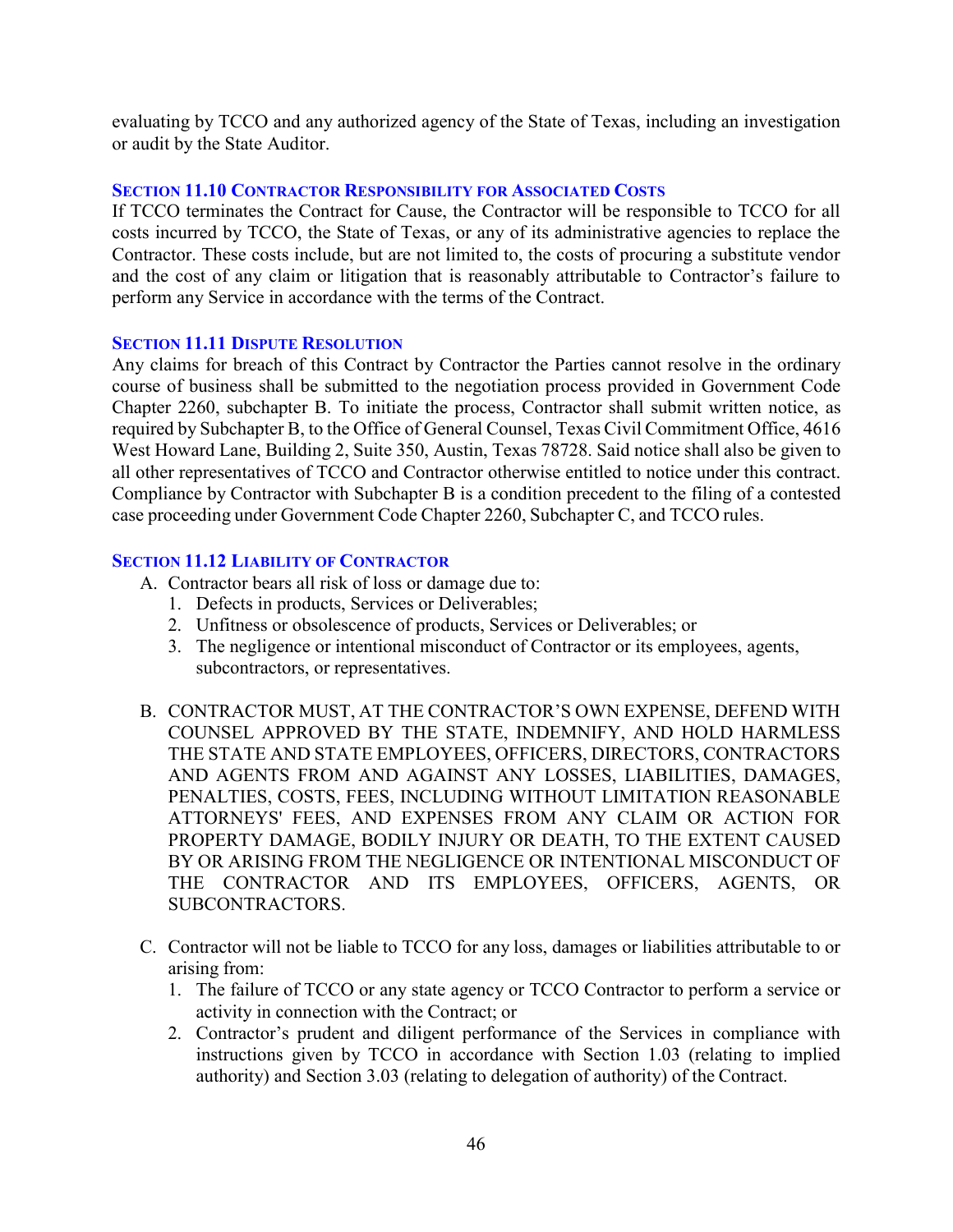evaluating by TCCO and any authorized agency of the State of Texas, including an investigation or audit by the State Auditor.

### Section 11.10 Contractor Responsibility for Associated Costs

If TCCO terminates the Contract for Cause, the Contractor will be responsible to TCCO for all costs incurred by TCCO, the State of Texas, or any of its administrative agencies to replace the Contractor. These costs include, but are not limited to, the costs of procuring a substitute vendor and the cost of any claim or litigation that is reasonably attributable to Contractor's failure to perform any Service in accordance with the terms of the Contract.

### Section 11.11 Dispute Resolution

Any claims for breach of this Contract by Contractor the Parties cannot resolve in the ordinary course of business shall be submitted to the negotiation process provided in Government Code Chapter 2260, subchapter B. To initiate the process, Contractor shall submit written notice, as required by Subchapter B, to the Office of General Counsel, Texas Civil Commitment Office, 4616 West Howard Lane, Building 2, Suite 350, Austin, Texas 78728. Said notice shall also be given to all other representatives of TCCO and Contractor otherwise entitled to notice under this contract. Compliance by Contractor with Subchapter B is a condition precedent to the filing of a contested case proceeding under Government Code Chapter 2260, Subchapter C, and TCCO rules.

### Section 11.12 Liability of Contractor

A. Contractor bears all risk of loss or damage due to:
   1. Defects in products, Services or Deliverables;
   2. Unfitness or obsolescence of products, Services or Deliverables; or
   3. The negligence or intentional misconduct of Contractor or its employees, agents, subcontractors, or representatives.

B. CONTRACTOR MUST, AT THE CONTRACTOR'S OWN EXPENSE, DEFEND WITH COUNSEL APPROVED BY THE STATE, INDEMNIFY, AND HOLD HARMLESS THE STATE AND STATE EMPLOYEES, OFFICERS, DIRECTORS, CONTRACTORS AND AGENTS FROM AND AGAINST ANY LOSSES, LIABILITIES, DAMAGES, PENALTIES, COSTS, FEES, INCLUDING WITHOUT LIMITATION REASONABLE ATTORNEYS' FEES, AND EXPENSES FROM ANY CLAIM OR ACTION FOR PROPERTY DAMAGE, BODILY INJURY OR DEATH, TO THE EXTENT CAUSED BY OR ARISING FROM THE NEGLIGENCE OR INTENTIONAL MISCONDUCT OF THE CONTRACTOR AND ITS EMPLOYEES, OFFICERS, AGENTS, OR SUBCONTRACTORS.

C. Contractor will not be liable to TCCO for any loss, damages or liabilities attributable to or arising from:
   1. The failure of TCCO or any state agency or TCCO Contractor to perform a service or activity in connection with the Contract; or
   2. Contractor's prudent and diligent performance of the Services in compliance with instructions given by TCCO in accordance with Section 1.03 (relating to implied authority) and Section 3.03 (relating to delegation of authority) of the Contract.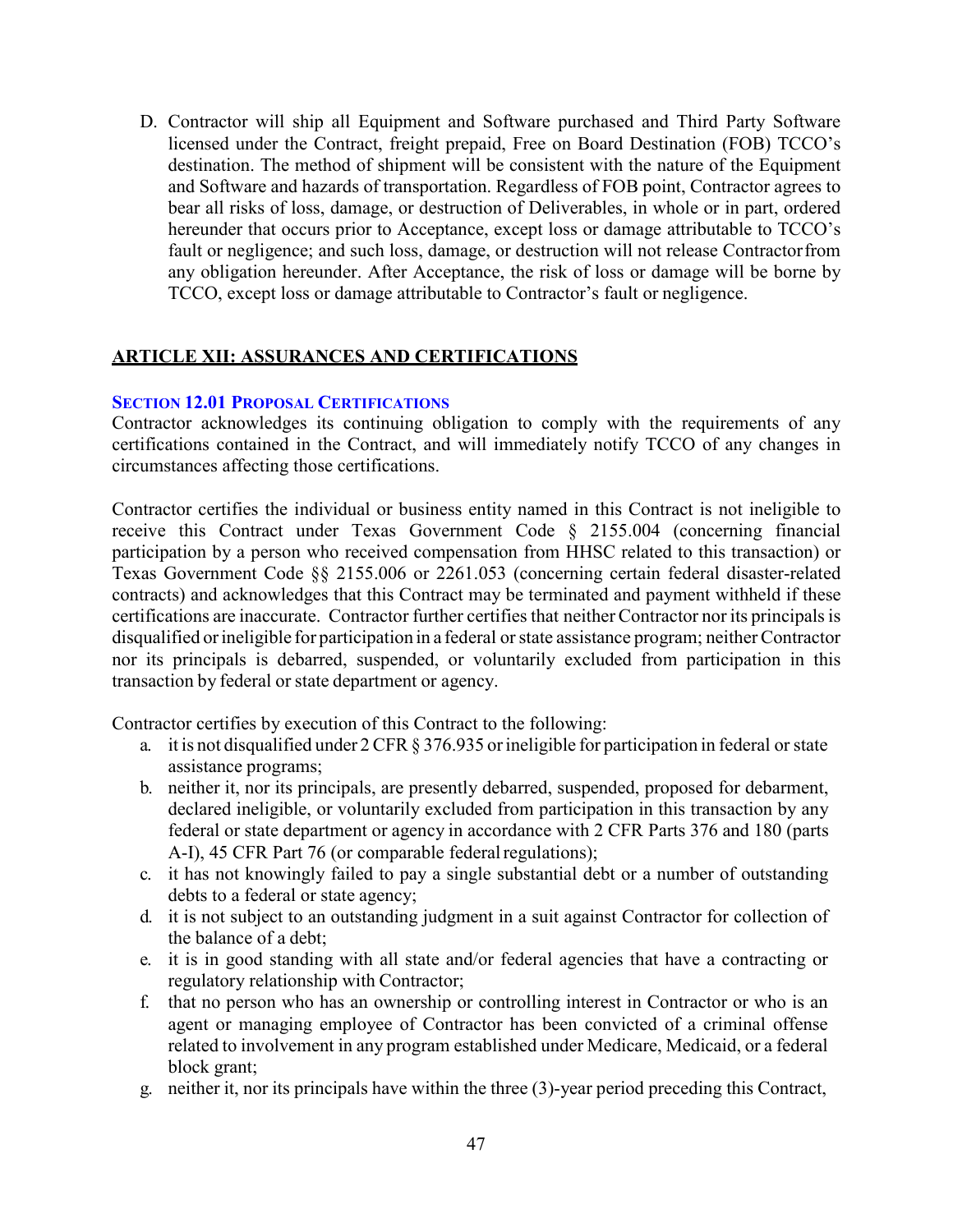D. Contractor will ship all Equipment and Software purchased and Third Party Software licensed under the Contract, freight prepaid, Free on Board Destination (FOB) TCCO's destination. The method of shipment will be consistent with the nature of the Equipment and Software and hazards of transportation. Regardless of FOB point, Contractor agrees to bear all risks of loss, damage, or destruction of Deliverables, in whole or in part, ordered hereunder that occurs prior to Acceptance, except loss or damage attributable to TCCO's fault or negligence; and such loss, damage, or destruction will not release Contractor from any obligation hereunder. After Acceptance, the risk of loss or damage will be borne by TCCO, except loss or damage attributable to Contractor's fault or negligence.

## ARTICLE XII: ASSURANCES AND CERTIFICATIONS

### SECTION 12.01 PROPOSAL CERTIFICATIONS

Contractor acknowledges its continuing obligation to comply with the requirements of any certifications contained in the Contract, and will immediately notify TCCO of any changes in circumstances affecting those certifications.

Contractor certifies the individual or business entity named in this Contract is not ineligible to receive this Contract under Texas Government Code § 2155.004 (concerning financial participation by a person who received compensation from HHSC related to this transaction) or Texas Government Code §§ 2155.006 or 2261.053 (concerning certain federal disaster-related contracts) and acknowledges that this Contract may be terminated and payment withheld if these certifications are inaccurate. Contractor further certifies that neither Contractor nor its principals is disqualified or ineligible for participation in a federal or state assistance program; neither Contractor nor its principals is debarred, suspended, or voluntarily excluded from participation in this transaction by federal or state department or agency.

Contractor certifies by execution of this Contract to the following:

a. it is not disqualified under 2 CFR § 376.935 or ineligible for participation in federal or state assistance programs;
b. neither it, nor its principals, are presently debarred, suspended, proposed for debarment, declared ineligible, or voluntarily excluded from participation in this transaction by any federal or state department or agency in accordance with 2 CFR Parts 376 and 180 (parts A-I), 45 CFR Part 76 (or comparable federal regulations);
c. it has not knowingly failed to pay a single substantial debt or a number of outstanding debts to a federal or state agency;
d. it is not subject to an outstanding judgment in a suit against Contractor for collection of the balance of a debt;
e. it is in good standing with all state and/or federal agencies that have a contracting or regulatory relationship with Contractor;
f. that no person who has an ownership or controlling interest in Contractor or who is an agent or managing employee of Contractor has been convicted of a criminal offense related to involvement in any program established under Medicare, Medicaid, or a federal block grant;
g. neither it, nor its principals have within the three (3)-year period preceding this Contract,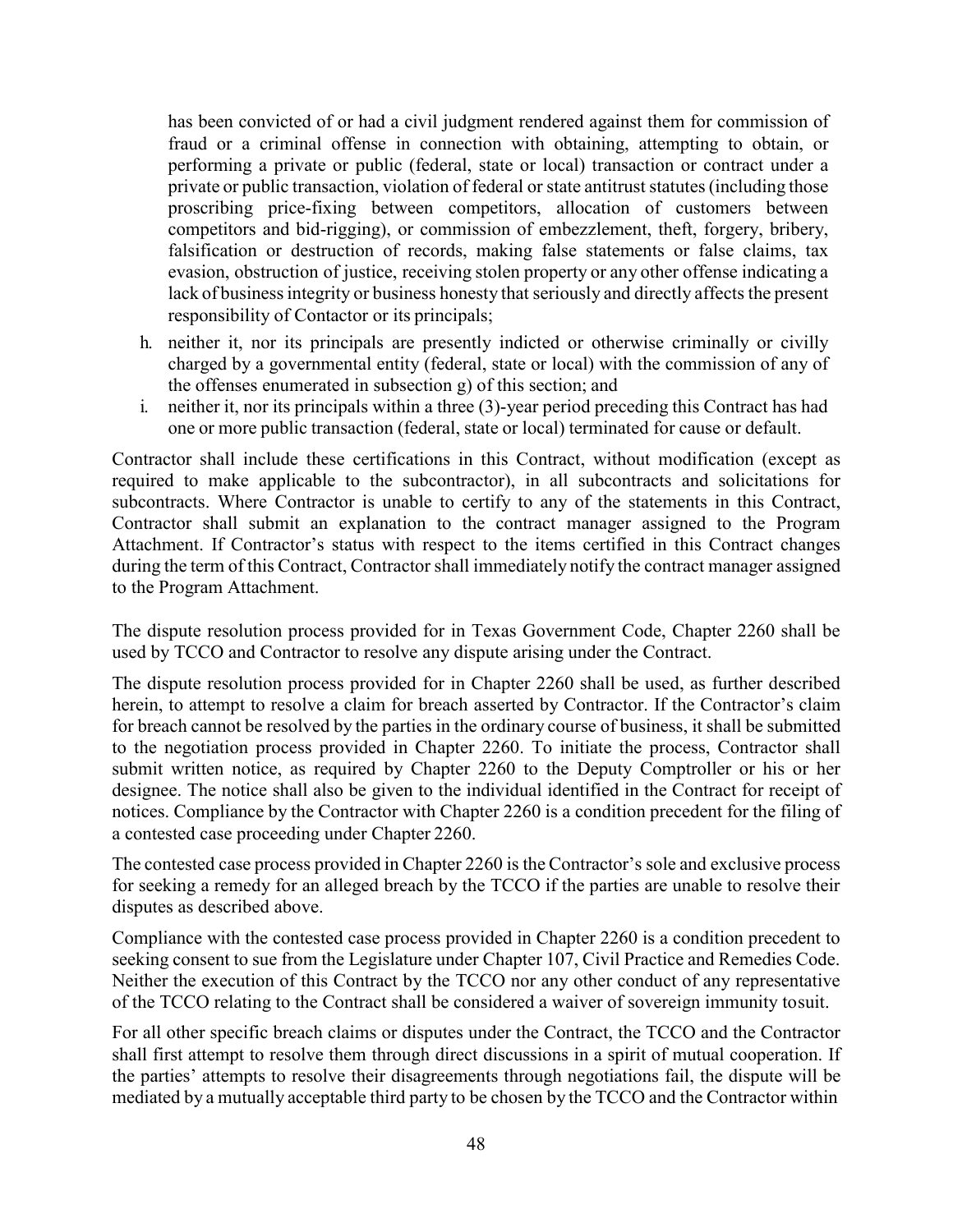has been convicted of or had a civil judgment rendered against them for commission of fraud or a criminal offense in connection with obtaining, attempting to obtain, or performing a private or public (federal, state or local) transaction or contract under a private or public transaction, violation of federal or state antitrust statutes (including those proscribing price-fixing between competitors, allocation of customers between competitors and bid-rigging), or commission of embezzlement, theft, forgery, bribery, falsification or destruction of records, making false statements or false claims, tax evasion, obstruction of justice, receiving stolen property or any other offense indicating a lack of business integrity or business honesty that seriously and directly affects the present responsibility of Contactor or its principals;

h. neither it, nor its principals are presently indicted or otherwise criminally or civilly charged by a governmental entity (federal, state or local) with the commission of any of the offenses enumerated in subsection g) of this section; and
i. neither it, nor its principals within a three (3)-year period preceding this Contract has had one or more public transaction (federal, state or local) terminated for cause or default.

Contractor shall include these certifications in this Contract, without modification (except as required to make applicable to the subcontractor), in all subcontracts and solicitations for subcontracts. Where Contractor is unable to certify to any of the statements in this Contract, Contractor shall submit an explanation to the contract manager assigned to the Program Attachment. If Contractor's status with respect to the items certified in this Contract changes during the term of this Contract, Contractor shall immediately notify the contract manager assigned to the Program Attachment.

The dispute resolution process provided for in Texas Government Code, Chapter 2260 shall be used by TCCO and Contractor to resolve any dispute arising under the Contract.

The dispute resolution process provided for in Chapter 2260 shall be used, as further described herein, to attempt to resolve a claim for breach asserted by Contractor. If the Contractor's claim for breach cannot be resolved by the parties in the ordinary course of business, it shall be submitted to the negotiation process provided in Chapter 2260. To initiate the process, Contractor shall submit written notice, as required by Chapter 2260 to the Deputy Comptroller or his or her designee. The notice shall also be given to the individual identified in the Contract for receipt of notices. Compliance by the Contractor with Chapter 2260 is a condition precedent for the filing of a contested case proceeding under Chapter 2260.

The contested case process provided in Chapter 2260 is the Contractor's sole and exclusive process for seeking a remedy for an alleged breach by the TCCO if the parties are unable to resolve their disputes as described above.

Compliance with the contested case process provided in Chapter 2260 is a condition precedent to seeking consent to sue from the Legislature under Chapter 107, Civil Practice and Remedies Code. Neither the execution of this Contract by the TCCO nor any other conduct of any representative of the TCCO relating to the Contract shall be considered a waiver of sovereign immunity tosuit.

For all other specific breach claims or disputes under the Contract, the TCCO and the Contractor shall first attempt to resolve them through direct discussions in a spirit of mutual cooperation. If the parties' attempts to resolve their disagreements through negotiations fail, the dispute will be mediated by a mutually acceptable third party to be chosen by the TCCO and the Contractor within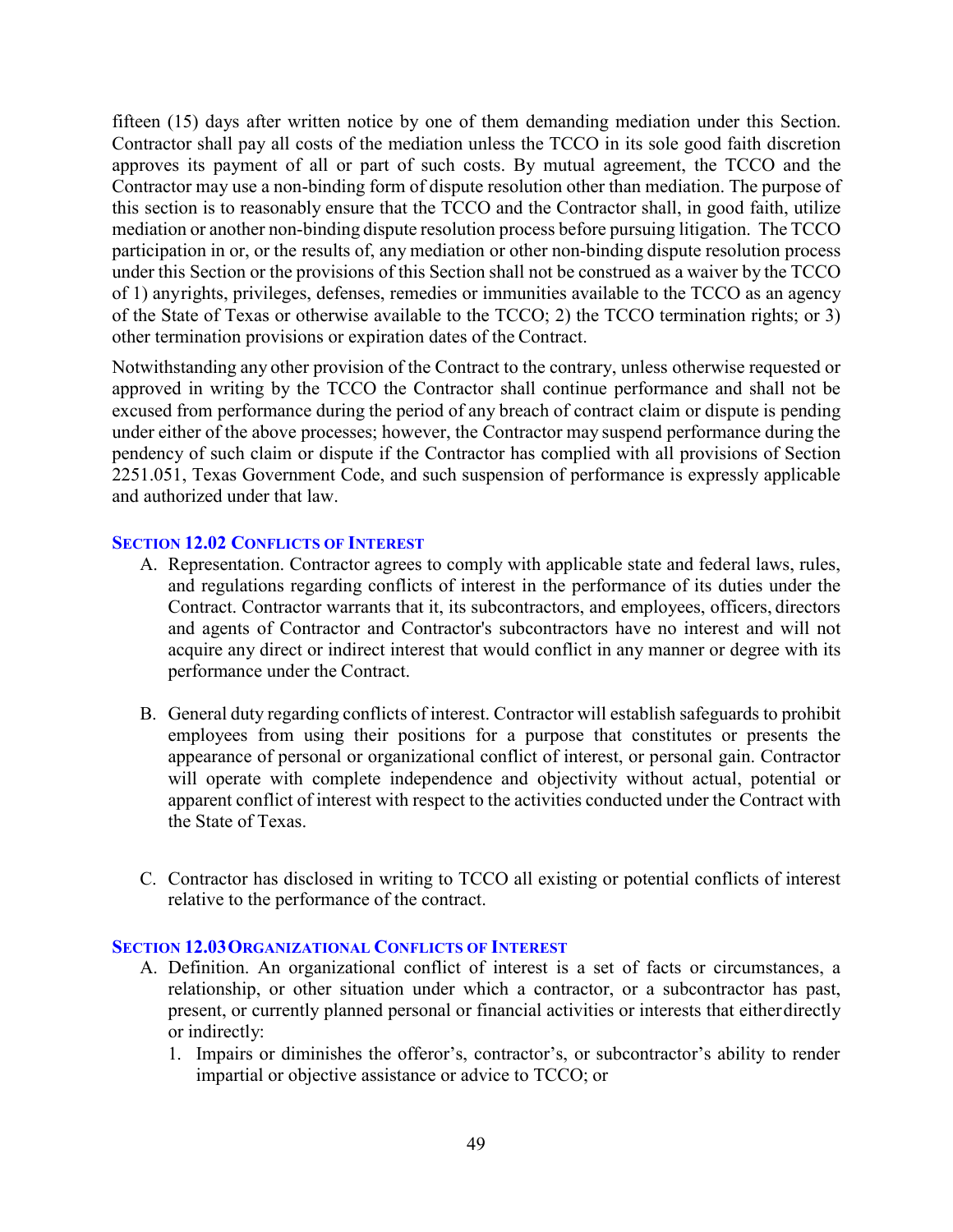fifteen (15) days after written notice by one of them demanding mediation under this Section. Contractor shall pay all costs of the mediation unless the TCCO in its sole good faith discretion approves its payment of all or part of such costs. By mutual agreement, the TCCO and the Contractor may use a non-binding form of dispute resolution other than mediation. The purpose of this section is to reasonably ensure that the TCCO and the Contractor shall, in good faith, utilize mediation or another non-binding dispute resolution process before pursuing litigation. The TCCO participation in or, or the results of, any mediation or other non-binding dispute resolution process under this Section or the provisions of this Section shall not be construed as a waiver by the TCCO of 1) anyrights, privileges, defenses, remedies or immunities available to the TCCO as an agency of the State of Texas or otherwise available to the TCCO; 2) the TCCO termination rights; or 3) other termination provisions or expiration dates of the Contract.

Notwithstanding any other provision of the Contract to the contrary, unless otherwise requested or approved in writing by the TCCO the Contractor shall continue performance and shall not be excused from performance during the period of any breach of contract claim or dispute is pending under either of the above processes; however, the Contractor may suspend performance during the pendency of such claim or dispute if the Contractor has complied with all provisions of Section 2251.051, Texas Government Code, and such suspension of performance is expressly applicable and authorized under that law.

### SECTION 12.02 CONFLICTS OF INTEREST

A. Representation. Contractor agrees to comply with applicable state and federal laws, rules, and regulations regarding conflicts of interest in the performance of its duties under the Contract. Contractor warrants that it, its subcontractors, and employees, officers, directors and agents of Contractor and Contractor's subcontractors have no interest and will not acquire any direct or indirect interest that would conflict in any manner or degree with its performance under the Contract.

B. General duty regarding conflicts of interest. Contractor will establish safeguards to prohibit employees from using their positions for a purpose that constitutes or presents the appearance of personal or organizational conflict of interest, or personal gain. Contractor will operate with complete independence and objectivity without actual, potential or apparent conflict of interest with respect to the activities conducted under the Contract with the State of Texas.

C. Contractor has disclosed in writing to TCCO all existing or potential conflicts of interest relative to the performance of the contract.

### SECTION 12.03 ORGANIZATIONAL CONFLICTS OF INTEREST

A. Definition. An organizational conflict of interest is a set of facts or circumstances, a relationship, or other situation under which a contractor, or a subcontractor has past, present, or currently planned personal or financial activities or interests that eitherdirectly or indirectly:
   1. Impairs or diminishes the offeror's, contractor's, or subcontractor's ability to render impartial or objective assistance or advice to TCCO; or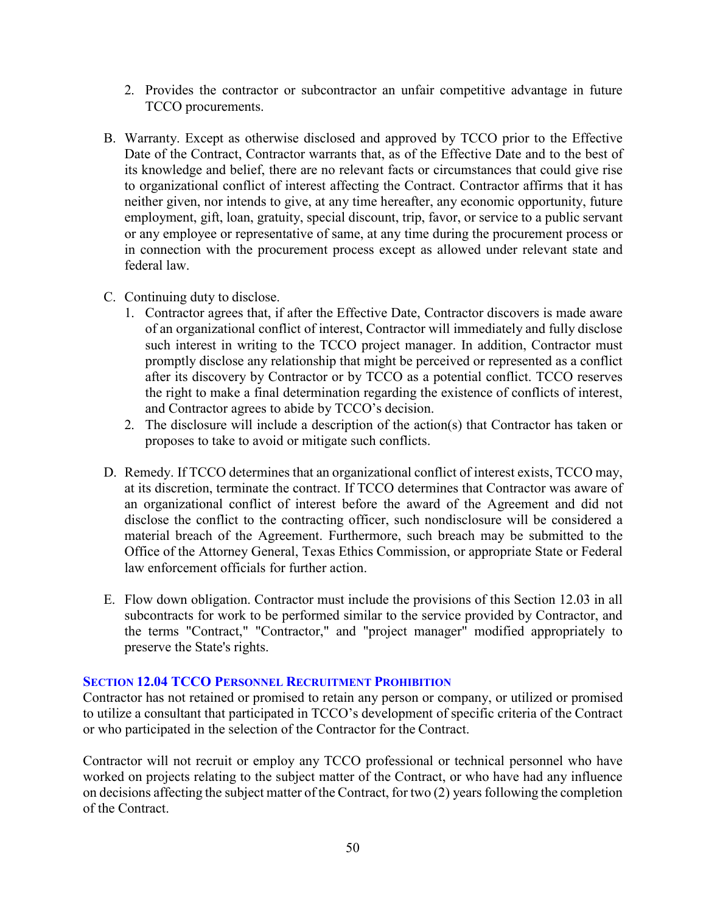2. Provides the contractor or subcontractor an unfair competitive advantage in future TCCO procurements.

B. Warranty. Except as otherwise disclosed and approved by TCCO prior to the Effective Date of the Contract, Contractor warrants that, as of the Effective Date and to the best of its knowledge and belief, there are no relevant facts or circumstances that could give rise to organizational conflict of interest affecting the Contract. Contractor affirms that it has neither given, nor intends to give, at any time hereafter, any economic opportunity, future employment, gift, loan, gratuity, special discount, trip, favor, or service to a public servant or any employee or representative of same, at any time during the procurement process or in connection with the procurement process except as allowed under relevant state and federal law.

C. Continuing duty to disclose.
   1. Contractor agrees that, if after the Effective Date, Contractor discovers is made aware of an organizational conflict of interest, Contractor will immediately and fully disclose such interest in writing to the TCCO project manager. In addition, Contractor must promptly disclose any relationship that might be perceived or represented as a conflict after its discovery by Contractor or by TCCO as a potential conflict. TCCO reserves the right to make a final determination regarding the existence of conflicts of interest, and Contractor agrees to abide by TCCO's decision.
   2. The disclosure will include a description of the action(s) that Contractor has taken or proposes to take to avoid or mitigate such conflicts.

D. Remedy. If TCCO determines that an organizational conflict of interest exists, TCCO may, at its discretion, terminate the contract. If TCCO determines that Contractor was aware of an organizational conflict of interest before the award of the Agreement and did not disclose the conflict to the contracting officer, such nondisclosure will be considered a material breach of the Agreement. Furthermore, such breach may be submitted to the Office of the Attorney General, Texas Ethics Commission, or appropriate State or Federal law enforcement officials for further action.

E. Flow down obligation. Contractor must include the provisions of this Section 12.03 in all subcontracts for work to be performed similar to the service provided by Contractor, and the terms "Contract," "Contractor," and "project manager" modified appropriately to preserve the State's rights.

### Section 12.04 TCCO Personnel Recruitment Prohibition

Contractor has not retained or promised to retain any person or company, or utilized or promised to utilize a consultant that participated in TCCO's development of specific criteria of the Contract or who participated in the selection of the Contractor for the Contract.

Contractor will not recruit or employ any TCCO professional or technical personnel who have worked on projects relating to the subject matter of the Contract, or who have had any influence on decisions affecting the subject matter of the Contract, for two (2) years following the completion of the Contract.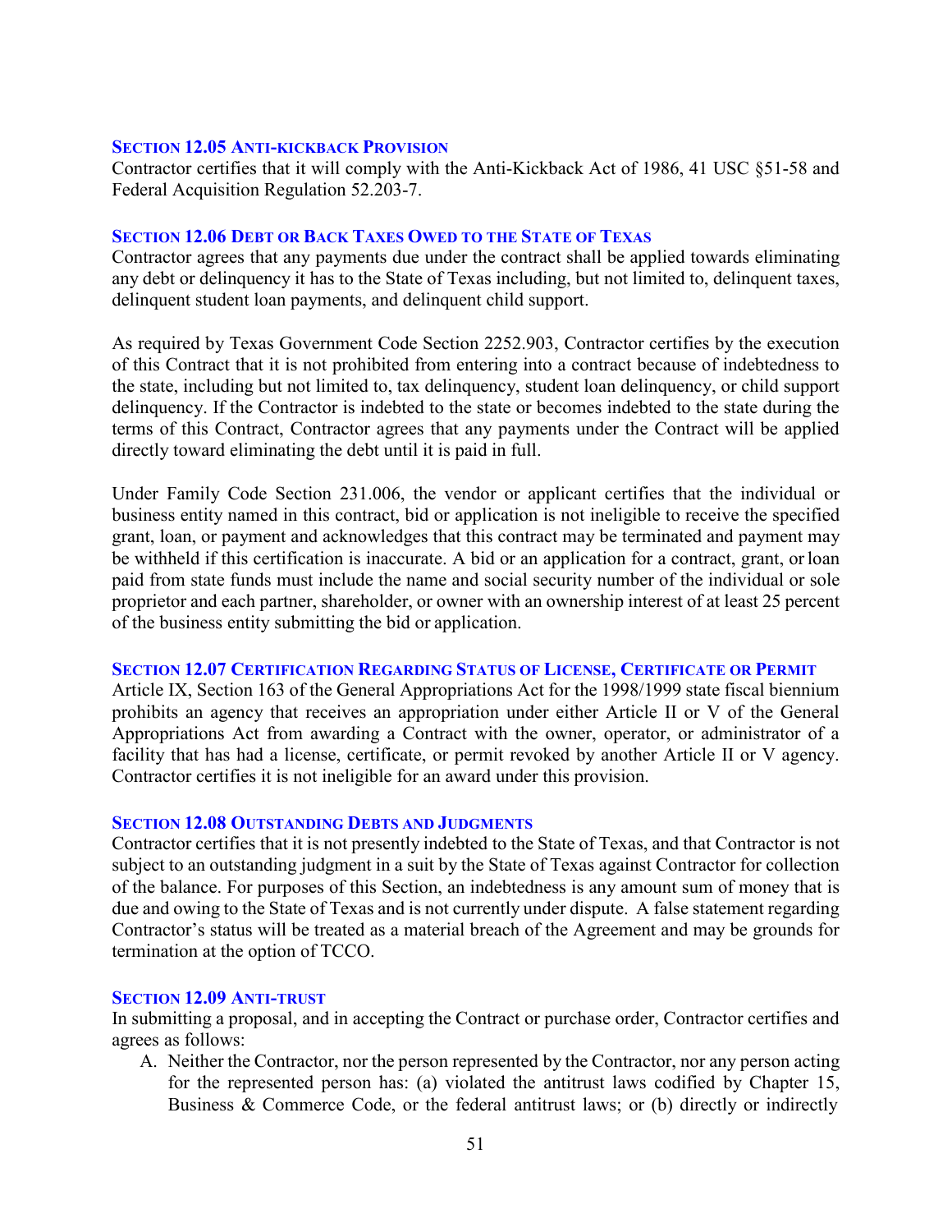### Section 12.05 Anti-kickback Provision

Contractor certifies that it will comply with the Anti-Kickback Act of 1986, 41 USC §51-58 and Federal Acquisition Regulation 52.203-7.

### Section 12.06 Debt or Back Taxes Owed to the State of Texas

Contractor agrees that any payments due under the contract shall be applied towards eliminating any debt or delinquency it has to the State of Texas including, but not limited to, delinquent taxes, delinquent student loan payments, and delinquent child support.

As required by Texas Government Code Section 2252.903, Contractor certifies by the execution of this Contract that it is not prohibited from entering into a contract because of indebtedness to the state, including but not limited to, tax delinquency, student loan delinquency, or child support delinquency. If the Contractor is indebted to the state or becomes indebted to the state during the terms of this Contract, Contractor agrees that any payments under the Contract will be applied directly toward eliminating the debt until it is paid in full.

Under Family Code Section 231.006, the vendor or applicant certifies that the individual or business entity named in this contract, bid or application is not ineligible to receive the specified grant, loan, or payment and acknowledges that this contract may be terminated and payment may be withheld if this certification is inaccurate. A bid or an application for a contract, grant, or loan paid from state funds must include the name and social security number of the individual or sole proprietor and each partner, shareholder, or owner with an ownership interest of at least 25 percent of the business entity submitting the bid or application.

### Section 12.07 Certification Regarding Status of License, Certificate or Permit

Article IX, Section 163 of the General Appropriations Act for the 1998/1999 state fiscal biennium prohibits an agency that receives an appropriation under either Article II or V of the General Appropriations Act from awarding a Contract with the owner, operator, or administrator of a facility that has had a license, certificate, or permit revoked by another Article II or V agency. Contractor certifies it is not ineligible for an award under this provision.

### Section 12.08 Outstanding Debts and Judgments

Contractor certifies that it is not presently indebted to the State of Texas, and that Contractor is not subject to an outstanding judgment in a suit by the State of Texas against Contractor for collection of the balance. For purposes of this Section, an indebtedness is any amount sum of money that is due and owing to the State of Texas and is not currently under dispute. A false statement regarding Contractor's status will be treated as a material breach of the Agreement and may be grounds for termination at the option of TCCO.

### Section 12.09 Anti-trust

In submitting a proposal, and in accepting the Contract or purchase order, Contractor certifies and agrees as follows:

A. Neither the Contractor, nor the person represented by the Contractor, nor any person acting for the represented person has: (a) violated the antitrust laws codified by Chapter 15, Business & Commerce Code, or the federal antitrust laws; or (b) directly or indirectly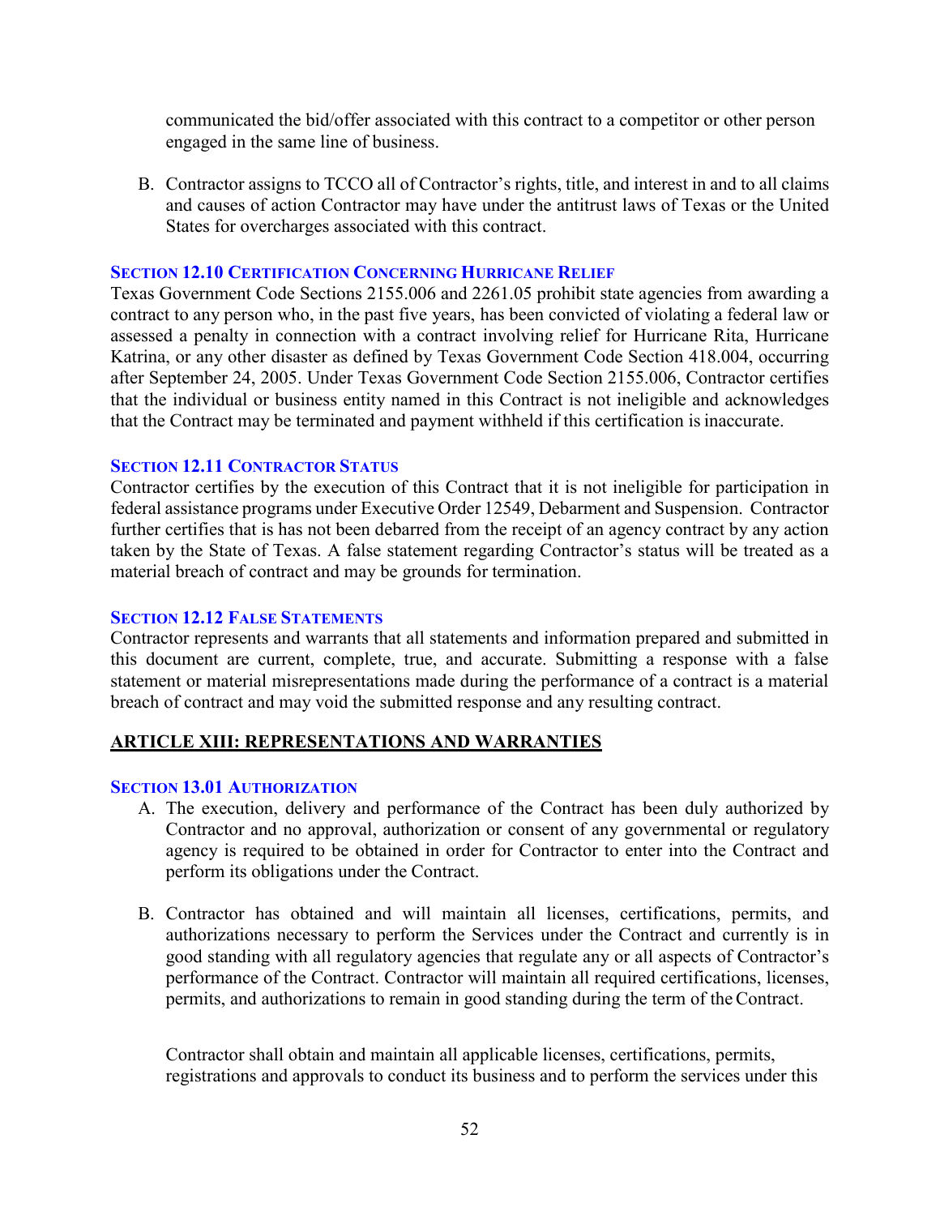communicated the bid/offer associated with this contract to a competitor or other person engaged in the same line of business.

B. Contractor assigns to TCCO all of Contractor's rights, title, and interest in and to all claims and causes of action Contractor may have under the antitrust laws of Texas or the United States for overcharges associated with this contract.

### SECTION 12.10 CERTIFICATION CONCERNING HURRICANE RELIEF

Texas Government Code Sections 2155.006 and 2261.05 prohibit state agencies from awarding a contract to any person who, in the past five years, has been convicted of violating a federal law or assessed a penalty in connection with a contract involving relief for Hurricane Rita, Hurricane Katrina, or any other disaster as defined by Texas Government Code Section 418.004, occurring after September 24, 2005. Under Texas Government Code Section 2155.006, Contractor certifies that the individual or business entity named in this Contract is not ineligible and acknowledges that the Contract may be terminated and payment withheld if this certification is inaccurate.

### SECTION 12.11 CONTRACTOR STATUS

Contractor certifies by the execution of this Contract that it is not ineligible for participation in federal assistance programs under Executive Order 12549, Debarment and Suspension. Contractor further certifies that is has not been debarred from the receipt of an agency contract by any action taken by the State of Texas. A false statement regarding Contractor's status will be treated as a material breach of contract and may be grounds for termination.

### SECTION 12.12 FALSE STATEMENTS

Contractor represents and warrants that all statements and information prepared and submitted in this document are current, complete, true, and accurate. Submitting a response with a false statement or material misrepresentations made during the performance of a contract is a material breach of contract and may void the submitted response and any resulting contract.

## ARTICLE XIII: REPRESENTATIONS AND WARRANTIES

### SECTION 13.01 AUTHORIZATION

A. The execution, delivery and performance of the Contract has been duly authorized by Contractor and no approval, authorization or consent of any governmental or regulatory agency is required to be obtained in order for Contractor to enter into the Contract and perform its obligations under the Contract.

B. Contractor has obtained and will maintain all licenses, certifications, permits, and authorizations necessary to perform the Services under the Contract and currently is in good standing with all regulatory agencies that regulate any or all aspects of Contractor's performance of the Contract. Contractor will maintain all required certifications, licenses, permits, and authorizations to remain in good standing during the term of the Contract.

   Contractor shall obtain and maintain all applicable licenses, certifications, permits, registrations and approvals to conduct its business and to perform the services under this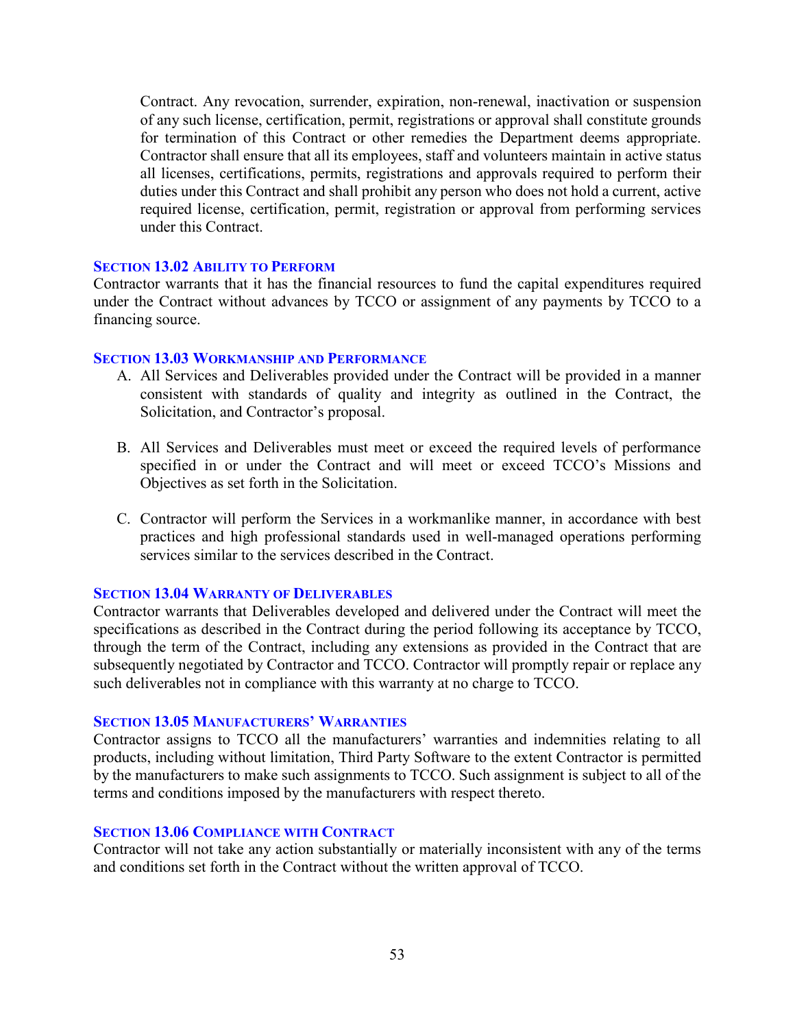Contract. Any revocation, surrender, expiration, non-renewal, inactivation or suspension of any such license, certification, permit, registrations or approval shall constitute grounds for termination of this Contract or other remedies the Department deems appropriate. Contractor shall ensure that all its employees, staff and volunteers maintain in active status all licenses, certifications, permits, registrations and approvals required to perform their duties under this Contract and shall prohibit any person who does not hold a current, active required license, certification, permit, registration or approval from performing services under this Contract.

### Section 13.02 Ability to Perform

Contractor warrants that it has the financial resources to fund the capital expenditures required under the Contract without advances by TCCO or assignment of any payments by TCCO to a financing source.

### Section 13.03 Workmanship and Performance

A. All Services and Deliverables provided under the Contract will be provided in a manner consistent with standards of quality and integrity as outlined in the Contract, the Solicitation, and Contractor's proposal.

B. All Services and Deliverables must meet or exceed the required levels of performance specified in or under the Contract and will meet or exceed TCCO's Missions and Objectives as set forth in the Solicitation.

C. Contractor will perform the Services in a workmanlike manner, in accordance with best practices and high professional standards used in well-managed operations performing services similar to the services described in the Contract.

### Section 13.04 Warranty of Deliverables

Contractor warrants that Deliverables developed and delivered under the Contract will meet the specifications as described in the Contract during the period following its acceptance by TCCO, through the term of the Contract, including any extensions as provided in the Contract that are subsequently negotiated by Contractor and TCCO. Contractor will promptly repair or replace any such deliverables not in compliance with this warranty at no charge to TCCO.

### Section 13.05 Manufacturers' Warranties

Contractor assigns to TCCO all the manufacturers' warranties and indemnities relating to all products, including without limitation, Third Party Software to the extent Contractor is permitted by the manufacturers to make such assignments to TCCO. Such assignment is subject to all of the terms and conditions imposed by the manufacturers with respect thereto.

### Section 13.06 Compliance with Contract

Contractor will not take any action substantially or materially inconsistent with any of the terms and conditions set forth in the Contract without the written approval of TCCO.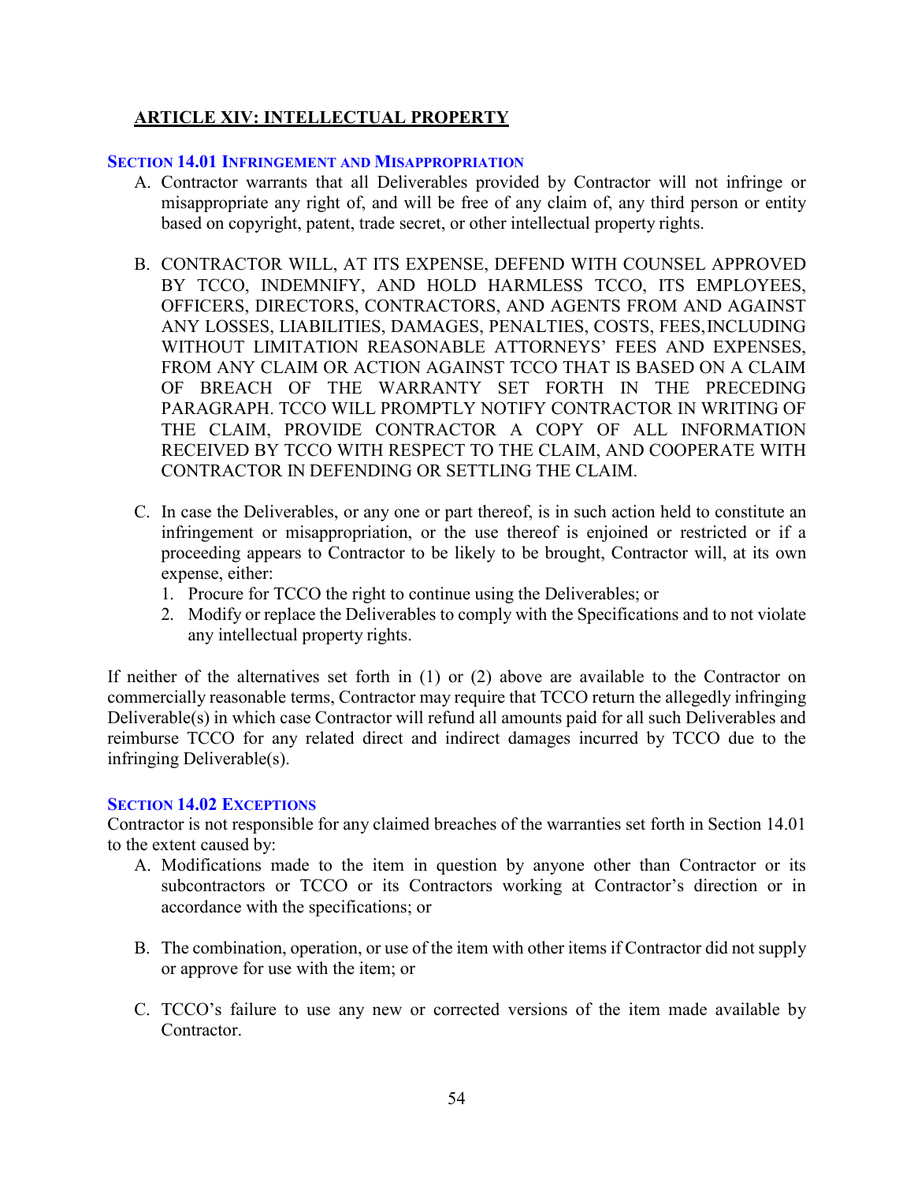## ARTICLE XIV: INTELLECTUAL PROPERTY

### SECTION 14.01 INFRINGEMENT AND MISAPPROPRIATION

A. Contractor warrants that all Deliverables provided by Contractor will not infringe or misappropriate any right of, and will be free of any claim of, any third person or entity based on copyright, patent, trade secret, or other intellectual property rights.

B. CONTRACTOR WILL, AT ITS EXPENSE, DEFEND WITH COUNSEL APPROVED BY TCCO, INDEMNIFY, AND HOLD HARMLESS TCCO, ITS EMPLOYEES, OFFICERS, DIRECTORS, CONTRACTORS, AND AGENTS FROM AND AGAINST ANY LOSSES, LIABILITIES, DAMAGES, PENALTIES, COSTS, FEES,INCLUDING WITHOUT LIMITATION REASONABLE ATTORNEYS' FEES AND EXPENSES, FROM ANY CLAIM OR ACTION AGAINST TCCO THAT IS BASED ON A CLAIM OF BREACH OF THE WARRANTY SET FORTH IN THE PRECEDING PARAGRAPH. TCCO WILL PROMPTLY NOTIFY CONTRACTOR IN WRITING OF THE CLAIM, PROVIDE CONTRACTOR A COPY OF ALL INFORMATION RECEIVED BY TCCO WITH RESPECT TO THE CLAIM, AND COOPERATE WITH CONTRACTOR IN DEFENDING OR SETTLING THE CLAIM.

C. In case the Deliverables, or any one or part thereof, is in such action held to constitute an infringement or misappropriation, or the use thereof is enjoined or restricted or if a proceeding appears to Contractor to be likely to be brought, Contractor will, at its own expense, either:
   1. Procure for TCCO the right to continue using the Deliverables; or
   2. Modify or replace the Deliverables to comply with the Specifications and to not violate any intellectual property rights.

If neither of the alternatives set forth in (1) or (2) above are available to the Contractor on commercially reasonable terms, Contractor may require that TCCO return the allegedly infringing Deliverable(s) in which case Contractor will refund all amounts paid for all such Deliverables and reimburse TCCO for any related direct and indirect damages incurred by TCCO due to the infringing Deliverable(s).

### SECTION 14.02 EXCEPTIONS

Contractor is not responsible for any claimed breaches of the warranties set forth in Section 14.01 to the extent caused by:

A. Modifications made to the item in question by anyone other than Contractor or its subcontractors or TCCO or its Contractors working at Contractor's direction or in accordance with the specifications; or

B. The combination, operation, or use of the item with other items if Contractor did not supply or approve for use with the item; or

C. TCCO's failure to use any new or corrected versions of the item made available by Contractor.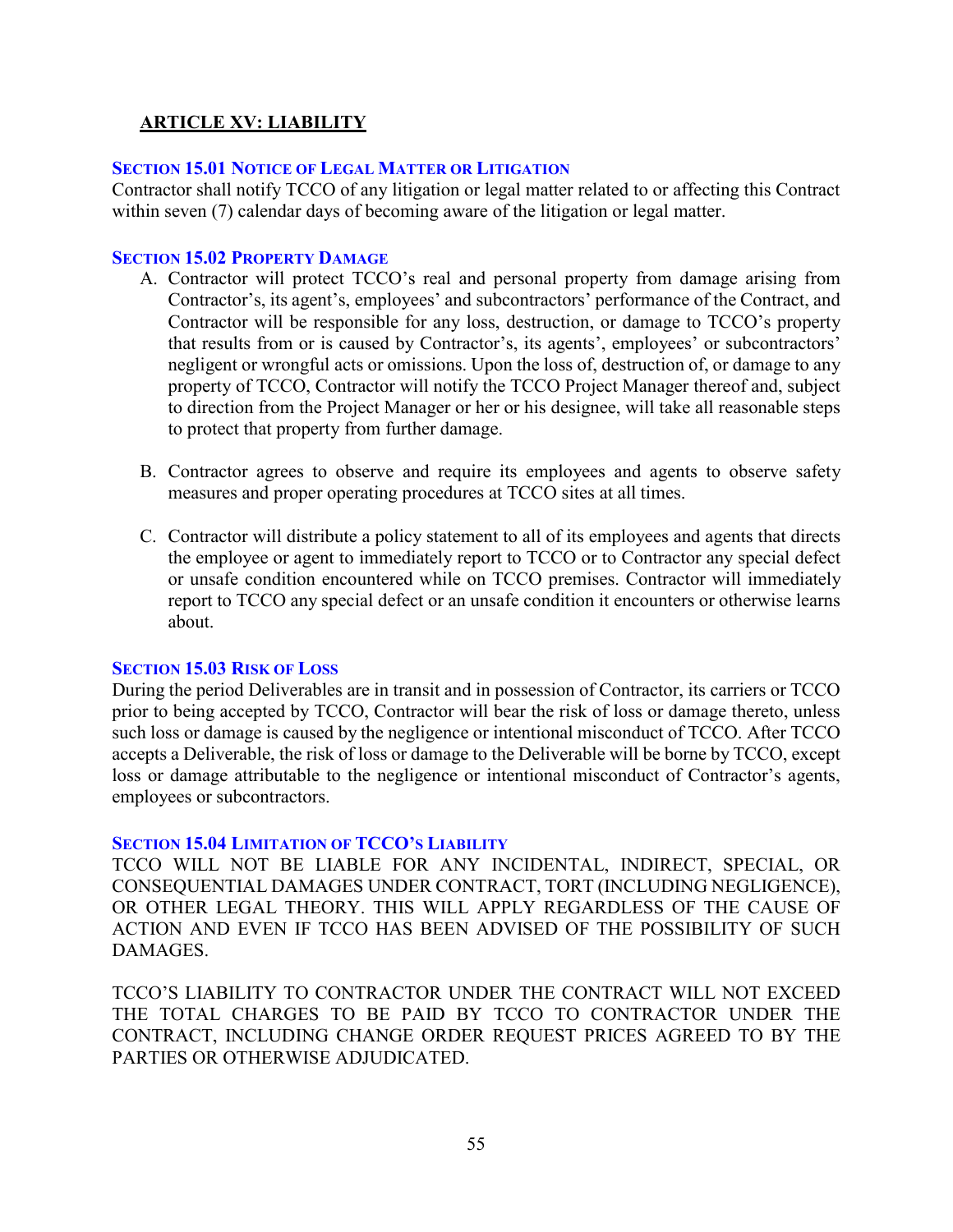## ARTICLE XV: LIABILITY

### SECTION 15.01 NOTICE OF LEGAL MATTER OR LITIGATION

Contractor shall notify TCCO of any litigation or legal matter related to or affecting this Contract within seven (7) calendar days of becoming aware of the litigation or legal matter.

### SECTION 15.02 PROPERTY DAMAGE

A. Contractor will protect TCCO's real and personal property from damage arising from Contractor's, its agent's, employees' and subcontractors' performance of the Contract, and Contractor will be responsible for any loss, destruction, or damage to TCCO's property that results from or is caused by Contractor's, its agents', employees' or subcontractors' negligent or wrongful acts or omissions. Upon the loss of, destruction of, or damage to any property of TCCO, Contractor will notify the TCCO Project Manager thereof and, subject to direction from the Project Manager or her or his designee, will take all reasonable steps to protect that property from further damage.

B. Contractor agrees to observe and require its employees and agents to observe safety measures and proper operating procedures at TCCO sites at all times.

C. Contractor will distribute a policy statement to all of its employees and agents that directs the employee or agent to immediately report to TCCO or to Contractor any special defect or unsafe condition encountered while on TCCO premises. Contractor will immediately report to TCCO any special defect or an unsafe condition it encounters or otherwise learns about.

### SECTION 15.03 RISK OF LOSS

During the period Deliverables are in transit and in possession of Contractor, its carriers or TCCO prior to being accepted by TCCO, Contractor will bear the risk of loss or damage thereto, unless such loss or damage is caused by the negligence or intentional misconduct of TCCO. After TCCO accepts a Deliverable, the risk of loss or damage to the Deliverable will be borne by TCCO, except loss or damage attributable to the negligence or intentional misconduct of Contractor's agents, employees or subcontractors.

### SECTION 15.04 LIMITATION OF TCCO'S LIABILITY

TCCO WILL NOT BE LIABLE FOR ANY INCIDENTAL, INDIRECT, SPECIAL, OR CONSEQUENTIAL DAMAGES UNDER CONTRACT, TORT (INCLUDING NEGLIGENCE), OR OTHER LEGAL THEORY. THIS WILL APPLY REGARDLESS OF THE CAUSE OF ACTION AND EVEN IF TCCO HAS BEEN ADVISED OF THE POSSIBILITY OF SUCH DAMAGES.

TCCO'S LIABILITY TO CONTRACTOR UNDER THE CONTRACT WILL NOT EXCEED THE TOTAL CHARGES TO BE PAID BY TCCO TO CONTRACTOR UNDER THE CONTRACT, INCLUDING CHANGE ORDER REQUEST PRICES AGREED TO BY THE PARTIES OR OTHERWISE ADJUDICATED.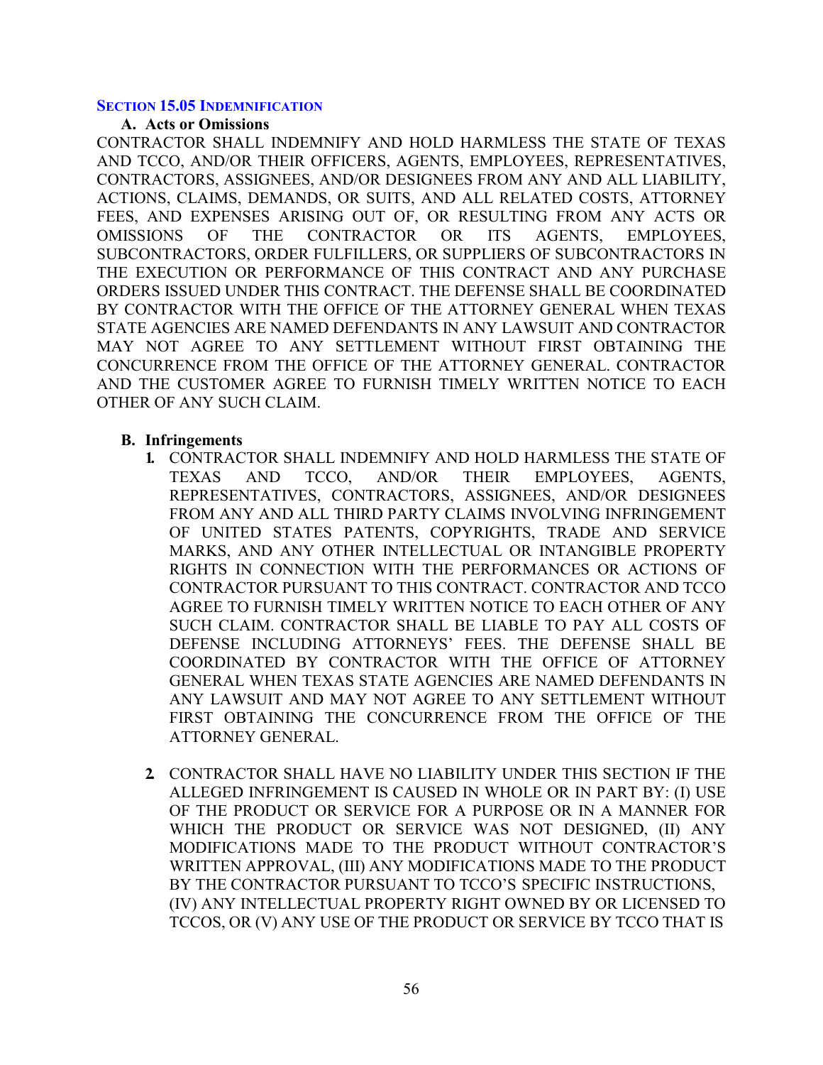### SECTION 15.05 INDEMNIFICATION

**A. Acts or Omissions**

CONTRACTOR SHALL INDEMNIFY AND HOLD HARMLESS THE STATE OF TEXAS AND TCCO, AND/OR THEIR OFFICERS, AGENTS, EMPLOYEES, REPRESENTATIVES, CONTRACTORS, ASSIGNEES, AND/OR DESIGNEES FROM ANY AND ALL LIABILITY, ACTIONS, CLAIMS, DEMANDS, OR SUITS, AND ALL RELATED COSTS, ATTORNEY FEES, AND EXPENSES ARISING OUT OF, OR RESULTING FROM ANY ACTS OR OMISSIONS OF THE CONTRACTOR OR ITS AGENTS, EMPLOYEES, SUBCONTRACTORS, ORDER FULFILLERS, OR SUPPLIERS OF SUBCONTRACTORS IN THE EXECUTION OR PERFORMANCE OF THIS CONTRACT AND ANY PURCHASE ORDERS ISSUED UNDER THIS CONTRACT. THE DEFENSE SHALL BE COORDINATED BY CONTRACTOR WITH THE OFFICE OF THE ATTORNEY GENERAL WHEN TEXAS STATE AGENCIES ARE NAMED DEFENDANTS IN ANY LAWSUIT AND CONTRACTOR MAY NOT AGREE TO ANY SETTLEMENT WITHOUT FIRST OBTAINING THE CONCURRENCE FROM THE OFFICE OF THE ATTORNEY GENERAL. CONTRACTOR AND THE CUSTOMER AGREE TO FURNISH TIMELY WRITTEN NOTICE TO EACH OTHER OF ANY SUCH CLAIM.

**B. Infringements**

1. CONTRACTOR SHALL INDEMNIFY AND HOLD HARMLESS THE STATE OF TEXAS AND TCCO, AND/OR THEIR EMPLOYEES, AGENTS, REPRESENTATIVES, CONTRACTORS, ASSIGNEES, AND/OR DESIGNEES FROM ANY AND ALL THIRD PARTY CLAIMS INVOLVING INFRINGEMENT OF UNITED STATES PATENTS, COPYRIGHTS, TRADE AND SERVICE MARKS, AND ANY OTHER INTELLECTUAL OR INTANGIBLE PROPERTY RIGHTS IN CONNECTION WITH THE PERFORMANCES OR ACTIONS OF CONTRACTOR PURSUANT TO THIS CONTRACT. CONTRACTOR AND TCCO AGREE TO FURNISH TIMELY WRITTEN NOTICE TO EACH OTHER OF ANY SUCH CLAIM. CONTRACTOR SHALL BE LIABLE TO PAY ALL COSTS OF DEFENSE INCLUDING ATTORNEYS' FEES. THE DEFENSE SHALL BE COORDINATED BY CONTRACTOR WITH THE OFFICE OF ATTORNEY GENERAL WHEN TEXAS STATE AGENCIES ARE NAMED DEFENDANTS IN ANY LAWSUIT AND MAY NOT AGREE TO ANY SETTLEMENT WITHOUT FIRST OBTAINING THE CONCURRENCE FROM THE OFFICE OF THE ATTORNEY GENERAL.

2. CONTRACTOR SHALL HAVE NO LIABILITY UNDER THIS SECTION IF THE ALLEGED INFRINGEMENT IS CAUSED IN WHOLE OR IN PART BY: (I) USE OF THE PRODUCT OR SERVICE FOR A PURPOSE OR IN A MANNER FOR WHICH THE PRODUCT OR SERVICE WAS NOT DESIGNED, (II) ANY MODIFICATIONS MADE TO THE PRODUCT WITHOUT CONTRACTOR'S WRITTEN APPROVAL, (III) ANY MODIFICATIONS MADE TO THE PRODUCT BY THE CONTRACTOR PURSUANT TO TCCO'S SPECIFIC INSTRUCTIONS, (IV) ANY INTELLECTUAL PROPERTY RIGHT OWNED BY OR LICENSED TO TCCOS, OR (V) ANY USE OF THE PRODUCT OR SERVICE BY TCCO THAT IS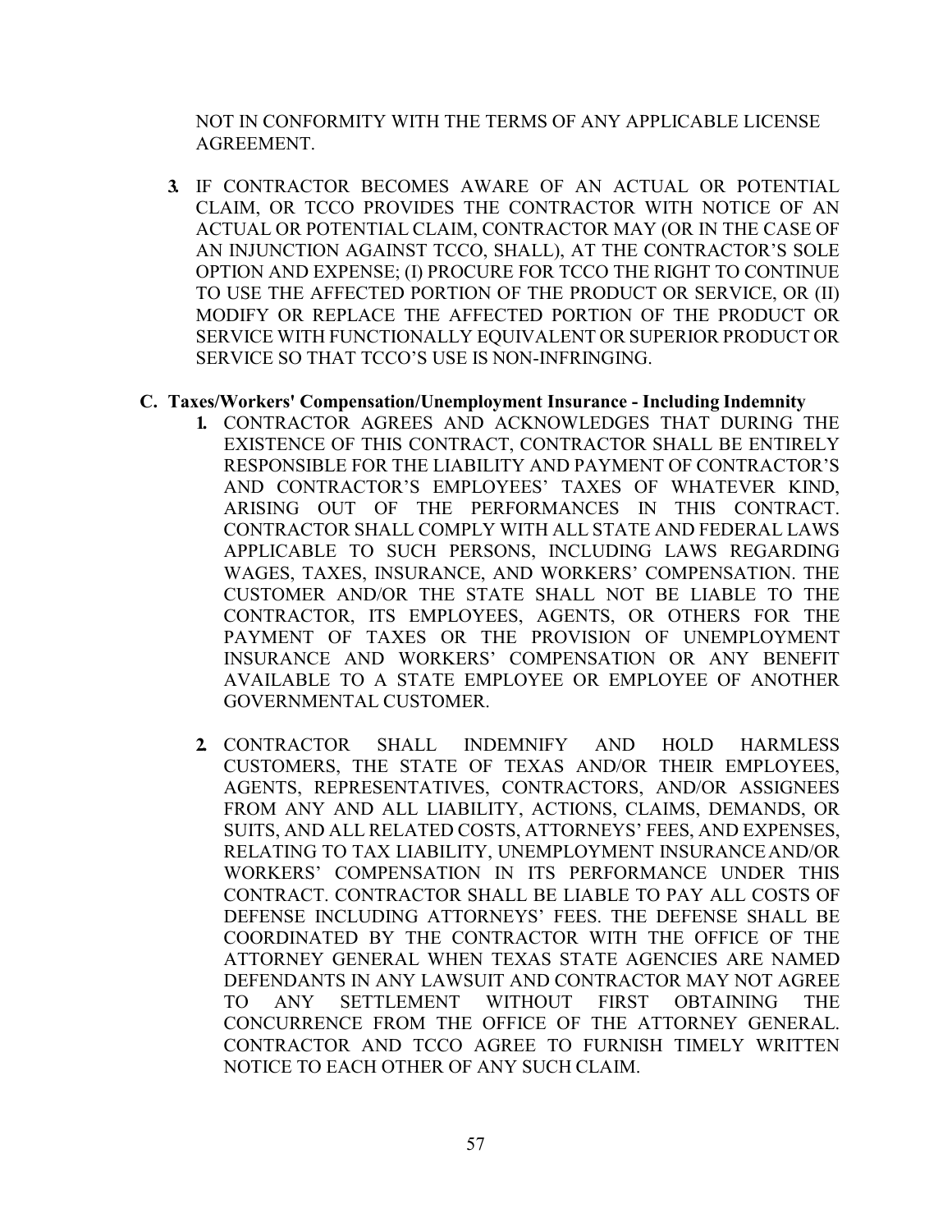NOT IN CONFORMITY WITH THE TERMS OF ANY APPLICABLE LICENSE AGREEMENT.

3. IF CONTRACTOR BECOMES AWARE OF AN ACTUAL OR POTENTIAL CLAIM, OR TCCO PROVIDES THE CONTRACTOR WITH NOTICE OF AN ACTUAL OR POTENTIAL CLAIM, CONTRACTOR MAY (OR IN THE CASE OF AN INJUNCTION AGAINST TCCO, SHALL), AT THE CONTRACTOR'S SOLE OPTION AND EXPENSE; (I) PROCURE FOR TCCO THE RIGHT TO CONTINUE TO USE THE AFFECTED PORTION OF THE PRODUCT OR SERVICE, OR (II) MODIFY OR REPLACE THE AFFECTED PORTION OF THE PRODUCT OR SERVICE WITH FUNCTIONALLY EQUIVALENT OR SUPERIOR PRODUCT OR SERVICE SO THAT TCCO'S USE IS NON-INFRINGING.

**C. Taxes/Workers' Compensation/Unemployment Insurance - Including Indemnity**

1. CONTRACTOR AGREES AND ACKNOWLEDGES THAT DURING THE EXISTENCE OF THIS CONTRACT, CONTRACTOR SHALL BE ENTIRELY RESPONSIBLE FOR THE LIABILITY AND PAYMENT OF CONTRACTOR'S AND CONTRACTOR'S EMPLOYEES' TAXES OF WHATEVER KIND, ARISING OUT OF THE PERFORMANCES IN THIS CONTRACT. CONTRACTOR SHALL COMPLY WITH ALL STATE AND FEDERAL LAWS APPLICABLE TO SUCH PERSONS, INCLUDING LAWS REGARDING WAGES, TAXES, INSURANCE, AND WORKERS' COMPENSATION. THE CUSTOMER AND/OR THE STATE SHALL NOT BE LIABLE TO THE CONTRACTOR, ITS EMPLOYEES, AGENTS, OR OTHERS FOR THE PAYMENT OF TAXES OR THE PROVISION OF UNEMPLOYMENT INSURANCE AND WORKERS' COMPENSATION OR ANY BENEFIT AVAILABLE TO A STATE EMPLOYEE OR EMPLOYEE OF ANOTHER GOVERNMENTAL CUSTOMER.

2. CONTRACTOR SHALL INDEMNIFY AND HOLD HARMLESS CUSTOMERS, THE STATE OF TEXAS AND/OR THEIR EMPLOYEES, AGENTS, REPRESENTATIVES, CONTRACTORS, AND/OR ASSIGNEES FROM ANY AND ALL LIABILITY, ACTIONS, CLAIMS, DEMANDS, OR SUITS, AND ALL RELATED COSTS, ATTORNEYS' FEES, AND EXPENSES, RELATING TO TAX LIABILITY, UNEMPLOYMENT INSURANCE AND/OR WORKERS' COMPENSATION IN ITS PERFORMANCE UNDER THIS CONTRACT. CONTRACTOR SHALL BE LIABLE TO PAY ALL COSTS OF DEFENSE INCLUDING ATTORNEYS' FEES. THE DEFENSE SHALL BE COORDINATED BY THE CONTRACTOR WITH THE OFFICE OF THE ATTORNEY GENERAL WHEN TEXAS STATE AGENCIES ARE NAMED DEFENDANTS IN ANY LAWSUIT AND CONTRACTOR MAY NOT AGREE TO ANY SETTLEMENT WITHOUT FIRST OBTAINING THE CONCURRENCE FROM THE OFFICE OF THE ATTORNEY GENERAL. CONTRACTOR AND TCCO AGREE TO FURNISH TIMELY WRITTEN NOTICE TO EACH OTHER OF ANY SUCH CLAIM.